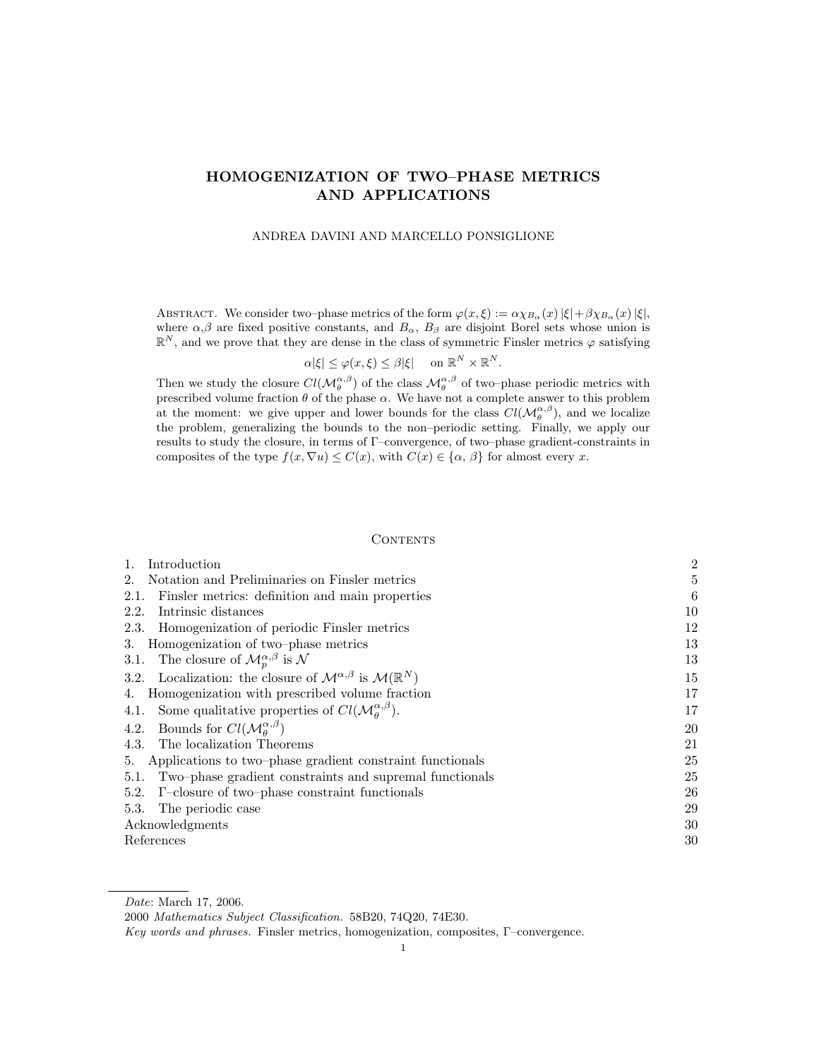# HOMOGENIZATION OF TWO–PHASE METRICS AND APPLICATIONS

ANDREA DAVINI AND MARCELLO PONSIGLIONE

Abstract. We consider two–phase metrics of the form $\varphi(x, \xi) := \alpha \chi_{B_\alpha}(x)\, |\xi| + \beta \chi_{B_\alpha}(x)\, |\xi|$, where $\alpha$,$\beta$ are fixed positive constants, and $B_\alpha$, $B_\beta$ are disjoint Borel sets whose union is $\mathbb{R}^N$, and we prove that they are dense in the class of symmetric Finsler metrics $\varphi$ satisfying

$$\alpha |\xi| \leq \varphi(x, \xi) \leq \beta |\xi| \quad \text{on } \mathbb{R}^N \times \mathbb{R}^N.$$

Then we study the closure $Cl(\mathcal{M}_\theta^{\alpha,\beta})$ of the class $\mathcal{M}_\theta^{\alpha,\beta}$ of two–phase periodic metrics with prescribed volume fraction $\theta$ of the phase $\alpha$. We have not a complete answer to this problem at the moment: we give upper and lower bounds for the class $Cl(\mathcal{M}_\theta^{\alpha,\beta})$, and we localize the problem, generalizing the bounds to the non–periodic setting. Finally, we apply our results to study the closure, in terms of $\Gamma$–convergence, of two–phase gradient-constraints in composites of the type $f(x, \nabla u) \leq C(x)$, with $C(x) \in \{\alpha, \beta\}$ for almost every $x$.

## Contents

| | |
|---|---|
| 1. Introduction | 2 |
| 2. Notation and Preliminaries on Finsler metrics | 5 |
| 2.1. Finsler metrics: definition and main properties | 6 |
| 2.2. Intrinsic distances | 10 |
| 2.3. Homogenization of periodic Finsler metrics | 12 |
| 3. Homogenization of two–phase metrics | 13 |
| 3.1. The closure of $\mathcal{M}_p^{\alpha,\beta}$ is $\mathcal{N}$ | 13 |
| 3.2. Localization: the closure of $\mathcal{M}^{\alpha,\beta}$ is $\mathcal{M}(\mathbb{R}^N)$ | 15 |
| 4. Homogenization with prescribed volume fraction | 17 |
| 4.1. Some qualitative properties of $Cl(\mathcal{M}_\theta^{\alpha,\beta})$. | 17 |
| 4.2. Bounds for $Cl(\mathcal{M}_\theta^{\alpha,\beta})$ | 20 |
| 4.3. The localization Theorems | 21 |
| 5. Applications to two–phase gradient constraint functionals | 25 |
| 5.1. Two–phase gradient constraints and supremal functionals | 25 |
| 5.2. $\Gamma$–closure of two–phase constraint functionals | 26 |
| 5.3. The periodic case | 29 |
| Acknowledgments | 30 |
| References | 30 |

*Date*: March 17, 2006.

2000 *Mathematics Subject Classification.* 58B20, 74Q20, 74E30.

*Key words and phrases.* Finsler metrics, homogenization, composites, $\Gamma$–convergence.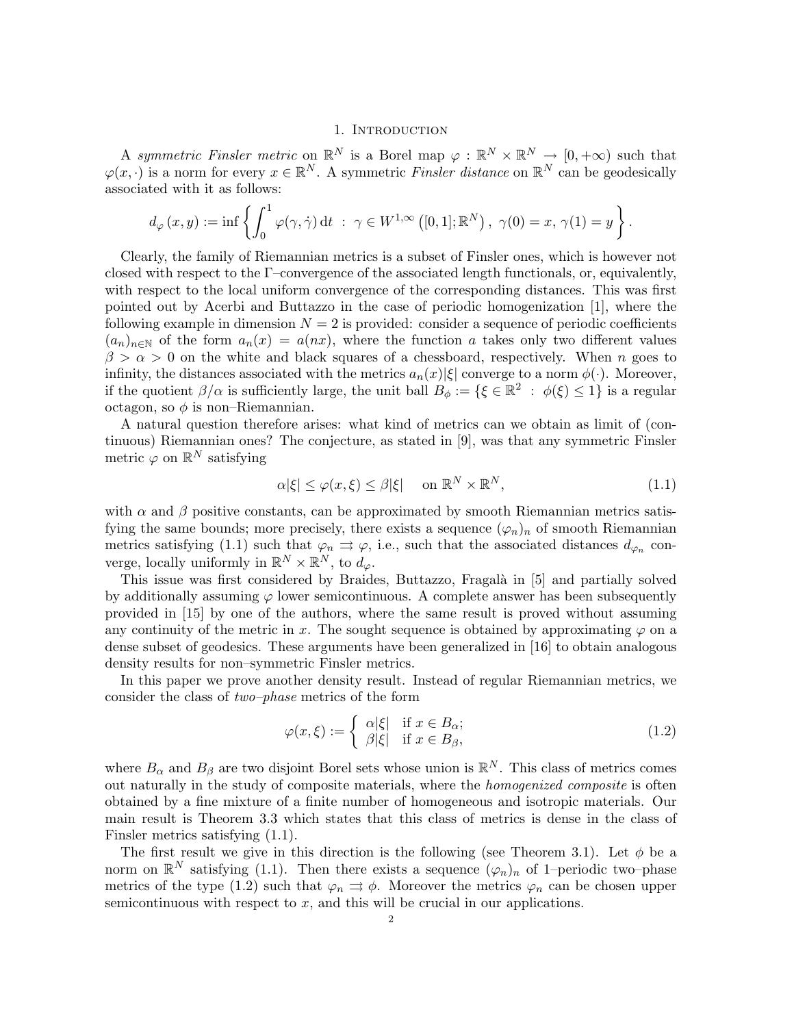# 1. Introduction

A *symmetric Finsler metric* on $\mathbb{R}^N$ is a Borel map $\varphi : \mathbb{R}^N \times \mathbb{R}^N \to [0, +\infty)$ such that $\varphi(x, \cdot)$ is a norm for every $x \in \mathbb{R}^N$. A symmetric *Finsler distance* on $\mathbb{R}^N$ can be geodesically associated with it as follows:

$$d_\varphi(x, y) := \inf \left\{ \int_0^1 \varphi(\gamma, \dot\gamma)\, \mathrm{d}t \;:\; \gamma \in W^{1,\infty}\left([0,1]; \mathbb{R}^N\right),\ \gamma(0) = x,\ \gamma(1) = y \right\}.$$

Clearly, the family of Riemannian metrics is a subset of Finsler ones, which is however not closed with respect to the Γ–convergence of the associated length functionals, or, equivalently, with respect to the local uniform convergence of the corresponding distances. This was first pointed out by Acerbi and Buttazzo in the case of periodic homogenization [1], where the following example in dimension $N = 2$ is provided: consider a sequence of periodic coefficients $(a_n)_{n\in\mathbb{N}}$ of the form $a_n(x) = a(nx)$, where the function $a$ takes only two different values $\beta > \alpha > 0$ on the white and black squares of a chessboard, respectively. When $n$ goes to infinity, the distances associated with the metrics $a_n(x)|\xi|$ converge to a norm $\phi(\cdot)$. Moreover, if the quotient $\beta/\alpha$ is sufficiently large, the unit ball $B_\phi := \{\xi \in \mathbb{R}^2 \;:\; \phi(\xi) \le 1\}$ is a regular octagon, so $\phi$ is non–Riemannian.

A natural question therefore arises: what kind of metrics can we obtain as limit of (continuous) Riemannian ones? The conjecture, as stated in [9], was that any symmetric Finsler metric $\varphi$ on $\mathbb{R}^N$ satisfying

$$\alpha|\xi| \le \varphi(x, \xi) \le \beta|\xi| \quad \text{on } \mathbb{R}^N \times \mathbb{R}^N, \tag{1.1}$$

with $\alpha$ and $\beta$ positive constants, can be approximated by smooth Riemannian metrics satisfying the same bounds; more precisely, there exists a sequence $(\varphi_n)_n$ of smooth Riemannian metrics satisfying (1.1) such that $\varphi_n \rightrightarrows \varphi$, i.e., such that the associated distances $d_{\varphi_n}$ converge, locally uniformly in $\mathbb{R}^N \times \mathbb{R}^N$, to $d_\varphi$.

This issue was first considered by Braides, Buttazzo, Fragalà in [5] and partially solved by additionally assuming $\varphi$ lower semicontinuous. A complete answer has been subsequently provided in [15] by one of the authors, where the same result is proved without assuming any continuity of the metric in $x$. The sought sequence is obtained by approximating $\varphi$ on a dense subset of geodesics. These arguments have been generalized in [16] to obtain analogous density results for non–symmetric Finsler metrics.

In this paper we prove another density result. Instead of regular Riemannian metrics, we consider the class of *two–phase* metrics of the form

$$\varphi(x, \xi) := \begin{cases} \alpha|\xi| & \text{if } x \in B_\alpha; \\ \beta|\xi| & \text{if } x \in B_\beta, \end{cases} \tag{1.2}$$

where $B_\alpha$ and $B_\beta$ are two disjoint Borel sets whose union is $\mathbb{R}^N$. This class of metrics comes out naturally in the study of composite materials, where the *homogenized composite* is often obtained by a fine mixture of a finite number of homogeneous and isotropic materials. Our main result is Theorem 3.3 which states that this class of metrics is dense in the class of Finsler metrics satisfying (1.1).

The first result we give in this direction is the following (see Theorem 3.1). Let $\phi$ be a norm on $\mathbb{R}^N$ satisfying (1.1). Then there exists a sequence $(\varphi_n)_n$ of 1–periodic two–phase metrics of the type (1.2) such that $\varphi_n \rightrightarrows \phi$. Moreover the metrics $\varphi_n$ can be chosen upper semicontinuous with respect to $x$, and this will be crucial in our applications.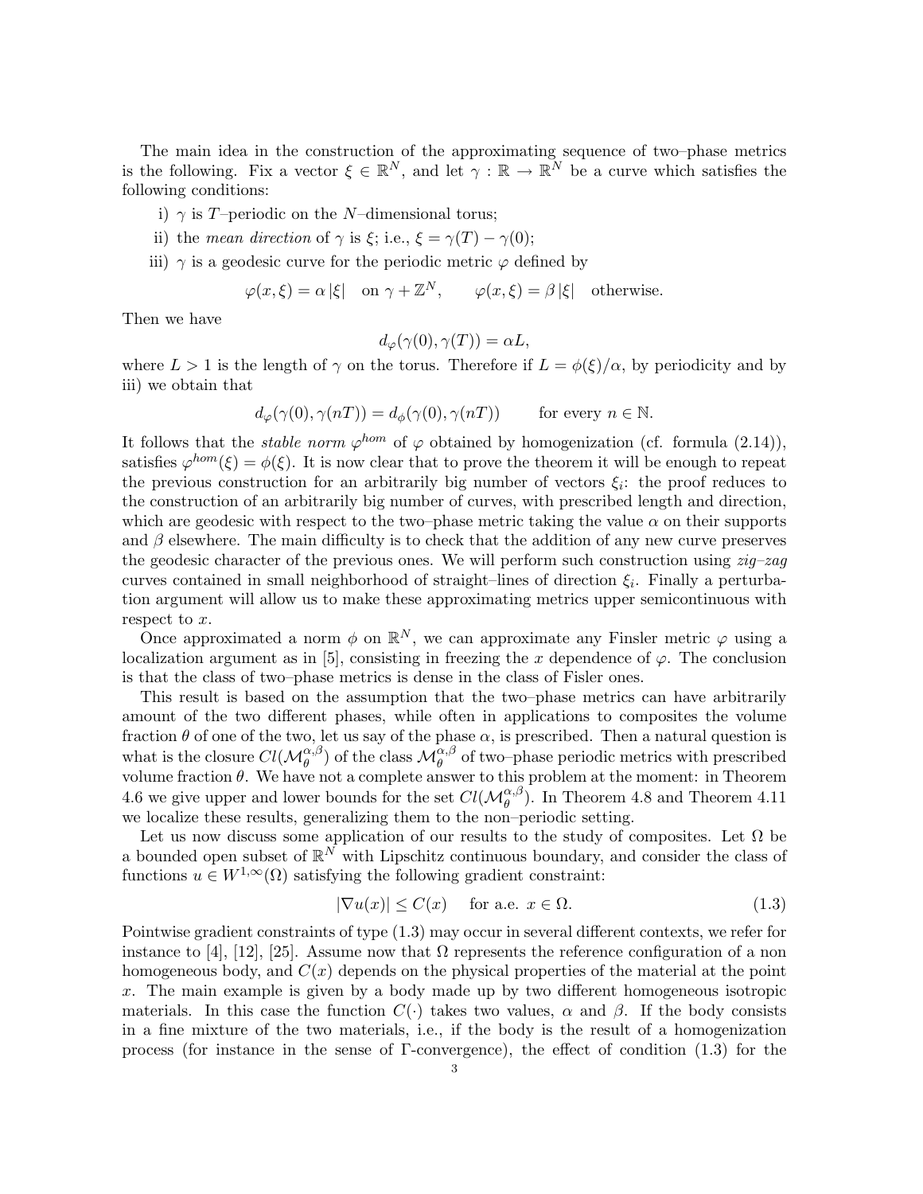The main idea in the construction of the approximating sequence of two–phase metrics is the following. Fix a vector $\xi \in \mathbb{R}^N$, and let $\gamma : \mathbb{R} \to \mathbb{R}^N$ be a curve which satisfies the following conditions:

i) $\gamma$ is $T$–periodic on the $N$–dimensional torus;

ii) the *mean direction* of $\gamma$ is $\xi$; i.e., $\xi = \gamma(T) - \gamma(0)$;

iii) $\gamma$ is a geodesic curve for the periodic metric $\varphi$ defined by

$$\varphi(x, \xi) = \alpha\, |\xi| \quad \text{on } \gamma + \mathbb{Z}^N, \qquad \varphi(x, \xi) = \beta\, |\xi| \quad \text{otherwise.}$$

Then we have

$$d_\varphi(\gamma(0), \gamma(T)) = \alpha L,$$

where $L > 1$ is the length of $\gamma$ on the torus. Therefore if $L = \phi(\xi)/\alpha$, by periodicity and by iii) we obtain that

$$d_\varphi(\gamma(0), \gamma(nT)) = d_\phi(\gamma(0), \gamma(nT)) \qquad \text{for every } n \in \mathbb{N}.$$

It follows that the *stable norm* $\varphi^{hom}$ of $\varphi$ obtained by homogenization (cf. formula (2.14)), satisfies $\varphi^{hom}(\xi) = \phi(\xi)$. It is now clear that to prove the theorem it will be enough to repeat the previous construction for an arbitrarily big number of vectors $\xi_i$: the proof reduces to the construction of an arbitrarily big number of curves, with prescribed length and direction, which are geodesic with respect to the two–phase metric taking the value $\alpha$ on their supports and $\beta$ elsewhere. The main difficulty is to check that the addition of any new curve preserves the geodesic character of the previous ones. We will perform such construction using *zig–zag* curves contained in small neighborhood of straight–lines of direction $\xi_i$. Finally a perturbation argument will allow us to make these approximating metrics upper semicontinuous with respect to $x$.

Once approximated a norm $\phi$ on $\mathbb{R}^N$, we can approximate any Finsler metric $\varphi$ using a localization argument as in [5], consisting in freezing the $x$ dependence of $\varphi$. The conclusion is that the class of two–phase metrics is dense in the class of Fisler ones.

This result is based on the assumption that the two–phase metrics can have arbitrarily amount of the two different phases, while often in applications to composites the volume fraction $\theta$ of one of the two, let us say of the phase $\alpha$, is prescribed. Then a natural question is what is the closure $Cl(\mathcal{M}_\theta^{\alpha,\beta})$ of the class $\mathcal{M}_\theta^{\alpha,\beta}$ of two–phase periodic metrics with prescribed volume fraction $\theta$. We have not a complete answer to this problem at the moment: in Theorem 4.6 we give upper and lower bounds for the set $Cl(\mathcal{M}_\theta^{\alpha,\beta})$. In Theorem 4.8 and Theorem 4.11 we localize these results, generalizing them to the non–periodic setting.

Let us now discuss some application of our results to the study of composites. Let $\Omega$ be a bounded open subset of $\mathbb{R}^N$ with Lipschitz continuous boundary, and consider the class of functions $u \in W^{1,\infty}(\Omega)$ satisfying the following gradient constraint:

$$|\nabla u(x)| \leq C(x) \quad \text{ for a.e. } x \in \Omega. \tag{1.3}$$

Pointwise gradient constraints of type (1.3) may occur in several different contexts, we refer for instance to [4], [12], [25]. Assume now that $\Omega$ represents the reference configuration of a non homogeneous body, and $C(x)$ depends on the physical properties of the material at the point $x$. The main example is given by a body made up by two different homogeneous isotropic materials. In this case the function $C(\cdot)$ takes two values, $\alpha$ and $\beta$. If the body consists in a fine mixture of the two materials, i.e., if the body is the result of a homogenization process (for instance in the sense of $\Gamma$-convergence), the effect of condition (1.3) for the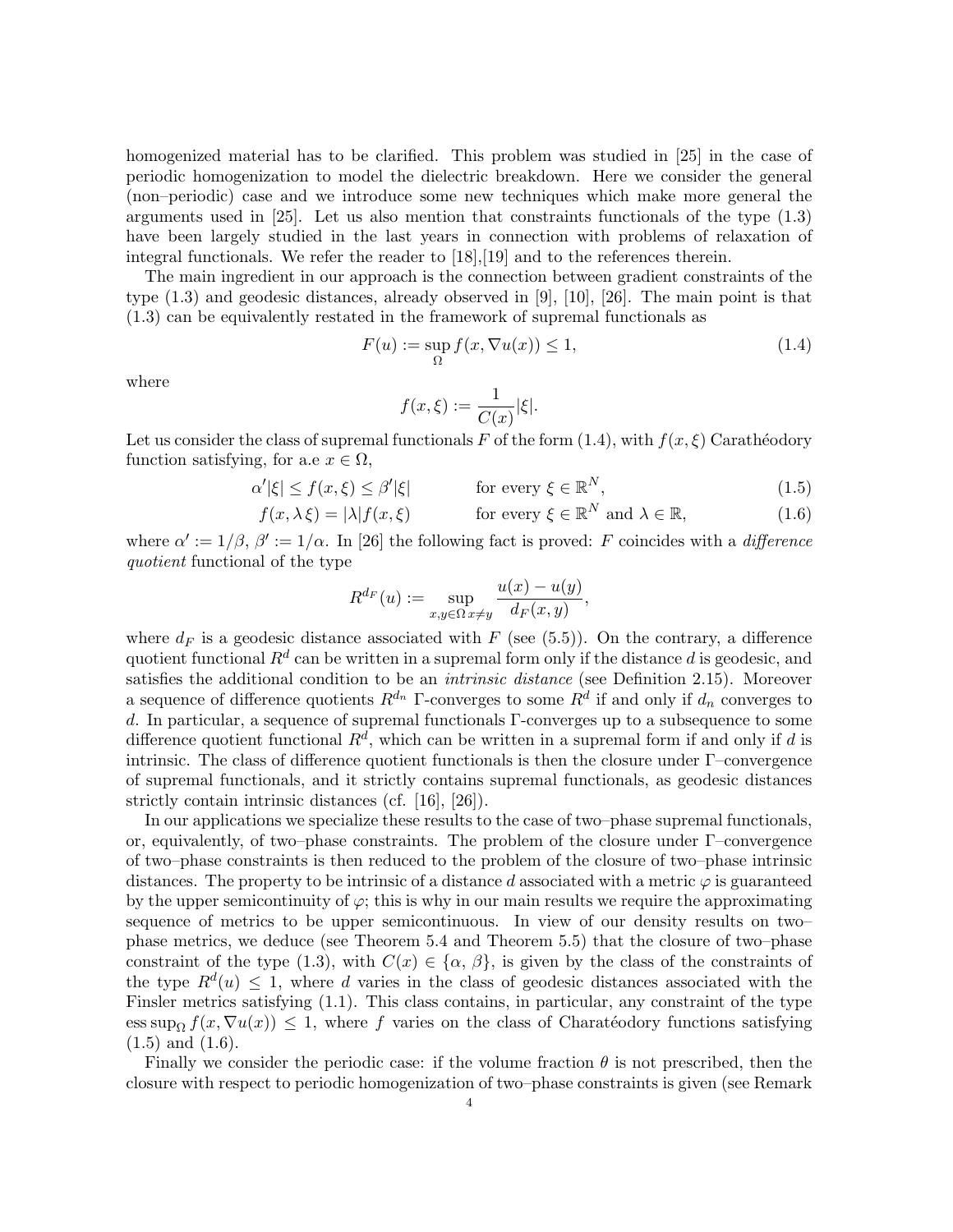homogenized material has to be clarified. This problem was studied in [25] in the case of periodic homogenization to model the dielectric breakdown. Here we consider the general (non–periodic) case and we introduce some new techniques which make more general the arguments used in [25]. Let us also mention that constraints functionals of the type (1.3) have been largely studied in the last years in connection with problems of relaxation of integral functionals. We refer the reader to [18],[19] and to the references therein.

The main ingredient in our approach is the connection between gradient constraints of the type (1.3) and geodesic distances, already observed in [9], [10], [26]. The main point is that (1.3) can be equivalently restated in the framework of supremal functionals as

$$F(u) := \sup_{\Omega} f(x, \nabla u(x)) \leq 1, \tag{1.4}$$

where

$$f(x, \xi) := \frac{1}{C(x)} |\xi|.$$

Let us consider the class of supremal functionals $F$ of the form (1.4), with $f(x, \xi)$ Carathéodory function satisfying, for a.e $x \in \Omega$,

$$\alpha' |\xi| \leq f(x, \xi) \leq \beta' |\xi| \qquad \text{for every } \xi \in \mathbb{R}^N, \tag{1.5}$$

$$f(x, \lambda \xi) = |\lambda| f(x, \xi) \qquad \text{for every } \xi \in \mathbb{R}^N \text{ and } \lambda \in \mathbb{R}, \tag{1.6}$$

where $\alpha' := 1/\beta$, $\beta' := 1/\alpha$. In [26] the following fact is proved: $F$ coincides with a *difference quotient* functional of the type

$$R^{d_F}(u) := \sup_{x, y \in \Omega \, x \neq y} \frac{u(x) - u(y)}{d_F(x, y)},$$

where $d_F$ is a geodesic distance associated with $F$ (see (5.5)). On the contrary, a difference quotient functional $R^d$ can be written in a supremal form only if the distance $d$ is geodesic, and satisfies the additional condition to be an *intrinsic distance* (see Definition 2.15). Moreover a sequence of difference quotients $R^{d_n}$ $\Gamma$-converges to some $R^d$ if and only if $d_n$ converges to $d$. In particular, a sequence of supremal functionals $\Gamma$-converges up to a subsequence to some difference quotient functional $R^d$, which can be written in a supremal form if and only if $d$ is intrinsic. The class of difference quotient functionals is then the closure under $\Gamma$–convergence of supremal functionals, and it strictly contains supremal functionals, as geodesic distances strictly contain intrinsic distances (cf. [16], [26]).

In our applications we specialize these results to the case of two–phase supremal functionals, or, equivalently, of two–phase constraints. The problem of the closure under $\Gamma$–convergence of two–phase constraints is then reduced to the problem of the closure of two–phase intrinsic distances. The property to be intrinsic of a distance $d$ associated with a metric $\varphi$ is guaranteed by the upper semicontinuity of $\varphi$; this is why in our main results we require the approximating sequence of metrics to be upper semicontinuous. In view of our density results on two–phase metrics, we deduce (see Theorem 5.4 and Theorem 5.5) that the closure of two–phase constraint of the type (1.3), with $C(x) \in \{\alpha, \beta\}$, is given by the class of the constraints of the type $R^d(u) \leq 1$, where $d$ varies in the class of geodesic distances associated with the Finsler metrics satisfying (1.1). This class contains, in particular, any constraint of the type $\operatorname{ess\,sup}_\Omega f(x, \nabla u(x)) \leq 1$, where $f$ varies on the class of Charatéodory functions satisfying (1.5) and (1.6).

Finally we consider the periodic case: if the volume fraction $\theta$ is not prescribed, then the closure with respect to periodic homogenization of two–phase constraints is given (see Remark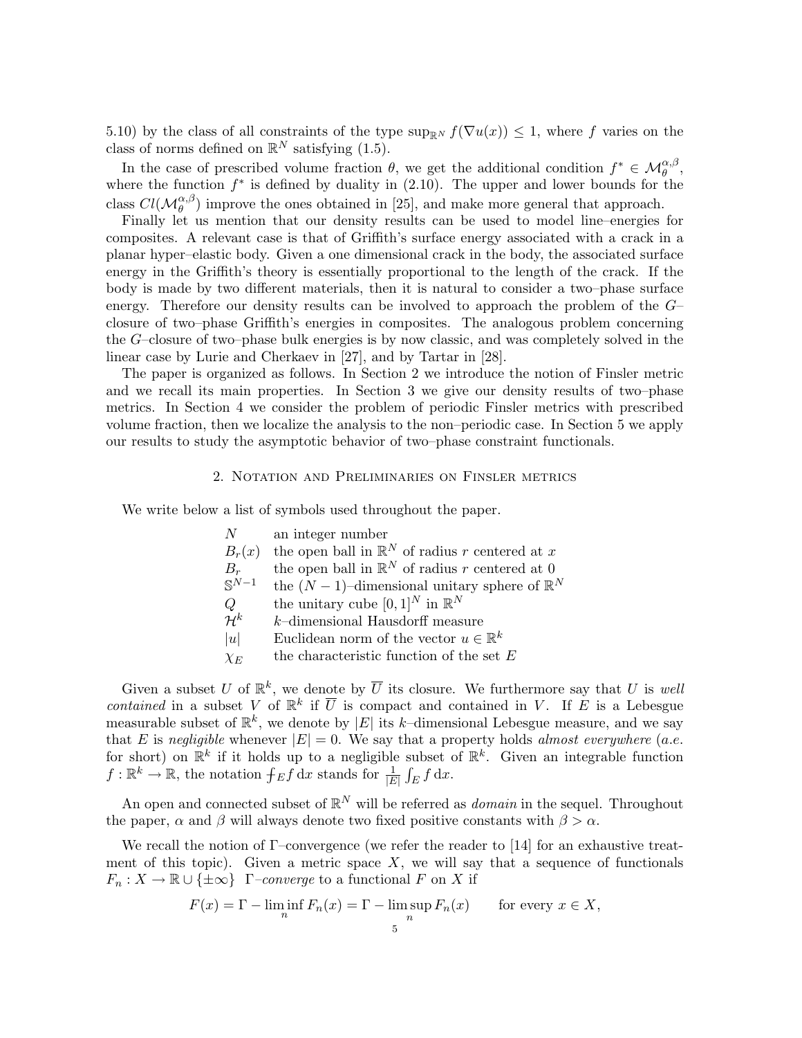5.10) by the class of all constraints of the type $\sup_{\mathbb{R}^N} f(\nabla u(x)) \leq 1$, where $f$ varies on the class of norms defined on $\mathbb{R}^N$ satisfying (1.5).

In the case of prescribed volume fraction $\theta$, we get the additional condition $f^* \in \mathcal{M}_\theta^{\alpha,\beta}$, where the function $f^*$ is defined by duality in (2.10). The upper and lower bounds for the class $Cl(\mathcal{M}_\theta^{\alpha,\beta})$ improve the ones obtained in [25], and make more general that approach.

Finally let us mention that our density results can be used to model line–energies for composites. A relevant case is that of Griffith's surface energy associated with a crack in a planar hyper–elastic body. Given a one dimensional crack in the body, the associated surface energy in the Griffith's theory is essentially proportional to the length of the crack. If the body is made by two different materials, then it is natural to consider a two–phase surface energy. Therefore our density results can be involved to approach the problem of the $G$–closure of two–phase Griffith's energies in composites. The analogous problem concerning the $G$–closure of two–phase bulk energies is by now classic, and was completely solved in the linear case by Lurie and Cherkaev in [27], and by Tartar in [28].

The paper is organized as follows. In Section 2 we introduce the notion of Finsler metric and we recall its main properties. In Section 3 we give our density results of two–phase metrics. In Section 4 we consider the problem of periodic Finsler metrics with prescribed volume fraction, then we localize the analysis to the non–periodic case. In Section 5 we apply our results to study the asymptotic behavior of two–phase constraint functionals.

## 2. Notation and Preliminaries on Finsler metrics

We write below a list of symbols used throughout the paper.

| | |
|---|---|
| $N$ | an integer number |
| $B_r(x)$ | the open ball in $\mathbb{R}^N$ of radius $r$ centered at $x$ |
| $B_r$ | the open ball in $\mathbb{R}^N$ of radius $r$ centered at 0 |
| $\mathbb{S}^{N-1}$ | the $(N-1)$–dimensional unitary sphere of $\mathbb{R}^N$ |
| $Q$ | the unitary cube $[0,1]^N$ in $\mathbb{R}^N$ |
| $\mathcal{H}^k$ | $k$–dimensional Hausdorff measure |
| $\lvert u\rvert$ | Euclidean norm of the vector $u \in \mathbb{R}^k$ |
| $\chi_E$ | the characteristic function of the set $E$ |

Given a subset $U$ of $\mathbb{R}^k$, we denote by $\overline{U}$ its closure. We furthermore say that $U$ is *well contained* in a subset $V$ of $\mathbb{R}^k$ if $\overline{U}$ is compact and contained in $V$. If $E$ is a Lebesgue measurable subset of $\mathbb{R}^k$, we denote by $|E|$ its $k$–dimensional Lebesgue measure, and we say that $E$ is *negligible* whenever $|E| = 0$. We say that a property holds *almost everywhere* (*a.e.* for short) on $\mathbb{R}^k$ if it holds up to a negligible subset of $\mathbb{R}^k$. Given an integrable function $f : \mathbb{R}^k \to \mathbb{R}$, the notation $⨍_E f \, \mathrm{d}x$ stands for $\frac{1}{|E|}\int_E f \, \mathrm{d}x$.

An open and connected subset of $\mathbb{R}^N$ will be referred as *domain* in the sequel. Throughout the paper, $\alpha$ and $\beta$ will always denote two fixed positive constants with $\beta > \alpha$.

We recall the notion of $\Gamma$–convergence (we refer the reader to [14] for an exhaustive treatment of this topic). Given a metric space $X$, we will say that a sequence of functionals $F_n : X \to \mathbb{R} \cup \{\pm\infty\}$ $\Gamma$*–converge* to a functional $F$ on $X$ if

$$F(x) = \Gamma - \liminf_n F_n(x) = \Gamma - \limsup_n F_n(x) \qquad \text{for every } x \in X,$$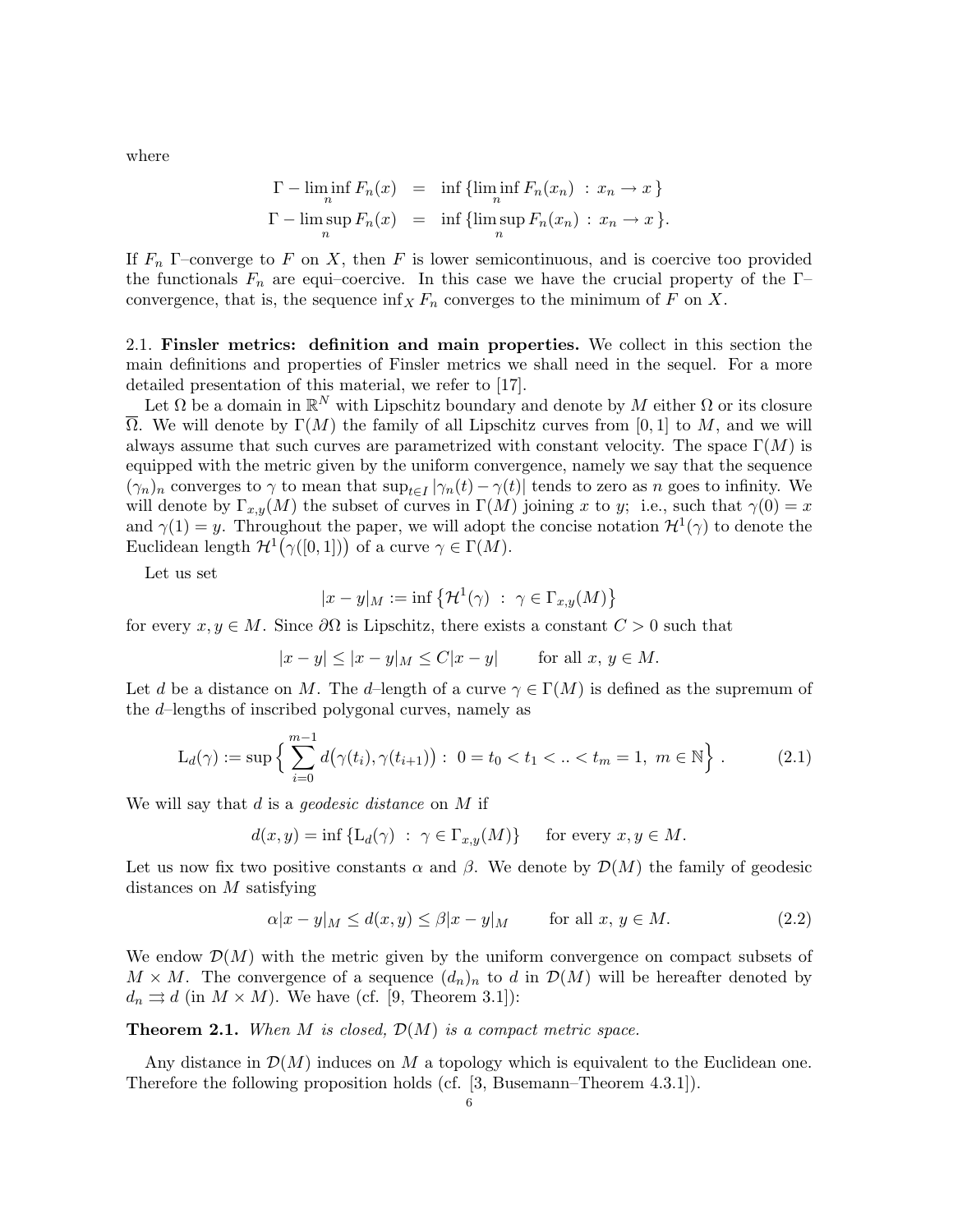where

$$
\begin{aligned}
\Gamma - \liminf_n F_n(x) &= \inf \{\liminf_n F_n(x_n) \ : \ x_n \to x \} \\
\Gamma - \limsup_n F_n(x) &= \inf \{\limsup_n F_n(x_n) \ : \ x_n \to x \}.
\end{aligned}
$$

If $F_n$ Γ–converge to $F$ on $X$, then $F$ is lower semicontinuous, and is coercive too provided the functionals $F_n$ are equi–coercive. In this case we have the crucial property of the Γ–convergence, that is, the sequence $\inf_X F_n$ converges to the minimum of $F$ on $X$.

2.1. **Finsler metrics: definition and main properties.** We collect in this section the main definitions and properties of Finsler metrics we shall need in the sequel. For a more detailed presentation of this material, we refer to [17].

Let $\Omega$ be a domain in $\mathbb{R}^N$ with Lipschitz boundary and denote by $M$ either $\Omega$ or its closure $\overline{\Omega}$. We will denote by $\Gamma(M)$ the family of all Lipschitz curves from $[0,1]$ to $M$, and we will always assume that such curves are parametrized with constant velocity. The space $\Gamma(M)$ is equipped with the metric given by the uniform convergence, namely we say that the sequence $(\gamma_n)_n$ converges to $\gamma$ to mean that $\sup_{t\in I} |\gamma_n(t) - \gamma(t)|$ tends to zero as $n$ goes to infinity. We will denote by $\Gamma_{x,y}(M)$ the subset of curves in $\Gamma(M)$ joining $x$ to $y$; i.e., such that $\gamma(0) = x$ and $\gamma(1) = y$. Throughout the paper, we will adopt the concise notation $\mathcal{H}^1(\gamma)$ to denote the Euclidean length $\mathcal{H}^1\big(\gamma([0,1])\big)$ of a curve $\gamma \in \Gamma(M)$.

Let us set

$$
|x-y|_M := \inf \left\{ \mathcal{H}^1(\gamma) \ : \ \gamma \in \Gamma_{x,y}(M) \right\}
$$

for every $x, y \in M$. Since $\partial\Omega$ is Lipschitz, there exists a constant $C > 0$ such that

$$
|x-y| \le |x-y|_M \le C|x-y| \qquad \text{for all } x,\, y \in M.
$$

Let $d$ be a distance on $M$. The $d$–length of a curve $\gamma \in \Gamma(M)$ is defined as the supremum of the $d$–lengths of inscribed polygonal curves, namely as

$$
\mathrm{L}_d(\gamma) := \sup \Big\{ \sum_{i=0}^{m-1} d\big(\gamma(t_i), \gamma(t_{i+1})\big) : \ 0 = t_0 < t_1 < .. < t_m = 1, \ m \in \mathbb{N} \Big\} . \tag{2.1}
$$

We will say that $d$ is a *geodesic distance* on $M$ if

$$
d(x,y) = \inf \{ \mathrm{L}_d(\gamma) \ : \ \gamma \in \Gamma_{x,y}(M) \} \qquad \text{for every } x, y \in M.
$$

Let us now fix two positive constants $\alpha$ and $\beta$. We denote by $\mathcal{D}(M)$ the family of geodesic distances on $M$ satisfying

$$
\alpha|x-y|_M \le d(x,y) \le \beta|x-y|_M \qquad \text{for all } x,\, y \in M. \tag{2.2}
$$

We endow $\mathcal{D}(M)$ with the metric given by the uniform convergence on compact subsets of $M \times M$. The convergence of a sequence $(d_n)_n$ to $d$ in $\mathcal{D}(M)$ will be hereafter denoted by $d_n \rightrightarrows d$ (in $M \times M$). We have (cf. [9, Theorem 3.1]):

**Theorem 2.1.** *When $M$ is closed, $\mathcal{D}(M)$ is a compact metric space.*

Any distance in $\mathcal{D}(M)$ induces on $M$ a topology which is equivalent to the Euclidean one. Therefore the following proposition holds (cf. [3, Busemann–Theorem 4.3.1]).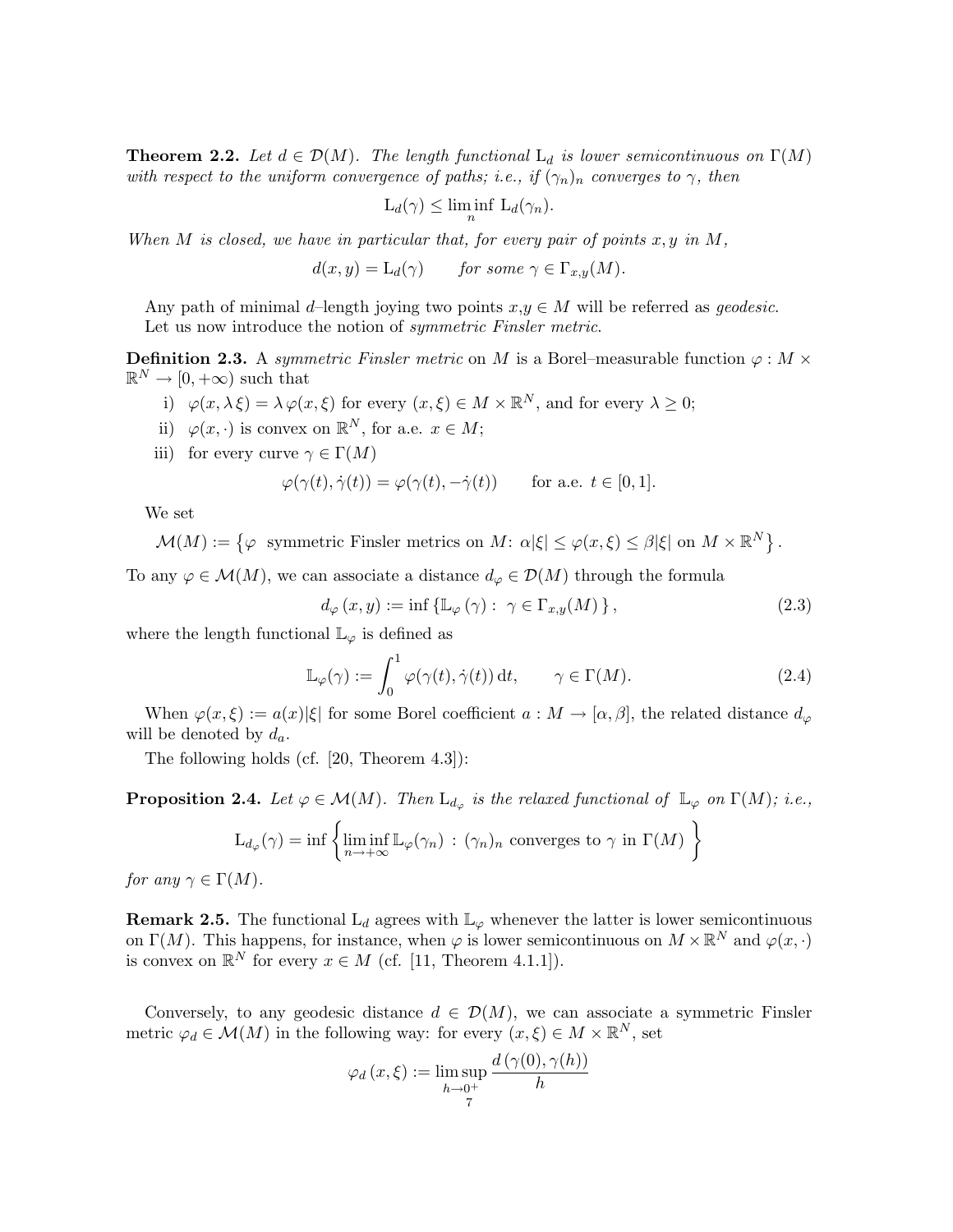**Theorem 2.2.** *Let $d \in \mathcal{D}(M)$. The length functional $\mathrm{L}_d$ is lower semicontinuous on $\Gamma(M)$ with respect to the uniform convergence of paths; i.e., if $(\gamma_n)_n$ converges to $\gamma$, then*

$$\mathrm{L}_d(\gamma) \le \liminf_n \mathrm{L}_d(\gamma_n).$$

*When $M$ is closed, we have in particular that, for every pair of points $x, y$ in $M$,*

$$d(x,y) = \mathrm{L}_d(\gamma) \qquad \text{for some } \gamma \in \Gamma_{x,y}(M).$$

Any path of minimal $d$–length joying two points $x$,$y \in M$ will be referred as *geodesic*.
Let us now introduce the notion of *symmetric Finsler metric*.

**Definition 2.3.** A *symmetric Finsler metric* on $M$ is a Borel–measurable function $\varphi : M \times \mathbb{R}^N \to [0, +\infty)$ such that

i) $\varphi(x, \lambda\,\xi) = \lambda\,\varphi(x,\xi)$ for every $(x,\xi) \in M \times \mathbb{R}^N$, and for every $\lambda \ge 0$;

ii) $\varphi(x, \cdot)$ is convex on $\mathbb{R}^N$, for a.e. $x \in M$;

iii) for every curve $\gamma \in \Gamma(M)$

$$\varphi(\gamma(t), \dot\gamma(t)) = \varphi(\gamma(t), -\dot\gamma(t)) \qquad \text{for a.e. } t \in [0,1].$$

We set

$$\mathcal{M}(M) := \left\{ \varphi \ \text{ symmetric Finsler metrics on } M\text{: } \alpha|\xi| \le \varphi(x,\xi) \le \beta|\xi| \text{ on } M \times \mathbb{R}^N \right\}.$$

To any $\varphi \in \mathcal{M}(M)$, we can associate a distance $d_\varphi \in \mathcal{D}(M)$ through the formula

$$d_\varphi\,(x,y) := \inf\left\{ \mathbb{L}_\varphi\,(\gamma) : \ \gamma \in \Gamma_{x,y}(M) \right\}, \tag{2.3}$$

where the length functional $\mathbb{L}_\varphi$ is defined as

$$\mathbb{L}_\varphi(\gamma) := \int_0^1 \varphi(\gamma(t), \dot\gamma(t))\,\mathrm{d}t, \qquad \gamma \in \Gamma(M). \tag{2.4}$$

When $\varphi(x,\xi) := a(x)|\xi|$ for some Borel coefficient $a : M \to [\alpha, \beta]$, the related distance $d_\varphi$ will be denoted by $d_a$.

The following holds (cf. [20, Theorem 4.3]):

**Proposition 2.4.** *Let $\varphi \in \mathcal{M}(M)$. Then $\mathrm{L}_{d_\varphi}$ is the relaxed functional of $\mathbb{L}_\varphi$ on $\Gamma(M)$; i.e.,*

$$\mathrm{L}_{d_\varphi}(\gamma) = \inf\left\{ \liminf_{n\to+\infty} \mathbb{L}_\varphi(\gamma_n) \ : \ (\gamma_n)_n \text{ converges to } \gamma \text{ in } \Gamma(M) \right\}$$

*for any $\gamma \in \Gamma(M)$.*

**Remark 2.5.** The functional $\mathrm{L}_d$ agrees with $\mathbb{L}_\varphi$ whenever the latter is lower semicontinuous on $\Gamma(M)$. This happens, for instance, when $\varphi$ is lower semicontinuous on $M \times \mathbb{R}^N$ and $\varphi(x, \cdot)$ is convex on $\mathbb{R}^N$ for every $x \in M$ (cf. [11, Theorem 4.1.1]).

Conversely, to any geodesic distance $d \in \mathcal{D}(M)$, we can associate a symmetric Finsler metric $\varphi_d \in \mathcal{M}(M)$ in the following way: for every $(x,\xi) \in M \times \mathbb{R}^N$, set

$$\varphi_d\,(x,\xi) := \limsup_{h\to 0^+} \frac{d\,(\gamma(0), \gamma(h))}{h}$$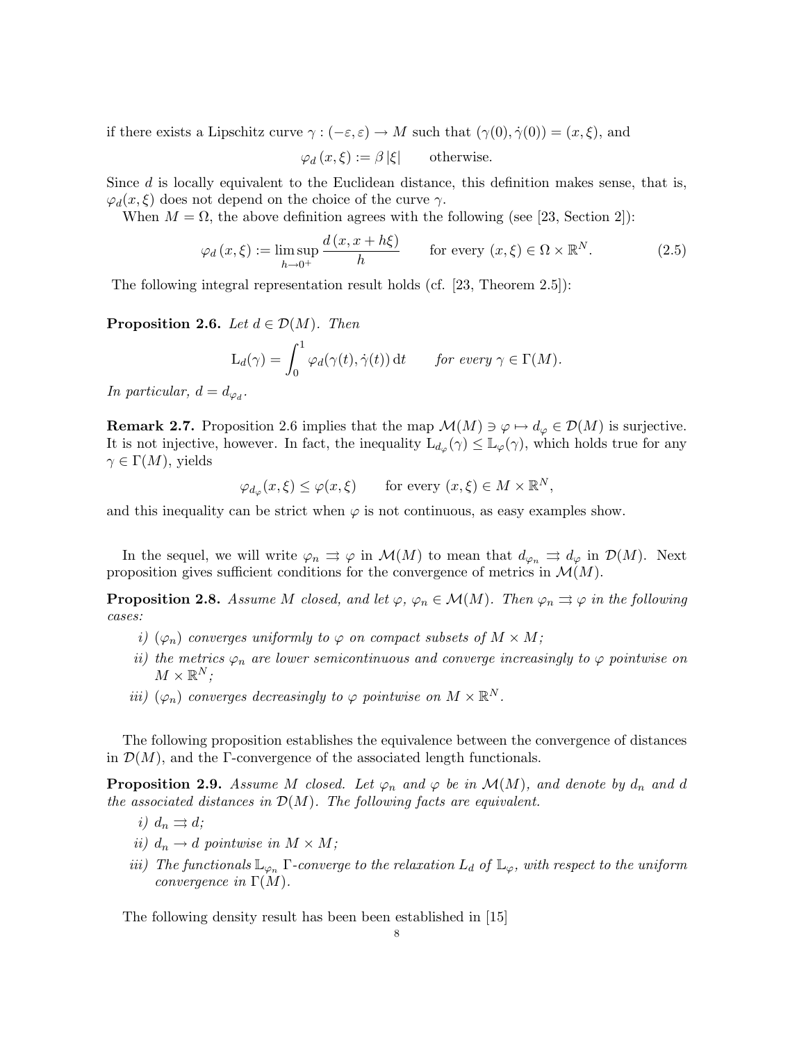if there exists a Lipschitz curve $\gamma : (-\varepsilon, \varepsilon) \to M$ such that $(\gamma(0), \dot\gamma(0)) = (x, \xi)$, and

$$\varphi_d(x,\xi) := \beta\,|\xi| \qquad \text{otherwise.}$$

Since $d$ is locally equivalent to the Euclidean distance, this definition makes sense, that is, $\varphi_d(x, \xi)$ does not depend on the choice of the curve $\gamma$.

When $M = \Omega$, the above definition agrees with the following (see [23, Section 2]):

$$\varphi_d(x,\xi) := \limsup_{h\to 0^+} \frac{d(x, x+h\xi)}{h} \qquad \text{for every } (x,\xi) \in \Omega \times \mathbb{R}^N. \tag{2.5}$$

The following integral representation result holds (cf. [23, Theorem 2.5]):

**Proposition 2.6.** *Let $d \in \mathcal{D}(M)$. Then*

$$\mathrm{L}_d(\gamma) = \int_0^1 \varphi_d(\gamma(t), \dot\gamma(t))\,\mathrm{d}t \qquad \text{for every } \gamma \in \Gamma(M).$$

*In particular, $d = d_{\varphi_d}$.*

**Remark 2.7.** Proposition 2.6 implies that the map $\mathcal{M}(M) \ni \varphi \mapsto d_\varphi \in \mathcal{D}(M)$ is surjective. It is not injective, however. In fact, the inequality $\mathrm{L}_{d_\varphi}(\gamma) \le \mathbb{L}_\varphi(\gamma)$, which holds true for any $\gamma \in \Gamma(M)$, yields

$$\varphi_{d_\varphi}(x,\xi) \le \varphi(x,\xi) \qquad \text{for every } (x,\xi) \in M \times \mathbb{R}^N,$$

and this inequality can be strict when $\varphi$ is not continuous, as easy examples show.

In the sequel, we will write $\varphi_n \rightrightarrows \varphi$ in $\mathcal{M}(M)$ to mean that $d_{\varphi_n} \rightrightarrows d_\varphi$ in $\mathcal{D}(M)$. Next proposition gives sufficient conditions for the convergence of metrics in $\mathcal{M}(M)$.

**Proposition 2.8.** *Assume $M$ closed, and let $\varphi$, $\varphi_n \in \mathcal{M}(M)$. Then $\varphi_n \rightrightarrows \varphi$ in the following cases:*

*i) $(\varphi_n)$ converges uniformly to $\varphi$ on compact subsets of $M \times M$;*

*ii) the metrics $\varphi_n$ are lower semicontinuous and converge increasingly to $\varphi$ pointwise on $M \times \mathbb{R}^N$;*

*iii) $(\varphi_n)$ converges decreasingly to $\varphi$ pointwise on $M \times \mathbb{R}^N$.*

The following proposition establishes the equivalence between the convergence of distances in $\mathcal{D}(M)$, and the Γ-convergence of the associated length functionals.

**Proposition 2.9.** *Assume $M$ closed. Let $\varphi_n$ and $\varphi$ be in $\mathcal{M}(M)$, and denote by $d_n$ and $d$ the associated distances in $\mathcal{D}(M)$. The following facts are equivalent.*

*i) $d_n \rightrightarrows d$;*

*ii) $d_n \to d$ pointwise in $M \times M$;*

*iii) The functionals $\mathbb{L}_{\varphi_n}$ Γ-converge to the relaxation $L_d$ of $\mathbb{L}_\varphi$, with respect to the uniform convergence in $\Gamma(M)$.*

The following density result has been been established in [15]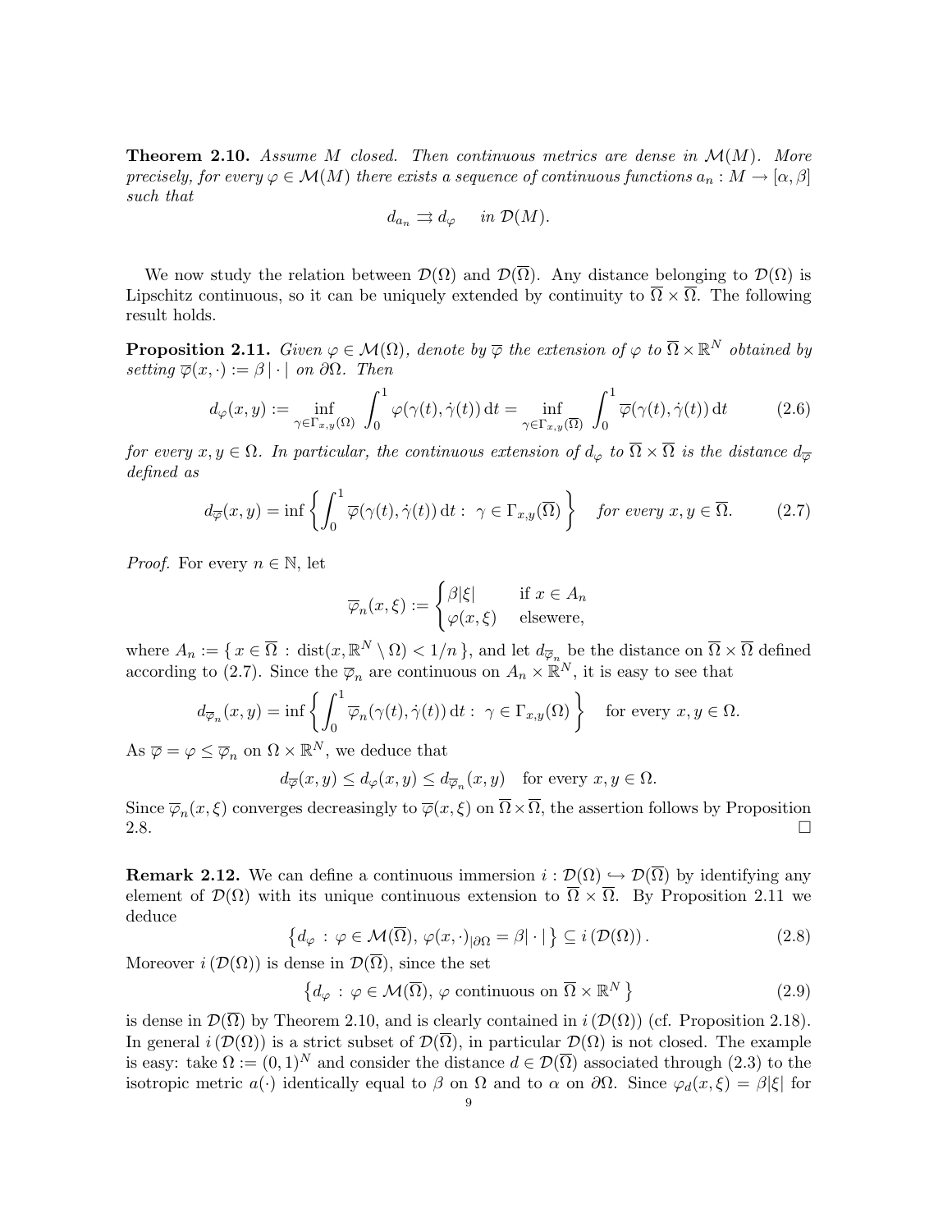**Theorem 2.10.** *Assume $M$ closed. Then continuous metrics are dense in $\mathcal{M}(M)$. More precisely, for every $\varphi \in \mathcal{M}(M)$ there exists a sequence of continuous functions $a_n : M \to [\alpha, \beta]$ such that*

$$d_{a_n} \rightrightarrows d_\varphi \quad \text{in } \mathcal{D}(M).$$

We now study the relation between $\mathcal{D}(\Omega)$ and $\mathcal{D}(\overline{\Omega})$. Any distance belonging to $\mathcal{D}(\Omega)$ is Lipschitz continuous, so it can be uniquely extended by continuity to $\overline{\Omega} \times \overline{\Omega}$. The following result holds.

**Proposition 2.11.** *Given $\varphi \in \mathcal{M}(\Omega)$, denote by $\overline{\varphi}$ the extension of $\varphi$ to $\overline{\Omega} \times \mathbb{R}^N$ obtained by setting $\overline{\varphi}(x, \cdot) := \beta |\cdot|$ on $\partial\Omega$. Then*

$$d_\varphi(x, y) := \inf_{\gamma \in \Gamma_{x,y}(\Omega)} \int_0^1 \varphi(\gamma(t), \dot{\gamma}(t))\,\mathrm{d}t = \inf_{\gamma \in \Gamma_{x,y}(\overline{\Omega})} \int_0^1 \overline{\varphi}(\gamma(t), \dot{\gamma}(t))\,\mathrm{d}t \tag{2.6}$$

*for every $x, y \in \Omega$. In particular, the continuous extension of $d_\varphi$ to $\overline{\Omega} \times \overline{\Omega}$ is the distance $d_{\overline{\varphi}}$ defined as*

$$d_{\overline{\varphi}}(x, y) = \inf \left\{ \int_0^1 \overline{\varphi}(\gamma(t), \dot{\gamma}(t))\,\mathrm{d}t : \ \gamma \in \Gamma_{x,y}(\overline{\Omega}) \right\} \quad \text{for every } x, y \in \overline{\Omega}. \tag{2.7}$$

*Proof.* For every $n \in \mathbb{N}$, let

$$\overline{\varphi}_n(x, \xi) := \begin{cases} \beta|\xi| & \text{if } x \in A_n \\ \varphi(x, \xi) & \text{elsewere,} \end{cases}$$

where $A_n := \{ x \in \overline{\Omega} : \operatorname{dist}(x, \mathbb{R}^N \setminus \Omega) < 1/n \}$, and let $d_{\overline{\varphi}_n}$ be the distance on $\overline{\Omega} \times \overline{\Omega}$ defined according to (2.7). Since the $\overline{\varphi}_n$ are continuous on $A_n \times \mathbb{R}^N$, it is easy to see that

$$d_{\overline{\varphi}_n}(x, y) = \inf \left\{ \int_0^1 \overline{\varphi}_n(\gamma(t), \dot{\gamma}(t))\,\mathrm{d}t : \ \gamma \in \Gamma_{x,y}(\Omega) \right\} \quad \text{for every } x, y \in \Omega.$$

As $\overline{\varphi} = \varphi \leq \overline{\varphi}_n$ on $\Omega \times \mathbb{R}^N$, we deduce that

$$d_{\overline{\varphi}}(x, y) \leq d_\varphi(x, y) \leq d_{\overline{\varphi}_n}(x, y) \quad \text{for every } x, y \in \Omega.$$

Since $\overline{\varphi}_n(x, \xi)$ converges decreasingly to $\overline{\varphi}(x, \xi)$ on $\overline{\Omega} \times \overline{\Omega}$, the assertion follows by Proposition 2.8. $\square$

**Remark 2.12.** We can define a continuous immersion $i : \mathcal{D}(\Omega) \hookrightarrow \mathcal{D}(\overline{\Omega})$ by identifying any element of $\mathcal{D}(\Omega)$ with its unique continuous extension to $\overline{\Omega} \times \overline{\Omega}$. By Proposition 2.11 we deduce

$$\left\{ d_\varphi : \varphi \in \mathcal{M}(\overline{\Omega}),\ \varphi(x, \cdot)_{|\partial\Omega} = \beta|\cdot| \right\} \subseteq i\left(\mathcal{D}(\Omega)\right). \tag{2.8}$$

Moreover $i\left(\mathcal{D}(\Omega)\right)$ is dense in $\mathcal{D}(\overline{\Omega})$, since the set

$$\left\{ d_\varphi : \varphi \in \mathcal{M}(\overline{\Omega}),\ \varphi \text{ continuous on } \overline{\Omega} \times \mathbb{R}^N \right\} \tag{2.9}$$

is dense in $\mathcal{D}(\overline{\Omega})$ by Theorem 2.10, and is clearly contained in $i\left(\mathcal{D}(\Omega)\right)$ (cf. Proposition 2.18). In general $i\left(\mathcal{D}(\Omega)\right)$ is a strict subset of $\mathcal{D}(\overline{\Omega})$, in particular $\mathcal{D}(\Omega)$ is not closed. The example is easy: take $\Omega := (0,1)^N$ and consider the distance $d \in \mathcal{D}(\overline{\Omega})$ associated through (2.3) to the isotropic metric $a(\cdot)$ identically equal to $\beta$ on $\Omega$ and to $\alpha$ on $\partial\Omega$. Since $\varphi_d(x, \xi) = \beta|\xi|$ for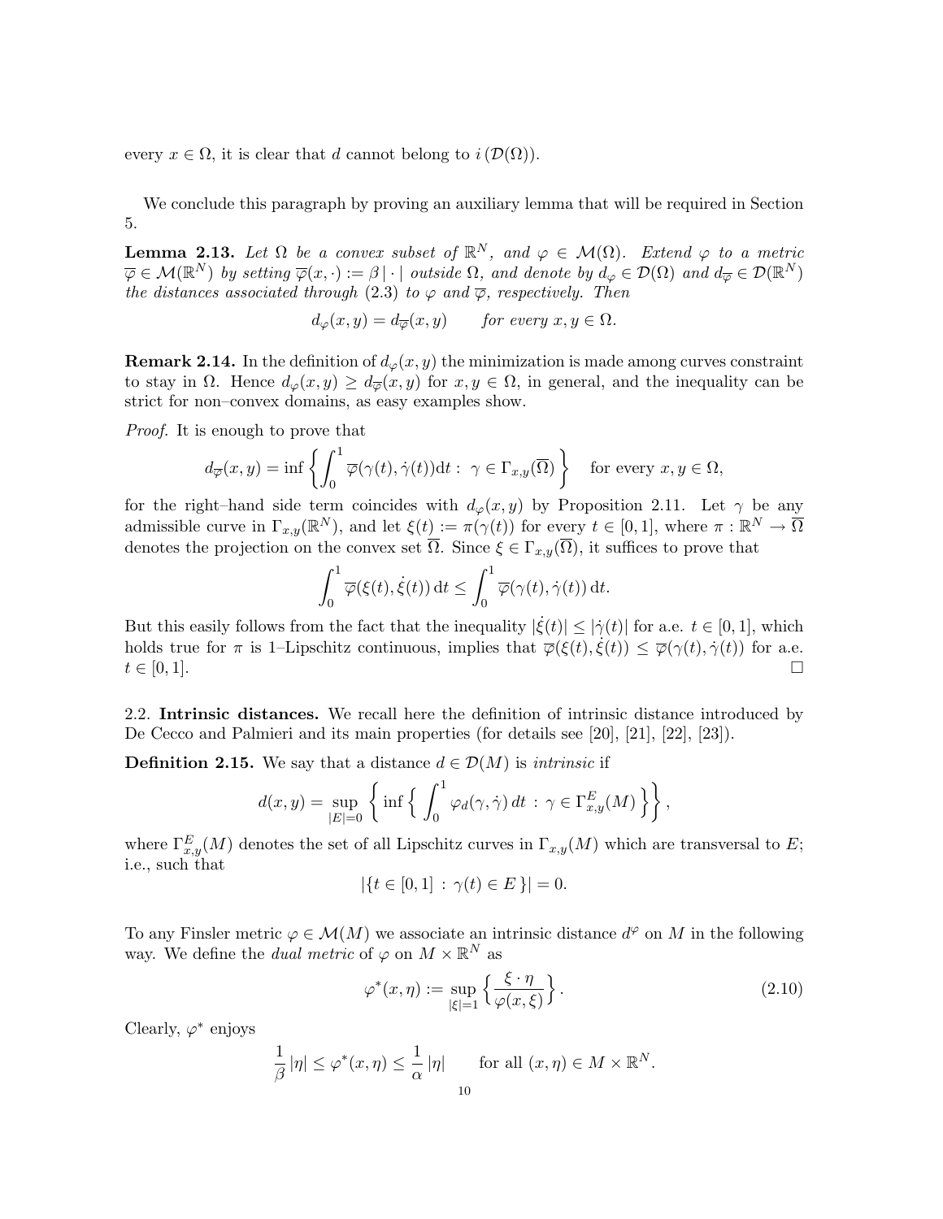every $x \in \Omega$, it is clear that $d$ cannot belong to $i\left(\mathcal{D}(\Omega)\right)$.

We conclude this paragraph by proving an auxiliary lemma that will be required in Section 5.

**Lemma 2.13.** *Let $\Omega$ be a convex subset of $\mathbb{R}^N$, and $\varphi \in \mathcal{M}(\Omega)$. Extend $\varphi$ to a metric $\overline{\varphi} \in \mathcal{M}(\mathbb{R}^N)$ by setting $\overline{\varphi}(x, \cdot) := \beta\,|\cdot|$ outside $\Omega$, and denote by $d_\varphi \in \mathcal{D}(\Omega)$ and $d_{\overline{\varphi}} \in \mathcal{D}(\mathbb{R}^N)$ the distances associated through (2.3) to $\varphi$ and $\overline{\varphi}$, respectively. Then*

$$d_\varphi(x, y) = d_{\overline{\varphi}}(x, y) \qquad \text{for every } x, y \in \Omega.$$

**Remark 2.14.** In the definition of $d_\varphi(x, y)$ the minimization is made among curves constraint to stay in $\Omega$. Hence $d_\varphi(x, y) \geq d_{\overline{\varphi}}(x, y)$ for $x, y \in \Omega$, in general, and the inequality can be strict for non–convex domains, as easy examples show.

*Proof.* It is enough to prove that

$$d_{\overline{\varphi}}(x, y) = \inf\left\{ \int_0^1 \overline{\varphi}(\gamma(t), \dot{\gamma}(t))\mathrm{d}t : \ \gamma \in \Gamma_{x,y}(\overline{\Omega}) \right\} \quad \text{for every } x, y \in \Omega,$$

for the right–hand side term coincides with $d_\varphi(x, y)$ by Proposition 2.11. Let $\gamma$ be any admissible curve in $\Gamma_{x,y}(\mathbb{R}^N)$, and let $\xi(t) := \pi(\gamma(t))$ for every $t \in [0, 1]$, where $\pi : \mathbb{R}^N \to \overline{\Omega}$ denotes the projection on the convex set $\overline{\Omega}$. Since $\xi \in \Gamma_{x,y}(\overline{\Omega})$, it suffices to prove that

$$\int_0^1 \overline{\varphi}(\xi(t), \dot{\xi}(t))\,\mathrm{d}t \leq \int_0^1 \overline{\varphi}(\gamma(t), \dot{\gamma}(t))\,\mathrm{d}t.$$

But this easily follows from the fact that the inequality $|\dot{\xi}(t)| \leq |\dot{\gamma}(t)|$ for a.e. $t \in [0, 1]$, which holds true for $\pi$ is 1–Lipschitz continuous, implies that $\overline{\varphi}(\xi(t), \dot{\xi}(t)) \leq \overline{\varphi}(\gamma(t), \dot{\gamma}(t))$ for a.e. $t \in [0, 1]$. □

## 2.2. **Intrinsic distances.**

We recall here the definition of intrinsic distance introduced by De Cecco and Palmieri and its main properties (for details see [20], [21], [22], [23]).

**Definition 2.15.** We say that a distance $d \in \mathcal{D}(M)$ is *intrinsic* if

$$d(x, y) = \sup_{|E|=0} \left\{ \inf\left\{ \int_0^1 \varphi_d(\gamma, \dot{\gamma})\,dt \ : \ \gamma \in \Gamma^E_{x,y}(M) \right\} \right\},$$

where $\Gamma^E_{x,y}(M)$ denotes the set of all Lipschitz curves in $\Gamma_{x,y}(M)$ which are transversal to $E$; i.e., such that

$$|\{t \in [0, 1] \ : \ \gamma(t) \in E\}| = 0.$$

To any Finsler metric $\varphi \in \mathcal{M}(M)$ we associate an intrinsic distance $d^\varphi$ on $M$ in the following way. We define the *dual metric* of $\varphi$ on $M \times \mathbb{R}^N$ as

$$\varphi^*(x, \eta) := \sup_{|\xi|=1} \left\{ \frac{\xi \cdot \eta}{\varphi(x, \xi)} \right\}. \tag{2.10}$$

Clearly, $\varphi^*$ enjoys

$$\frac{1}{\beta}\,|\eta| \leq \varphi^*(x, \eta) \leq \frac{1}{\alpha}\,|\eta| \qquad \text{for all } (x, \eta) \in M \times \mathbb{R}^N.$$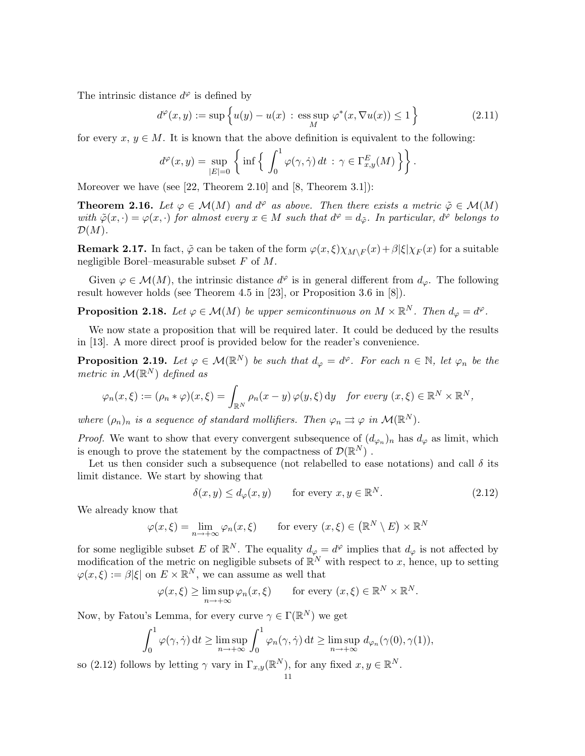The intrinsic distance $d^\varphi$ is defined by

$$d^\varphi(x,y) := \sup\Big\{ u(y) - u(x) \,:\, \operatorname*{ess\,sup}_M \varphi^*(x, \nabla u(x)) \le 1 \Big\} \tag{2.11}$$

for every $x$, $y \in M$. It is known that the above definition is equivalent to the following:

$$d^\varphi(x,y) = \sup_{|E|=0} \left\{ \inf \Big\{ \int_0^1 \varphi(\gamma, \dot\gamma)\, dt \,:\, \gamma \in \Gamma^E_{x,y}(M) \Big\} \right\}.$$

Moreover we have (see [22, Theorem 2.10] and [8, Theorem 3.1]):

**Theorem 2.16.** *Let $\varphi \in \mathcal{M}(M)$ and $d^\varphi$ as above. Then there exists a metric $\tilde\varphi \in \mathcal{M}(M)$ with $\tilde\varphi(x,\cdot) = \varphi(x,\cdot)$ for almost every $x \in M$ such that $d^\varphi = d_{\tilde\varphi}$. In particular, $d^\varphi$ belongs to $\mathcal{D}(M)$.*

**Remark 2.17.** In fact, $\tilde\varphi$ can be taken of the form $\varphi(x,\xi)\chi_{M\setminus F}(x) + \beta|\xi|\chi_F(x)$ for a suitable negligible Borel–measurable subset $F$ of $M$.

Given $\varphi \in \mathcal{M}(M)$, the intrinsic distance $d^\varphi$ is in general different from $d_\varphi$. The following result however holds (see Theorem 4.5 in [23], or Proposition 3.6 in [8]).

**Proposition 2.18.** *Let $\varphi \in \mathcal{M}(M)$ be upper semicontinuous on $M \times \mathbb{R}^N$. Then $d_\varphi = d^\varphi$.*

We now state a proposition that will be required later. It could be deduced by the results in [13]. A more direct proof is provided below for the reader's convenience.

**Proposition 2.19.** *Let $\varphi \in \mathcal{M}(\mathbb{R}^N)$ be such that $d_\varphi = d^\varphi$. For each $n \in \mathbb{N}$, let $\varphi_n$ be the metric in $\mathcal{M}(\mathbb{R}^N)$ defined as*

$$\varphi_n(x,\xi) := (\rho_n * \varphi)(x,\xi) = \int_{\mathbb{R}^N} \rho_n(x-y)\, \varphi(y,\xi)\, \mathrm{d}y \quad \text{for every } (x,\xi) \in \mathbb{R}^N \times \mathbb{R}^N,$$

*where $(\rho_n)_n$ is a sequence of standard mollifiers. Then $\varphi_n \rightrightarrows \varphi$ in $\mathcal{M}(\mathbb{R}^N)$.*

*Proof.* We want to show that every convergent subsequence of $(d_{\varphi_n})_n$ has $d_\varphi$ as limit, which is enough to prove the statement by the compactness of $\mathcal{D}(\mathbb{R}^N)$ .

Let us then consider such a subsequence (not relabelled to ease notations) and call $\delta$ its limit distance. We start by showing that

$$\delta(x,y) \le d_\varphi(x,y) \qquad \text{for every } x, y \in \mathbb{R}^N. \tag{2.12}$$

We already know that

$$\varphi(x,\xi) = \lim_{n\to+\infty} \varphi_n(x,\xi) \qquad \text{for every } (x,\xi) \in \big(\mathbb{R}^N \setminus E\big) \times \mathbb{R}^N$$

for some negligible subset $E$ of $\mathbb{R}^N$. The equality $d_\varphi = d^\varphi$ implies that $d_\varphi$ is not affected by modification of the metric on negligible subsets of $\mathbb{R}^N$ with respect to $x$, hence, up to setting $\varphi(x,\xi) := \beta|\xi|$ on $E \times \mathbb{R}^N$, we can assume as well that

$$\varphi(x,\xi) \ge \limsup_{n\to+\infty} \varphi_n(x,\xi) \qquad \text{for every } (x,\xi) \in \mathbb{R}^N \times \mathbb{R}^N.$$

Now, by Fatou's Lemma, for every curve $\gamma \in \Gamma(\mathbb{R}^N)$ we get

$$\int_0^1 \varphi(\gamma, \dot\gamma)\, \mathrm{d}t \ge \limsup_{n\to+\infty} \int_0^1 \varphi_n(\gamma, \dot\gamma)\, \mathrm{d}t \ge \limsup_{n\to+\infty} d_{\varphi_n}(\gamma(0), \gamma(1)),$$

so (2.12) follows by letting $\gamma$ vary in $\Gamma_{x,y}(\mathbb{R}^N)$, for any fixed $x, y \in \mathbb{R}^N$.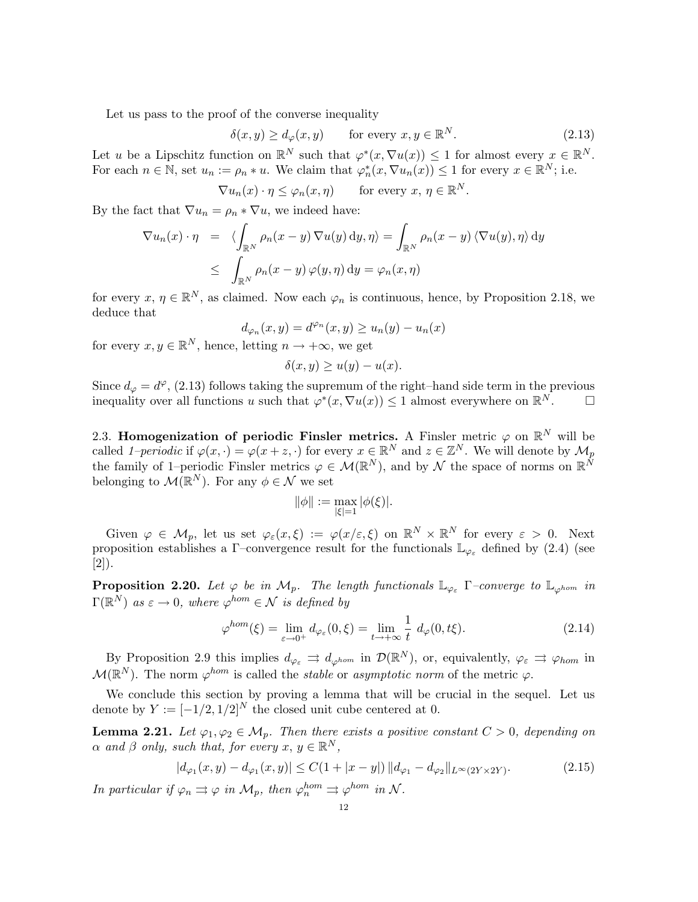Let us pass to the proof of the converse inequality

$$\delta(x,y) \geq d_\varphi(x,y) \qquad \text{for every } x,y \in \mathbb{R}^N. \tag{2.13}$$

Let $u$ be a Lipschitz function on $\mathbb{R}^N$ such that $\varphi^*(x,\nabla u(x)) \leq 1$ for almost every $x \in \mathbb{R}^N$. For each $n \in \mathbb{N}$, set $u_n := \rho_n * u$. We claim that $\varphi_n^*(x,\nabla u_n(x)) \leq 1$ for every $x \in \mathbb{R}^N$; i.e.

$$\nabla u_n(x) \cdot \eta \leq \varphi_n(x,\eta) \qquad \text{for every } x,\, \eta \in \mathbb{R}^N.$$

By the fact that $\nabla u_n = \rho_n * \nabla u$, we indeed have:

$$\begin{aligned}
\nabla u_n(x) \cdot \eta &= \langle \int_{\mathbb{R}^N} \rho_n(x-y)\, \nabla u(y)\, \mathrm{d}y, \eta \rangle = \int_{\mathbb{R}^N} \rho_n(x-y)\, \langle \nabla u(y), \eta \rangle\, \mathrm{d}y \\
&\leq \int_{\mathbb{R}^N} \rho_n(x-y)\, \varphi(y,\eta)\, \mathrm{d}y = \varphi_n(x,\eta)
\end{aligned}$$

for every $x$, $\eta \in \mathbb{R}^N$, as claimed. Now each $\varphi_n$ is continuous, hence, by Proposition 2.18, we deduce that

$$d_{\varphi_n}(x,y) = d^{\varphi_n}(x,y) \geq u_n(y) - u_n(x)$$

for every $x, y \in \mathbb{R}^N$, hence, letting $n \to +\infty$, we get

$$\delta(x,y) \geq u(y) - u(x).$$

Since $d_\varphi = d^\varphi$, (2.13) follows taking the supremum of the right–hand side term in the previous inequality over all functions $u$ such that $\varphi^*(x,\nabla u(x)) \leq 1$ almost everywhere on $\mathbb{R}^N$. $\square$

2.3. **Homogenization of periodic Finsler metrics.** A Finsler metric $\varphi$ on $\mathbb{R}^N$ will be called *1–periodic* if $\varphi(x,\cdot) = \varphi(x+z,\cdot)$ for every $x \in \mathbb{R}^N$ and $z \in \mathbb{Z}^N$. We will denote by $\mathcal{M}_p$ the family of 1–periodic Finsler metrics $\varphi \in \mathcal{M}(\mathbb{R}^N)$, and by $\mathcal{N}$ the space of norms on $\mathbb{R}^N$ belonging to $\mathcal{M}(\mathbb{R}^N)$. For any $\phi \in \mathcal{N}$ we set

$$\|\phi\| := \max_{|\xi|=1} |\phi(\xi)|.$$

Given $\varphi \in \mathcal{M}_p$, let us set $\varphi_\varepsilon(x,\xi) := \varphi(x/\varepsilon,\xi)$ on $\mathbb{R}^N \times \mathbb{R}^N$ for every $\varepsilon > 0$. Next proposition establishes a $\Gamma$–convergence result for the functionals $\mathbb{L}_{\varphi_\varepsilon}$ defined by (2.4) (see [2]).

**Proposition 2.20.** *Let $\varphi$ be in $\mathcal{M}_p$. The length functionals $\mathbb{L}_{\varphi_\varepsilon}$ $\Gamma$–converge to $\mathbb{L}_{\varphi^{hom}}$ in $\Gamma(\mathbb{R}^N)$ as $\varepsilon \to 0$, where $\varphi^{hom} \in \mathcal{N}$ is defined by*

$$\varphi^{hom}(\xi) = \lim_{\varepsilon \to 0^+} d_{\varphi_\varepsilon}(0,\xi) = \lim_{t \to +\infty} \frac{1}{t}\, d_\varphi(0,t\xi). \tag{2.14}$$

By Proposition 2.9 this implies $d_{\varphi_\varepsilon} \rightrightarrows d_{\varphi^{hom}}$ in $\mathcal{D}(\mathbb{R}^N)$, or, equivalently, $\varphi_\varepsilon \rightrightarrows \varphi_{hom}$ in $\mathcal{M}(\mathbb{R}^N)$. The norm $\varphi^{hom}$ is called the *stable* or *asymptotic norm* of the metric $\varphi$.

We conclude this section by proving a lemma that will be crucial in the sequel. Let us denote by $Y := [-1/2,1/2]^N$ the closed unit cube centered at 0.

**Lemma 2.21.** *Let $\varphi_1, \varphi_2 \in \mathcal{M}_p$. Then there exists a positive constant $C > 0$, depending on $\alpha$ and $\beta$ only, such that, for every $x$, $y \in \mathbb{R}^N$,*

$$|d_{\varphi_1}(x,y) - d_{\varphi_1}(x,y)| \leq C(1+|x-y|)\, \|d_{\varphi_1} - d_{\varphi_2}\|_{L^\infty(2Y \times 2Y)}. \tag{2.15}$$

*In particular if $\varphi_n \rightrightarrows \varphi$ in $\mathcal{M}_p$, then $\varphi_n^{hom} \rightrightarrows \varphi^{hom}$ in $\mathcal{N}$.*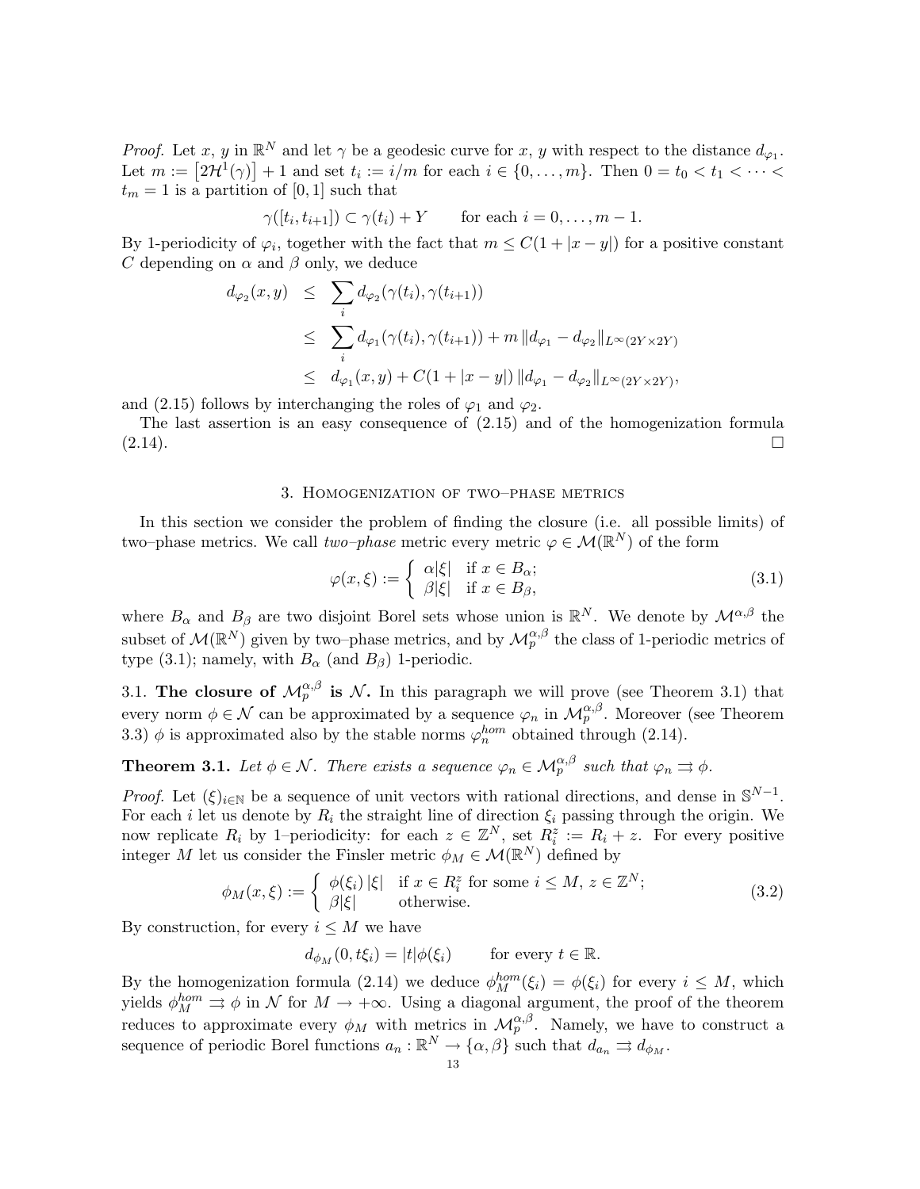*Proof.* Let $x$, $y$ in $\mathbb{R}^N$ and let $\gamma$ be a geodesic curve for $x$, $y$ with respect to the distance $d_{\varphi_1}$. Let $m := \left[2\mathcal{H}^1(\gamma)\right] + 1$ and set $t_i := i/m$ for each $i \in \{0, \ldots, m\}$. Then $0 = t_0 < t_1 < \cdots < t_m = 1$ is a partition of $[0,1]$ such that

$$\gamma([t_i, t_{i+1}]) \subset \gamma(t_i) + Y \qquad \text{for each } i = 0, \ldots, m-1.$$

By 1-periodicity of $\varphi_i$, together with the fact that $m \leq C(1 + |x-y|)$ for a positive constant $C$ depending on $\alpha$ and $\beta$ only, we deduce

$$\begin{aligned}
d_{\varphi_2}(x,y) &\leq \sum_i d_{\varphi_2}(\gamma(t_i), \gamma(t_{i+1})) \\
&\leq \sum_i d_{\varphi_1}(\gamma(t_i), \gamma(t_{i+1})) + m \, \|d_{\varphi_1} - d_{\varphi_2}\|_{L^\infty(2Y \times 2Y)} \\
&\leq d_{\varphi_1}(x,y) + C(1 + |x-y|) \, \|d_{\varphi_1} - d_{\varphi_2}\|_{L^\infty(2Y \times 2Y)},
\end{aligned}$$

and (2.15) follows by interchanging the roles of $\varphi_1$ and $\varphi_2$.

The last assertion is an easy consequence of (2.15) and of the homogenization formula (2.14). $\square$

## 3. Homogenization of two–phase metrics

In this section we consider the problem of finding the closure (i.e. all possible limits) of two–phase metrics. We call *two–phase* metric every metric $\varphi \in \mathcal{M}(\mathbb{R}^N)$ of the form

$$\varphi(x, \xi) := \begin{cases} \alpha|\xi| & \text{if } x \in B_\alpha; \\ \beta|\xi| & \text{if } x \in B_\beta, \end{cases} \tag{3.1}$$

where $B_\alpha$ and $B_\beta$ are two disjoint Borel sets whose union is $\mathbb{R}^N$. We denote by $\mathcal{M}^{\alpha,\beta}$ the subset of $\mathcal{M}(\mathbb{R}^N)$ given by two–phase metrics, and by $\mathcal{M}^{\alpha,\beta}_p$ the class of 1-periodic metrics of type (3.1); namely, with $B_\alpha$ (and $B_\beta$) 1-periodic.

### 3.1. The closure of $\mathcal{M}^{\alpha,\beta}_p$ is $\mathcal{N}$.

In this paragraph we will prove (see Theorem 3.1) that every norm $\phi \in \mathcal{N}$ can be approximated by a sequence $\varphi_n$ in $\mathcal{M}^{\alpha,\beta}_p$. Moreover (see Theorem 3.3) $\phi$ is approximated also by the stable norms $\varphi_n^{hom}$ obtained through (2.14).

**Theorem 3.1.** *Let $\phi \in \mathcal{N}$. There exists a sequence $\varphi_n \in \mathcal{M}^{\alpha,\beta}_p$ such that $\varphi_n \rightrightarrows \phi$.*

*Proof.* Let $(\xi)_{i \in \mathbb{N}}$ be a sequence of unit vectors with rational directions, and dense in $\mathbb{S}^{N-1}$. For each $i$ let us denote by $R_i$ the straight line of direction $\xi_i$ passing through the origin. We now replicate $R_i$ by 1–periodicity: for each $z \in \mathbb{Z}^N$, set $R_i^z := R_i + z$. For every positive integer $M$ let us consider the Finsler metric $\phi_M \in \mathcal{M}(\mathbb{R}^N)$ defined by

$$\phi_M(x, \xi) := \begin{cases} \phi(\xi_i)\,|\xi| & \text{if } x \in R_i^z \text{ for some } i \leq M,\ z \in \mathbb{Z}^N; \\ \beta|\xi| & \text{otherwise.} \end{cases} \tag{3.2}$$

By construction, for every $i \leq M$ we have

$$d_{\phi_M}(0, t\xi_i) = |t| \phi(\xi_i) \qquad \text{for every } t \in \mathbb{R}.$$

By the homogenization formula (2.14) we deduce $\phi_M^{hom}(\xi_i) = \phi(\xi_i)$ for every $i \leq M$, which yields $\phi_M^{hom} \rightrightarrows \phi$ in $\mathcal{N}$ for $M \to +\infty$. Using a diagonal argument, the proof of the theorem reduces to approximate every $\phi_M$ with metrics in $\mathcal{M}^{\alpha,\beta}_p$. Namely, we have to construct a sequence of periodic Borel functions $a_n : \mathbb{R}^N \to \{\alpha, \beta\}$ such that $d_{a_n} \rightrightarrows d_{\phi_M}$.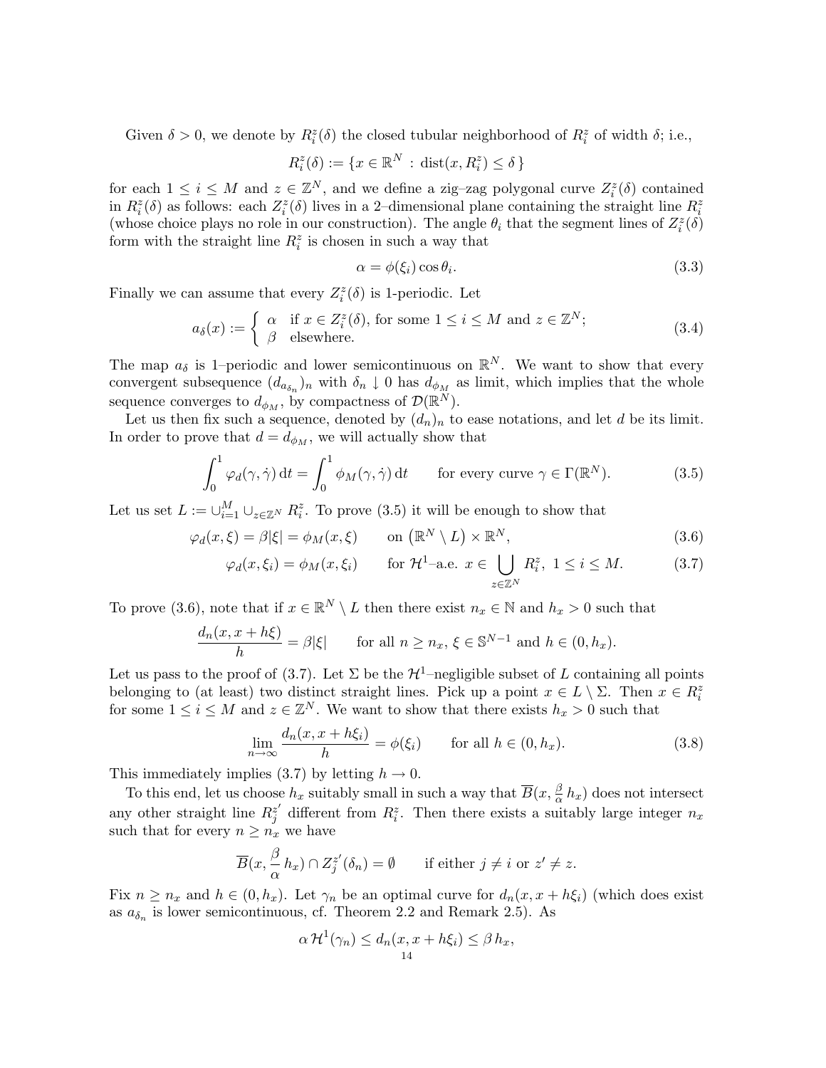Given $\delta > 0$, we denote by $R_i^z(\delta)$ the closed tubular neighborhood of $R_i^z$ of width $\delta$; i.e.,

$$R_i^z(\delta) := \{x \in \mathbb{R}^N \,:\, \operatorname{dist}(x, R_i^z) \le \delta\}$$

for each $1 \le i \le M$ and $z \in \mathbb{Z}^N$, and we define a zig–zag polygonal curve $Z_i^z(\delta)$ contained in $R_i^z(\delta)$ as follows: each $Z_i^z(\delta)$ lives in a 2–dimensional plane containing the straight line $R_i^z$ (whose choice plays no role in our construction). The angle $\theta_i$ that the segment lines of $Z_i^z(\delta)$ form with the straight line $R_i^z$ is chosen in such a way that

$$\alpha = \phi(\xi_i) \cos\theta_i. \tag{3.3}$$

Finally we can assume that every $Z_i^z(\delta)$ is 1-periodic. Let

$$a_\delta(x) := \begin{cases} \alpha & \text{if } x \in Z_i^z(\delta), \text{ for some } 1 \le i \le M \text{ and } z \in \mathbb{Z}^N; \\ \beta & \text{elsewhere.} \end{cases} \tag{3.4}$$

The map $a_\delta$ is 1–periodic and lower semicontinuous on $\mathbb{R}^N$. We want to show that every convergent subsequence $(d_{a_{\delta_n}})_n$ with $\delta_n \downarrow 0$ has $d_{\phi_M}$ as limit, which implies that the whole sequence converges to $d_{\phi_M}$, by compactness of $\mathcal{D}(\mathbb{R}^N)$.

Let us then fix such a sequence, denoted by $(d_n)_n$ to ease notations, and let $d$ be its limit. In order to prove that $d = d_{\phi_M}$, we will actually show that

$$\int_0^1 \varphi_d(\gamma, \dot\gamma)\,\mathrm{d}t = \int_0^1 \phi_M(\gamma, \dot\gamma)\,\mathrm{d}t \qquad \text{for every curve } \gamma \in \Gamma(\mathbb{R}^N). \tag{3.5}$$

Let us set $L := \cup_{i=1}^M \cup_{z \in \mathbb{Z}^N} R_i^z$. To prove (3.5) it will be enough to show that

$$\varphi_d(x, \xi) = \beta|\xi| = \phi_M(x, \xi) \qquad \text{on } \left(\mathbb{R}^N \setminus L\right) \times \mathbb{R}^N, \tag{3.6}$$

$$\varphi_d(x, \xi_i) = \phi_M(x, \xi_i) \qquad \text{for } \mathcal{H}^1\text{–a.e. } x \in \bigcup_{z \in \mathbb{Z}^N} R_i^z,\ 1 \le i \le M. \tag{3.7}$$

To prove (3.6), note that if $x \in \mathbb{R}^N \setminus L$ then there exist $n_x \in \mathbb{N}$ and $h_x > 0$ such that

$$\frac{d_n(x, x + h\xi)}{h} = \beta|\xi| \qquad \text{for all } n \ge n_x,\ \xi \in \mathbb{S}^{N-1} \text{ and } h \in (0, h_x).$$

Let us pass to the proof of (3.7). Let $\Sigma$ be the $\mathcal{H}^1$–negligible subset of $L$ containing all points belonging to (at least) two distinct straight lines. Pick up a point $x \in L \setminus \Sigma$. Then $x \in R_i^z$ for some $1 \le i \le M$ and $z \in \mathbb{Z}^N$. We want to show that there exists $h_x > 0$ such that

$$\lim_{n \to \infty} \frac{d_n(x, x + h\xi_i)}{h} = \phi(\xi_i) \qquad \text{for all } h \in (0, h_x). \tag{3.8}$$

This immediately implies (3.7) by letting $h \to 0$.

To this end, let us choose $h_x$ suitably small in such a way that $\overline{B}(x, \frac{\beta}{\alpha}\, h_x)$ does not intersect any other straight line $R_j^{z'}$ different from $R_i^z$. Then there exists a suitably large integer $n_x$ such that for every $n \ge n_x$ we have

$$\overline{B}(x, \frac{\beta}{\alpha}\, h_x) \cap Z_j^{z'}(\delta_n) = \emptyset \qquad \text{if either } j \ne i \text{ or } z' \ne z.$$

Fix $n \ge n_x$ and $h \in (0, h_x)$. Let $\gamma_n$ be an optimal curve for $d_n(x, x + h\xi_i)$ (which does exist as $a_{\delta_n}$ is lower semicontinuous, cf. Theorem 2.2 and Remark 2.5). As

$$\alpha\, \mathcal{H}^1(\gamma_n) \le d_n(x, x + h\xi_i) \le \beta\, h_x,$$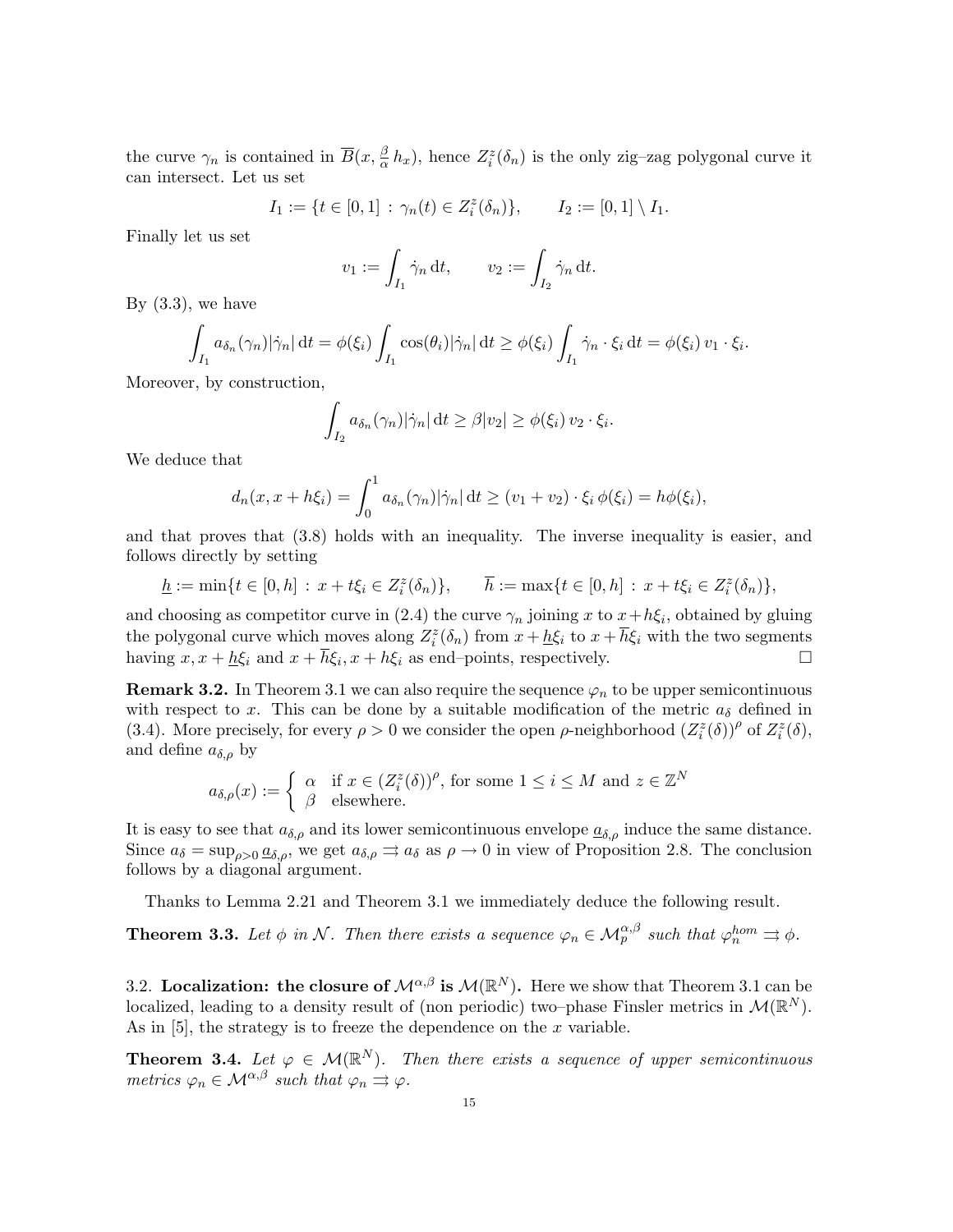the curve $\gamma_n$ is contained in $\overline{B}(x, \frac{\beta}{\alpha} h_x)$, hence $Z_i^z(\delta_n)$ is the only zig–zag polygonal curve it can intersect. Let us set

$$I_1 := \{t \in [0,1] \, : \, \gamma_n(t) \in Z_i^z(\delta_n)\}, \qquad I_2 := [0,1] \setminus I_1.$$

Finally let us set

$$v_1 := \int_{I_1} \dot\gamma_n \, \mathrm{d}t, \qquad v_2 := \int_{I_2} \dot\gamma_n \, \mathrm{d}t.$$

By (3.3), we have

$$\int_{I_1} a_{\delta_n}(\gamma_n) |\dot\gamma_n| \, \mathrm{d}t = \phi(\xi_i) \int_{I_1} \cos(\theta_i) |\dot\gamma_n| \, \mathrm{d}t \geq \phi(\xi_i) \int_{I_1} \dot\gamma_n \cdot \xi_i \, \mathrm{d}t = \phi(\xi_i) \, v_1 \cdot \xi_i.$$

Moreover, by construction,

$$\int_{I_2} a_{\delta_n}(\gamma_n) |\dot\gamma_n| \, \mathrm{d}t \geq \beta |v_2| \geq \phi(\xi_i) \, v_2 \cdot \xi_i.$$

We deduce that

$$d_n(x, x + h\xi_i) = \int_0^1 a_{\delta_n}(\gamma_n) |\dot\gamma_n| \, \mathrm{d}t \geq (v_1 + v_2) \cdot \xi_i \, \phi(\xi_i) = h\phi(\xi_i),$$

and that proves that (3.8) holds with an inequality. The inverse inequality is easier, and follows directly by setting

$$\underline{h} := \min\{t \in [0,h] \, : \, x + t\xi_i \in Z_i^z(\delta_n)\}, \qquad \overline{h} := \max\{t \in [0,h] \, : \, x + t\xi_i \in Z_i^z(\delta_n)\},$$

and choosing as competitor curve in (2.4) the curve $\gamma_n$ joining $x$ to $x + h\xi_i$, obtained by gluing the polygonal curve which moves along $Z_i^z(\delta_n)$ from $x + \underline{h}\xi_i$ to $x + \overline{h}\xi_i$ with the two segments having $x, x + \underline{h}\xi_i$ and $x + \overline{h}\xi_i, x + h\xi_i$ as end–points, respectively. $\square$

**Remark 3.2.** In Theorem 3.1 we can also require the sequence $\varphi_n$ to be upper semicontinuous with respect to $x$. This can be done by a suitable modification of the metric $a_\delta$ defined in (3.4). More precisely, for every $\rho > 0$ we consider the open $\rho$-neighborhood $(Z_i^z(\delta))^\rho$ of $Z_i^z(\delta)$, and define $a_{\delta,\rho}$ by

$$a_{\delta,\rho}(x) := \begin{cases} \alpha & \text{if } x \in (Z_i^z(\delta))^\rho, \text{ for some } 1 \leq i \leq M \text{ and } z \in \mathbb{Z}^N \\ \beta & \text{elsewhere.} \end{cases}$$

It is easy to see that $a_{\delta,\rho}$ and its lower semicontinuous envelope $\underline{a}_{\delta,\rho}$ induce the same distance. Since $a_\delta = \sup_{\rho>0} \underline{a}_{\delta,\rho}$, we get $a_{\delta,\rho} \rightrightarrows a_\delta$ as $\rho \to 0$ in view of Proposition 2.8. The conclusion follows by a diagonal argument.

Thanks to Lemma 2.21 and Theorem 3.1 we immediately deduce the following result.

**Theorem 3.3.** *Let $\phi$ in $\mathcal{N}$. Then there exists a sequence $\varphi_n \in \mathcal{M}_p^{\alpha,\beta}$ such that $\varphi_n^{hom} \rightrightarrows \phi$.*

### 3.2. Localization: the closure of $\mathcal{M}^{\alpha,\beta}$ is $\mathcal{M}(\mathbb{R}^N)$.

Here we show that Theorem 3.1 can be localized, leading to a density result of (non periodic) two–phase Finsler metrics in $\mathcal{M}(\mathbb{R}^N)$. As in [5], the strategy is to freeze the dependence on the $x$ variable.

**Theorem 3.4.** *Let $\varphi \in \mathcal{M}(\mathbb{R}^N)$. Then there exists a sequence of upper semicontinuous metrics $\varphi_n \in \mathcal{M}^{\alpha,\beta}$ such that $\varphi_n \rightrightarrows \varphi$.*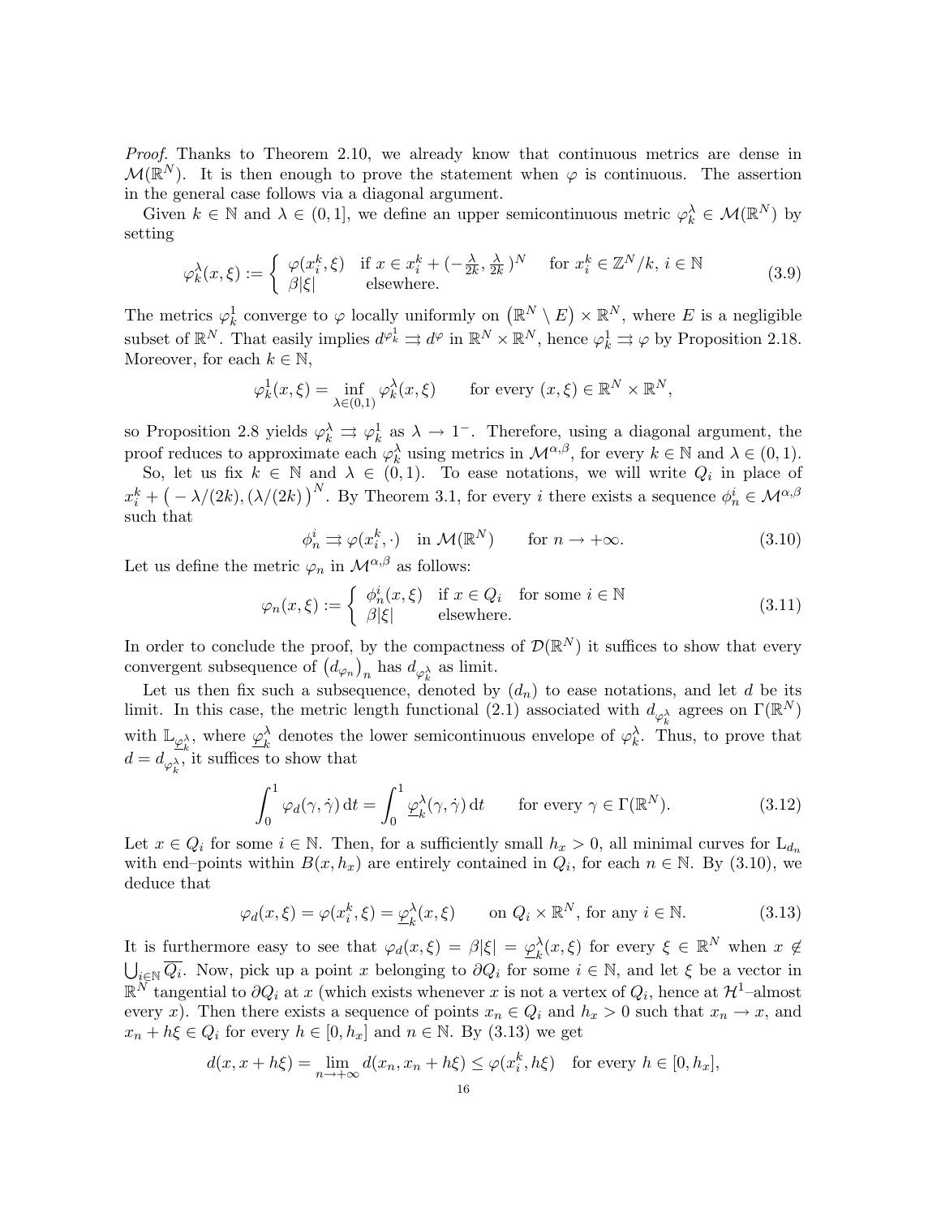*Proof.* Thanks to Theorem 2.10, we already know that continuous metrics are dense in $\mathcal{M}(\mathbb{R}^N)$. It is then enough to prove the statement when $\varphi$ is continuous. The assertion in the general case follows via a diagonal argument.

Given $k \in \mathbb{N}$ and $\lambda \in (0,1]$, we define an upper semicontinuous metric $\varphi_k^\lambda \in \mathcal{M}(\mathbb{R}^N)$ by setting

$$
\varphi_k^\lambda(x,\xi) := \begin{cases} \varphi(x_i^k,\xi) & \text{if } x \in x_i^k + (-\frac{\lambda}{2k}, \frac{\lambda}{2k})^N \quad \text{for } x_i^k \in \mathbb{Z}^N/k,\ i \in \mathbb{N} \\ \beta|\xi| & \text{elsewhere.} \end{cases} \tag{3.9}
$$

The metrics $\varphi_k^1$ converge to $\varphi$ locally uniformly on $\big(\mathbb{R}^N \setminus E\big) \times \mathbb{R}^N$, where $E$ is a negligible subset of $\mathbb{R}^N$. That easily implies $d^{\varphi_k^1} \rightrightarrows d^\varphi$ in $\mathbb{R}^N \times \mathbb{R}^N$, hence $\varphi_k^1 \rightrightarrows \varphi$ by Proposition 2.18. Moreover, for each $k \in \mathbb{N}$,

$$
\varphi_k^1(x,\xi) = \inf_{\lambda \in (0,1)} \varphi_k^\lambda(x,\xi) \qquad \text{for every } (x,\xi) \in \mathbb{R}^N \times \mathbb{R}^N,
$$

so Proposition 2.8 yields $\varphi_k^\lambda \rightrightarrows \varphi_k^1$ as $\lambda \to 1^-$. Therefore, using a diagonal argument, the proof reduces to approximate each $\varphi_k^\lambda$ using metrics in $\mathcal{M}^{\alpha,\beta}$, for every $k \in \mathbb{N}$ and $\lambda \in (0,1)$.

So, let us fix $k \in \mathbb{N}$ and $\lambda \in (0,1)$. To ease notations, we will write $Q_i$ in place of $x_i^k + \big(-\lambda/(2k), (\lambda/(2k)\big)^N$. By Theorem 3.1, for every $i$ there exists a sequence $\phi_n^i \in \mathcal{M}^{\alpha,\beta}$ such that

$$
\phi_n^i \rightrightarrows \varphi(x_i^k,\cdot) \quad \text{in } \mathcal{M}(\mathbb{R}^N) \qquad \text{for } n \to +\infty. \tag{3.10}
$$

Let us define the metric $\varphi_n$ in $\mathcal{M}^{\alpha,\beta}$ as follows:

$$
\varphi_n(x,\xi) := \begin{cases} \phi_n^i(x,\xi) & \text{if } x \in Q_i \quad \text{for some } i \in \mathbb{N} \\ \beta|\xi| & \text{elsewhere.} \end{cases} \tag{3.11}
$$

In order to conclude the proof, by the compactness of $\mathcal{D}(\mathbb{R}^N)$ it suffices to show that every convergent subsequence of $\big(d_{\varphi_n}\big)_n$ has $d_{\varphi_k^\lambda}$ as limit.

Let us then fix such a subsequence, denoted by $(d_n)$ to ease notations, and let $d$ be its limit. In this case, the metric length functional (2.1) associated with $d_{\varphi_k^\lambda}$ agrees on $\Gamma(\mathbb{R}^N)$ with $\mathbb{L}_{\underline{\varphi}_k^\lambda}$, where $\underline{\varphi}_k^\lambda$ denotes the lower semicontinuous envelope of $\varphi_k^\lambda$. Thus, to prove that $d = d_{\varphi_k^\lambda}$, it suffices to show that

$$
\int_0^1 \varphi_d(\gamma,\dot\gamma)\,\mathrm{d}t = \int_0^1 \underline{\varphi}_k^\lambda(\gamma,\dot\gamma)\,\mathrm{d}t \qquad \text{for every } \gamma \in \Gamma(\mathbb{R}^N). \tag{3.12}
$$

Let $x \in Q_i$ for some $i \in \mathbb{N}$. Then, for a sufficiently small $h_x > 0$, all minimal curves for $\mathrm{L}_{d_n}$ with end–points within $B(x,h_x)$ are entirely contained in $Q_i$, for each $n \in \mathbb{N}$. By (3.10), we deduce that

$$
\varphi_d(x,\xi) = \varphi(x_i^k,\xi) = \underline{\varphi}_k^\lambda(x,\xi) \qquad \text{on } Q_i \times \mathbb{R}^N, \text{ for any } i \in \mathbb{N}. \tag{3.13}
$$

It is furthermore easy to see that $\varphi_d(x,\xi) = \beta|\xi| = \underline{\varphi}_k^\lambda(x,\xi)$ for every $\xi \in \mathbb{R}^N$ when $x \notin \bigcup_{i\in\mathbb{N}} \overline{Q_i}$. Now, pick up a point $x$ belonging to $\partial Q_i$ for some $i \in \mathbb{N}$, and let $\xi$ be a vector in $\mathbb{R}^N$ tangential to $\partial Q_i$ at $x$ (which exists whenever $x$ is not a vertex of $Q_i$, hence at $\mathcal{H}^1$–almost every $x$). Then there exists a sequence of points $x_n \in Q_i$ and $h_x > 0$ such that $x_n \to x$, and $x_n + h\xi \in Q_i$ for every $h \in [0,h_x]$ and $n \in \mathbb{N}$. By (3.13) we get

$$
d(x,x+h\xi) = \lim_{n\to+\infty} d(x_n,x_n+h\xi) \le \varphi(x_i^k,h\xi) \quad \text{for every } h \in [0,h_x],
$$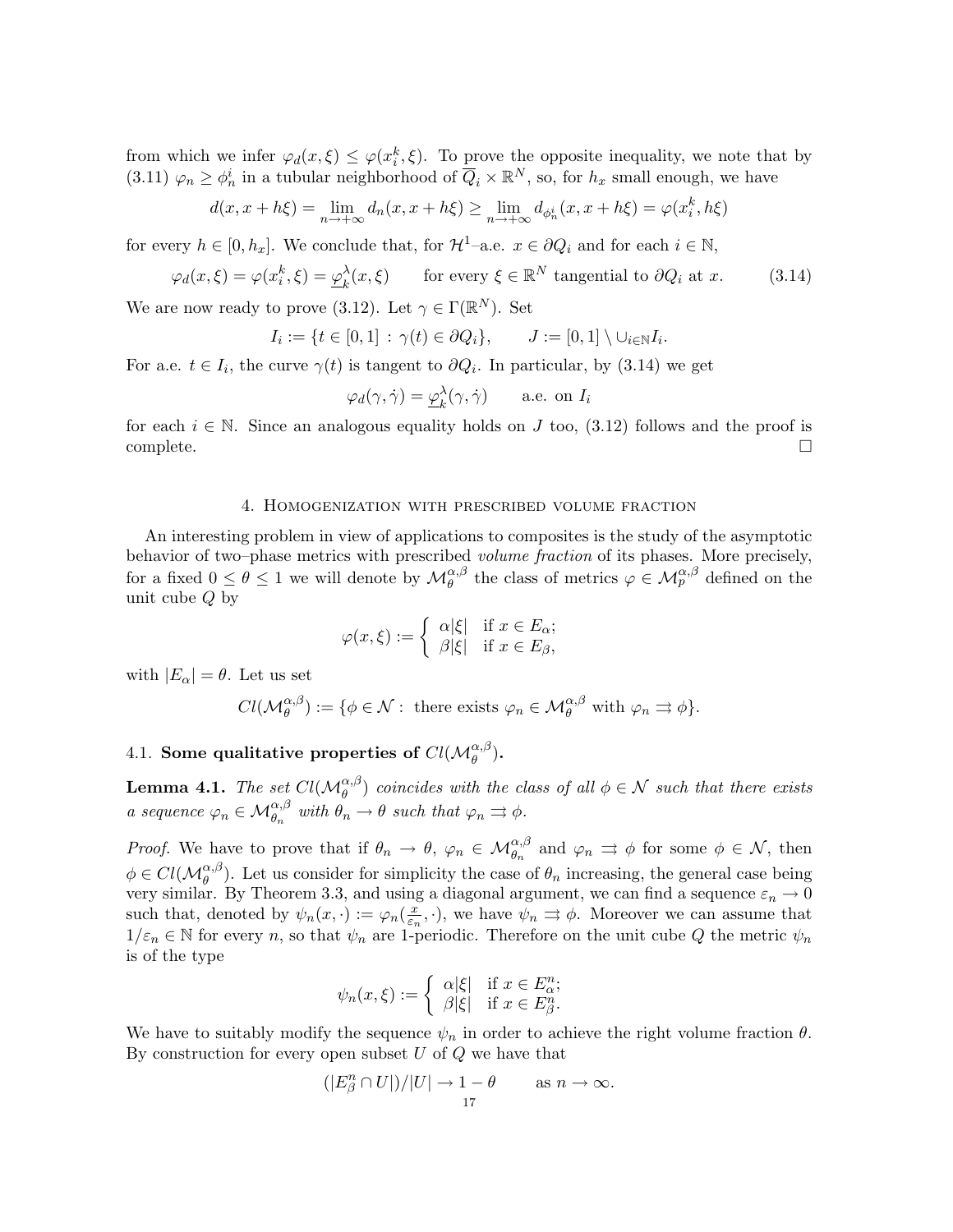from which we infer $\varphi_d(x,\xi) \le \varphi(x_i^k,\xi)$. To prove the opposite inequality, we note that by (3.11) $\varphi_n \ge \phi_n^i$ in a tubular neighborhood of $\overline{Q}_i \times \mathbb{R}^N$, so, for $h_x$ small enough, we have

$$d(x, x+h\xi) = \lim_{n\to+\infty} d_n(x, x+h\xi) \ge \lim_{n\to+\infty} d_{\phi_n^i}(x, x+h\xi) = \varphi(x_i^k, h\xi)$$

for every $h \in [0, h_x]$. We conclude that, for $\mathcal{H}^1$–a.e. $x \in \partial Q_i$ and for each $i \in \mathbb{N}$,

$$\varphi_d(x,\xi) = \varphi(x_i^k,\xi) = \underline{\varphi}_k^\lambda(x,\xi) \qquad \text{for every } \xi \in \mathbb{R}^N \text{ tangential to } \partial Q_i \text{ at } x. \tag{3.14}$$

We are now ready to prove (3.12). Let $\gamma \in \Gamma(\mathbb{R}^N)$. Set

$$I_i := \{t \in [0,1] \,:\, \gamma(t) \in \partial Q_i\}, \qquad J := [0,1] \setminus \cup_{i\in\mathbb{N}} I_i.$$

For a.e. $t \in I_i$, the curve $\gamma(t)$ is tangent to $\partial Q_i$. In particular, by (3.14) we get

$$\varphi_d(\gamma,\dot\gamma) = \underline{\varphi}_k^\lambda(\gamma,\dot\gamma) \qquad \text{a.e. on } I_i$$

for each $i \in \mathbb{N}$. Since an analogous equality holds on $J$ too, (3.12) follows and the proof is complete. $\square$

## 4. Homogenization with prescribed volume fraction

An interesting problem in view of applications to composites is the study of the asymptotic behavior of two–phase metrics with prescribed *volume fraction* of its phases. More precisely, for a fixed $0 \le \theta \le 1$ we will denote by $\mathcal{M}_\theta^{\alpha,\beta}$ the class of metrics $\varphi \in \mathcal{M}_p^{\alpha,\beta}$ defined on the unit cube $Q$ by

$$\varphi(x,\xi) := \begin{cases} \alpha|\xi| & \text{if } x \in E_\alpha; \\ \beta|\xi| & \text{if } x \in E_\beta, \end{cases}$$

with $|E_\alpha| = \theta$. Let us set

$$Cl(\mathcal{M}_\theta^{\alpha,\beta}) := \{\phi \in \mathcal{N} :\ \text{there exists } \varphi_n \in \mathcal{M}_\theta^{\alpha,\beta} \text{ with } \varphi_n \rightrightarrows \phi\}.$$

### 4.1. Some qualitative properties of $Cl(\mathcal{M}_\theta^{\alpha,\beta})$.

**Lemma 4.1.** *The set $Cl(\mathcal{M}_\theta^{\alpha,\beta})$ coincides with the class of all $\phi \in \mathcal{N}$ such that there exists a sequence $\varphi_n \in \mathcal{M}_{\theta_n}^{\alpha,\beta}$ with $\theta_n \to \theta$ such that $\varphi_n \rightrightarrows \phi$.*

*Proof.* We have to prove that if $\theta_n \to \theta$, $\varphi_n \in \mathcal{M}_{\theta_n}^{\alpha,\beta}$ and $\varphi_n \rightrightarrows \phi$ for some $\phi \in \mathcal{N}$, then $\phi \in Cl(\mathcal{M}_\theta^{\alpha,\beta})$. Let us consider for simplicity the case of $\theta_n$ increasing, the general case being very similar. By Theorem 3.3, and using a diagonal argument, we can find a sequence $\varepsilon_n \to 0$ such that, denoted by $\psi_n(x,\cdot) := \varphi_n(\frac{x}{\varepsilon_n},\cdot)$, we have $\psi_n \rightrightarrows \phi$. Moreover we can assume that $1/\varepsilon_n \in \mathbb{N}$ for every $n$, so that $\psi_n$ are 1-periodic. Therefore on the unit cube $Q$ the metric $\psi_n$ is of the type

$$\psi_n(x,\xi) := \begin{cases} \alpha|\xi| & \text{if } x \in E_\alpha^n; \\ \beta|\xi| & \text{if } x \in E_\beta^n. \end{cases}$$

We have to suitably modify the sequence $\psi_n$ in order to achieve the right volume fraction $\theta$. By construction for every open subset $U$ of $Q$ we have that

$$(|E_\beta^n \cap U|)/|U| \to 1-\theta \qquad \text{as } n \to \infty.$$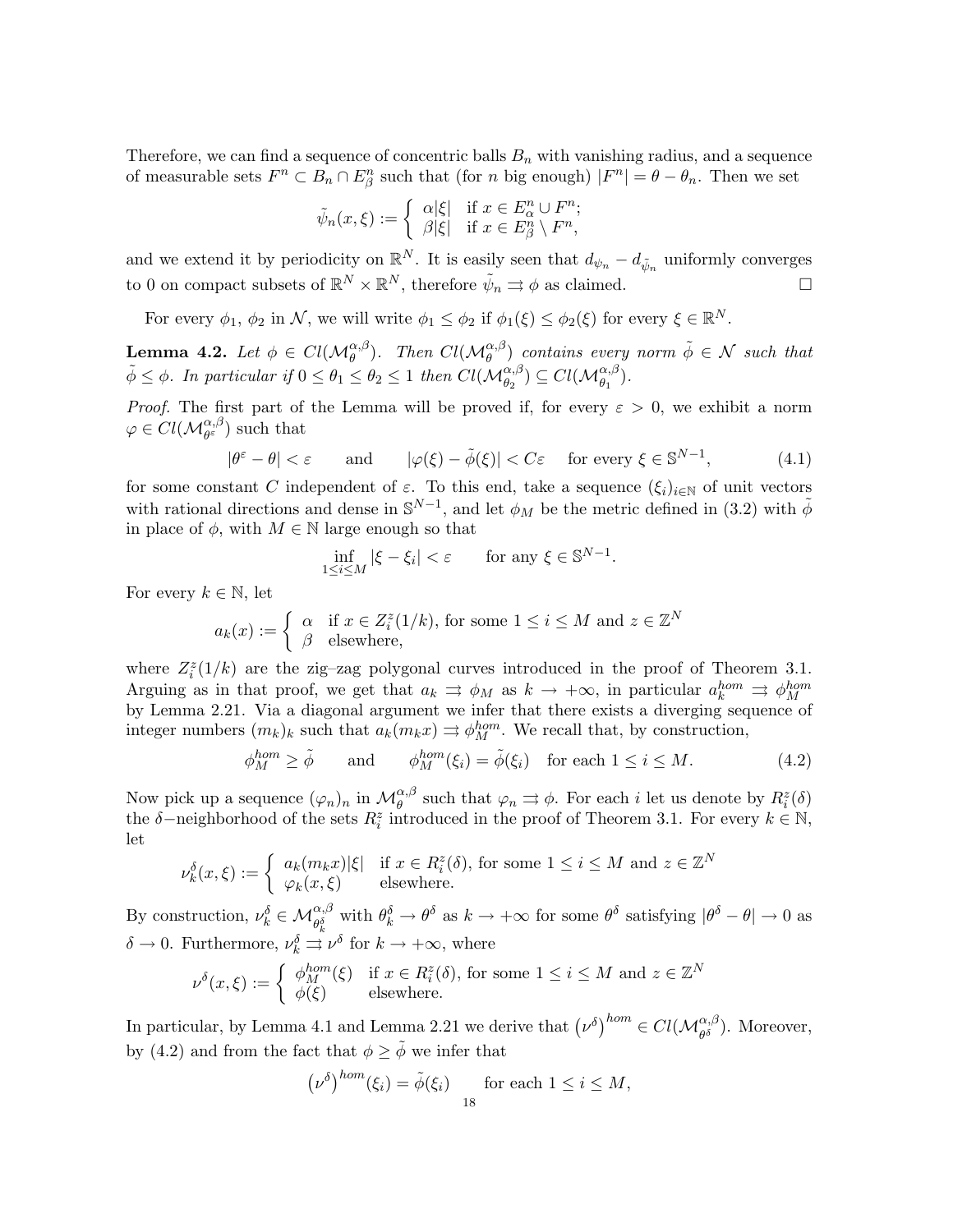Therefore, we can find a sequence of concentric balls $B_n$ with vanishing radius, and a sequence of measurable sets $F^n \subset B_n \cap E^n_\beta$ such that (for $n$ big enough) $|F^n| = \theta - \theta_n$. Then we set

$$\tilde{\psi}_n(x,\xi) := \begin{cases} \alpha|\xi| & \text{if } x \in E^n_\alpha \cup F^n; \\ \beta|\xi| & \text{if } x \in E^n_\beta \setminus F^n, \end{cases}$$

and we extend it by periodicity on $\mathbb{R}^N$. It is easily seen that $d_{\psi_n} - d_{\tilde{\psi}_n}$ uniformly converges to 0 on compact subsets of $\mathbb{R}^N \times \mathbb{R}^N$, therefore $\tilde{\psi}_n \rightrightarrows \phi$ as claimed. $\square$

For every $\phi_1$, $\phi_2$ in $\mathcal{N}$, we will write $\phi_1 \le \phi_2$ if $\phi_1(\xi) \le \phi_2(\xi)$ for every $\xi \in \mathbb{R}^N$.

**Lemma 4.2.** *Let $\phi \in Cl(\mathcal{M}^{\alpha,\beta}_\theta)$. Then $Cl(\mathcal{M}^{\alpha,\beta}_\theta)$ contains every norm $\tilde{\phi} \in \mathcal{N}$ such that $\tilde{\phi} \le \phi$. In particular if $0 \le \theta_1 \le \theta_2 \le 1$ then $Cl(\mathcal{M}^{\alpha,\beta}_{\theta_2}) \subseteq Cl(\mathcal{M}^{\alpha,\beta}_{\theta_1})$.*

*Proof.* The first part of the Lemma will be proved if, for every $\varepsilon > 0$, we exhibit a norm $\varphi \in Cl(\mathcal{M}^{\alpha,\beta}_{\theta^\varepsilon})$ such that

$$|\theta^\varepsilon - \theta| < \varepsilon \qquad \text{and} \qquad |\varphi(\xi) - \tilde{\phi}(\xi)| < C\varepsilon \quad \text{for every } \xi \in \mathbb{S}^{N-1}, \tag{4.1}$$

for some constant $C$ independent of $\varepsilon$. To this end, take a sequence $(\xi_i)_{i\in\mathbb{N}}$ of unit vectors with rational directions and dense in $\mathbb{S}^{N-1}$, and let $\phi_M$ be the metric defined in (3.2) with $\tilde{\phi}$ in place of $\phi$, with $M \in \mathbb{N}$ large enough so that

$$\inf_{1\le i\le M} |\xi - \xi_i| < \varepsilon \qquad \text{for any } \xi \in \mathbb{S}^{N-1}.$$

For every $k \in \mathbb{N}$, let

$$a_k(x) := \begin{cases} \alpha & \text{if } x \in Z^z_i(1/k), \text{ for some } 1 \le i \le M \text{ and } z \in \mathbb{Z}^N \\ \beta & \text{elsewhere,} \end{cases}$$

where $Z^z_i(1/k)$ are the zig–zag polygonal curves introduced in the proof of Theorem 3.1. Arguing as in that proof, we get that $a_k \rightrightarrows \phi_M$ as $k \to +\infty$, in particular $a^{hom}_k \rightrightarrows \phi^{hom}_M$ by Lemma 2.21. Via a diagonal argument we infer that there exists a diverging sequence of integer numbers $(m_k)_k$ such that $a_k(m_k x) \rightrightarrows \phi^{hom}_M$. We recall that, by construction,

$$\phi^{hom}_M \ge \tilde{\phi} \qquad \text{and} \qquad \phi^{hom}_M(\xi_i) = \tilde{\phi}(\xi_i) \quad \text{for each } 1 \le i \le M. \tag{4.2}$$

Now pick up a sequence $(\varphi_n)_n$ in $\mathcal{M}^{\alpha,\beta}_\theta$ such that $\varphi_n \rightrightarrows \phi$. For each $i$ let us denote by $R^z_i(\delta)$ the $\delta$−neighborhood of the sets $R^z_i$ introduced in the proof of Theorem 3.1. For every $k \in \mathbb{N}$, let

$$\nu^\delta_k(x,\xi) := \begin{cases} a_k(m_k x)|\xi| & \text{if } x \in R^z_i(\delta), \text{ for some } 1 \le i \le M \text{ and } z \in \mathbb{Z}^N \\ \varphi_k(x,\xi) & \text{elsewhere.} \end{cases}$$

By construction, $\nu^\delta_k \in \mathcal{M}^{\alpha,\beta}_{\theta^\delta_k}$ with $\theta^\delta_k \to \theta^\delta$ as $k \to +\infty$ for some $\theta^\delta$ satisfying $|\theta^\delta - \theta| \to 0$ as $\delta \to 0$. Furthermore, $\nu^\delta_k \rightrightarrows \nu^\delta$ for $k \to +\infty$, where

$$\nu^\delta(x,\xi) := \begin{cases} \phi^{hom}_M(\xi) & \text{if } x \in R^z_i(\delta), \text{ for some } 1 \le i \le M \text{ and } z \in \mathbb{Z}^N \\ \phi(\xi) & \text{elsewhere.} \end{cases}$$

In particular, by Lemma 4.1 and Lemma 2.21 we derive that $\left(\nu^\delta\right)^{hom} \in Cl(\mathcal{M}^{\alpha,\beta}_{\theta^\delta})$. Moreover, by (4.2) and from the fact that $\phi \ge \tilde{\phi}$ we infer that

$$\left(\nu^\delta\right)^{hom}(\xi_i) = \tilde{\phi}(\xi_i) \qquad \text{for each } 1 \le i \le M,$$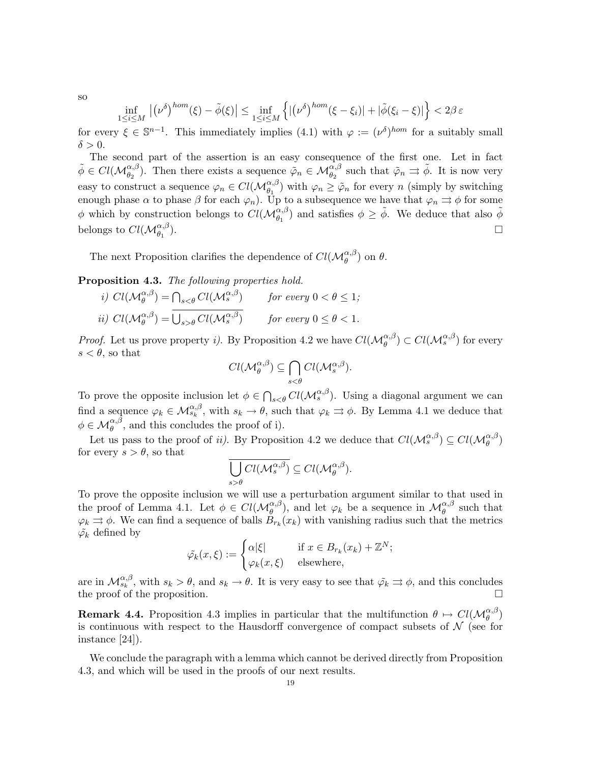so

$$\inf_{1\le i\le M} \left|\left(\nu^\delta\right)^{hom}(\xi) - \tilde\phi(\xi)\right| \le \inf_{1\le i\le M} \left\{ \left|\left(\nu^\delta\right)^{hom}(\xi-\xi_i)\right| + |\tilde\phi(\xi_i - \xi)| \right\} < 2\beta\,\varepsilon$$

for every $\xi \in \mathbb{S}^{n-1}$. This immediately implies (4.1) with $\varphi := (\nu^\delta)^{hom}$ for a suitably small $\delta > 0$.

The second part of the assertion is an easy consequence of the first one. Let in fact $\tilde\phi \in Cl(\mathcal{M}^{\alpha,\beta}_{\theta_2})$. Then there exists a sequence $\tilde\varphi_n \in \mathcal{M}^{\alpha,\beta}_{\theta_2}$ such that $\tilde\varphi_n \rightrightarrows \tilde\phi$. It is now very easy to construct a sequence $\varphi_n \in Cl(\mathcal{M}^{\alpha,\beta}_{\theta_1})$ with $\varphi_n \ge \tilde\varphi_n$ for every $n$ (simply by switching enough phase $\alpha$ to phase $\beta$ for each $\varphi_n$). Up to a subsequence we have that $\varphi_n \rightrightarrows \phi$ for some $\phi$ which by construction belongs to $Cl(\mathcal{M}^{\alpha,\beta}_{\theta_1})$ and satisfies $\phi \ge \tilde\phi$. We deduce that also $\tilde\phi$ belongs to $Cl(\mathcal{M}^{\alpha,\beta}_{\theta_1})$. $\square$

The next Proposition clarifies the dependence of $Cl(\mathcal{M}^{\alpha,\beta}_{\theta})$ on $\theta$.

**Proposition 4.3.** *The following properties hold.*

*i)* $Cl(\mathcal{M}^{\alpha,\beta}_{\theta}) = \bigcap_{s<\theta} Cl(\mathcal{M}^{\alpha,\beta}_{s})$ *for every* $0 < \theta \le 1$;

*ii)* $Cl(\mathcal{M}^{\alpha,\beta}_{\theta}) = \overline{\bigcup_{s>\theta} Cl(\mathcal{M}^{\alpha,\beta}_{s})}$ *for every* $0 \le \theta < 1$.

*Proof.* Let us prove property *i)*. By Proposition 4.2 we have $Cl(\mathcal{M}^{\alpha,\beta}_{\theta}) \subset Cl(\mathcal{M}^{\alpha,\beta}_{s})$ for every $s < \theta$, so that

$$Cl(\mathcal{M}^{\alpha,\beta}_{\theta}) \subseteq \bigcap_{s<\theta} Cl(\mathcal{M}^{\alpha,\beta}_{s}).$$

To prove the opposite inclusion let $\phi \in \bigcap_{s<\theta} Cl(\mathcal{M}^{\alpha,\beta}_{s})$. Using a diagonal argument we can find a sequence $\varphi_k \in \mathcal{M}^{\alpha,\beta}_{s_k}$, with $s_k \to \theta$, such that $\varphi_k \rightrightarrows \phi$. By Lemma 4.1 we deduce that $\phi \in \mathcal{M}^{\alpha,\beta}_{\theta}$, and this concludes the proof of i).

Let us pass to the proof of *ii)*. By Proposition 4.2 we deduce that $Cl(\mathcal{M}^{\alpha,\beta}_{s}) \subseteq Cl(\mathcal{M}^{\alpha,\beta}_{\theta})$ for every $s > \theta$, so that

$$\overline{\bigcup_{s>\theta} Cl(\mathcal{M}^{\alpha,\beta}_{s})} \subseteq Cl(\mathcal{M}^{\alpha,\beta}_{\theta}).$$

To prove the opposite inclusion we will use a perturbation argument similar to that used in the proof of Lemma 4.1. Let $\phi \in Cl(\mathcal{M}^{\alpha,\beta}_{\theta})$, and let $\varphi_k$ be a sequence in $\mathcal{M}^{\alpha,\beta}_{\theta}$ such that $\varphi_k \rightrightarrows \phi$. We can find a sequence of balls $B_{r_k}(x_k)$ with vanishing radius such that the metrics $\tilde\varphi_k$ defined by

$$\tilde\varphi_k(x,\xi) := \begin{cases} \alpha|\xi| & \text{if } x \in B_{r_k}(x_k) + \mathbb{Z}^N; \\ \varphi_k(x,\xi) & \text{elsewhere,} \end{cases}$$

are in $\mathcal{M}^{\alpha,\beta}_{s_k}$, with $s_k > \theta$, and $s_k \to \theta$. It is very easy to see that $\tilde\varphi_k \rightrightarrows \phi$, and this concludes the proof of the proposition. $\square$

**Remark 4.4.** Proposition 4.3 implies in particular that the multifunction $\theta \mapsto Cl(\mathcal{M}^{\alpha,\beta}_{\theta})$ is continuous with respect to the Hausdorff convergence of compact subsets of $\mathcal{N}$ (see for instance [24]).

We conclude the paragraph with a lemma which cannot be derived directly from Proposition 4.3, and which will be used in the proofs of our next results.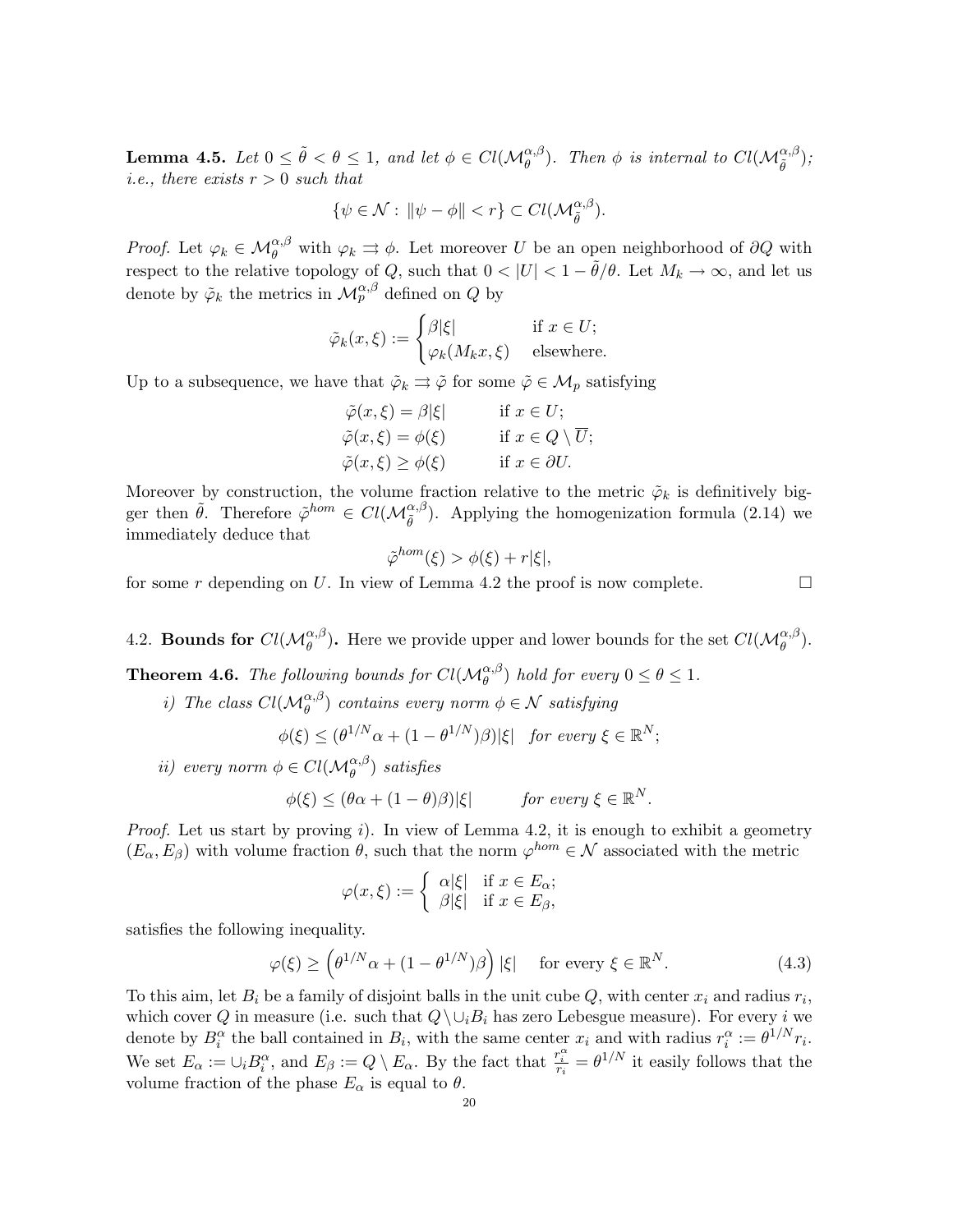**Lemma 4.5.** *Let $0 \le \tilde\theta < \theta \le 1$, and let $\phi \in Cl(\mathcal{M}^{\alpha,\beta}_\theta)$. Then $\phi$ is internal to $Cl(\mathcal{M}^{\alpha,\beta}_{\tilde\theta})$; i.e., there exists $r > 0$ such that*

$$\{\psi \in \mathcal{N} : \|\psi - \phi\| < r\} \subset Cl(\mathcal{M}^{\alpha,\beta}_{\tilde\theta}).$$

*Proof.* Let $\varphi_k \in \mathcal{M}^{\alpha,\beta}_\theta$ with $\varphi_k \rightrightarrows \phi$. Let moreover $U$ be an open neighborhood of $\partial Q$ with respect to the relative topology of $Q$, such that $0 < |U| < 1 - \tilde\theta/\theta$. Let $M_k \to \infty$, and let us denote by $\tilde\varphi_k$ the metrics in $\mathcal{M}^{\alpha,\beta}_p$ defined on $Q$ by

$$\tilde\varphi_k(x,\xi) := \begin{cases} \beta|\xi| & \text{if } x \in U; \\ \varphi_k(M_k x, \xi) & \text{elsewhere.} \end{cases}$$

Up to a subsequence, we have that $\tilde\varphi_k \rightrightarrows \tilde\varphi$ for some $\tilde\varphi \in \mathcal{M}_p$ satisfying

$$\begin{aligned} \tilde\varphi(x,\xi) &= \beta|\xi| && \text{if } x \in U; \\ \tilde\varphi(x,\xi) &= \phi(\xi) && \text{if } x \in Q \setminus \overline{U}; \\ \tilde\varphi(x,\xi) &\ge \phi(\xi) && \text{if } x \in \partial U. \end{aligned}$$

Moreover by construction, the volume fraction relative to the metric $\tilde\varphi_k$ is definitively bigger then $\tilde\theta$. Therefore $\tilde\varphi^{hom} \in Cl(\mathcal{M}^{\alpha,\beta}_{\tilde\theta})$. Applying the homogenization formula (2.14) we immediately deduce that

$$\tilde\varphi^{hom}(\xi) > \phi(\xi) + r|\xi|,$$

for some $r$ depending on $U$. In view of Lemma 4.2 the proof is now complete. $\square$

4.2. **Bounds for $Cl(\mathcal{M}^{\alpha,\beta}_\theta)$.** Here we provide upper and lower bounds for the set $Cl(\mathcal{M}^{\alpha,\beta}_\theta)$.

**Theorem 4.6.** *The following bounds for $Cl(\mathcal{M}^{\alpha,\beta}_\theta)$ hold for every $0 \le \theta \le 1$.*

*i) The class $Cl(\mathcal{M}^{\alpha,\beta}_\theta)$ contains every norm $\phi \in \mathcal{N}$ satisfying*

$$\phi(\xi) \le (\theta^{1/N}\alpha + (1 - \theta^{1/N})\beta)|\xi| \quad \textit{for every } \xi \in \mathbb{R}^N;$$

*ii) every norm $\phi \in Cl(\mathcal{M}^{\alpha,\beta}_\theta)$ satisfies*

$$\phi(\xi) \le (\theta\alpha + (1-\theta)\beta)|\xi| \qquad \textit{for every } \xi \in \mathbb{R}^N.$$

*Proof.* Let us start by proving *i)*. In view of Lemma 4.2, it is enough to exhibit a geometry $(E_\alpha, E_\beta)$ with volume fraction $\theta$, such that the norm $\varphi^{hom} \in \mathcal{N}$ associated with the metric

$$\varphi(x,\xi) := \begin{cases} \alpha|\xi| & \text{if } x \in E_\alpha; \\ \beta|\xi| & \text{if } x \in E_\beta, \end{cases}$$

satisfies the following inequality.

$$\varphi(\xi) \ge \left(\theta^{1/N}\alpha + (1 - \theta^{1/N})\beta\right)|\xi| \quad \text{ for every } \xi \in \mathbb{R}^N. \tag{4.3}$$

To this aim, let $B_i$ be a family of disjoint balls in the unit cube $Q$, with center $x_i$ and radius $r_i$, which cover $Q$ in measure (i.e. such that $Q \setminus \cup_i B_i$ has zero Lebesgue measure). For every $i$ we denote by $B_i^\alpha$ the ball contained in $B_i$, with the same center $x_i$ and with radius $r_i^\alpha := \theta^{1/N} r_i$. We set $E_\alpha := \cup_i B_i^\alpha$, and $E_\beta := Q \setminus E_\alpha$. By the fact that $\frac{r_i^\alpha}{r_i} = \theta^{1/N}$ it easily follows that the volume fraction of the phase $E_\alpha$ is equal to $\theta$.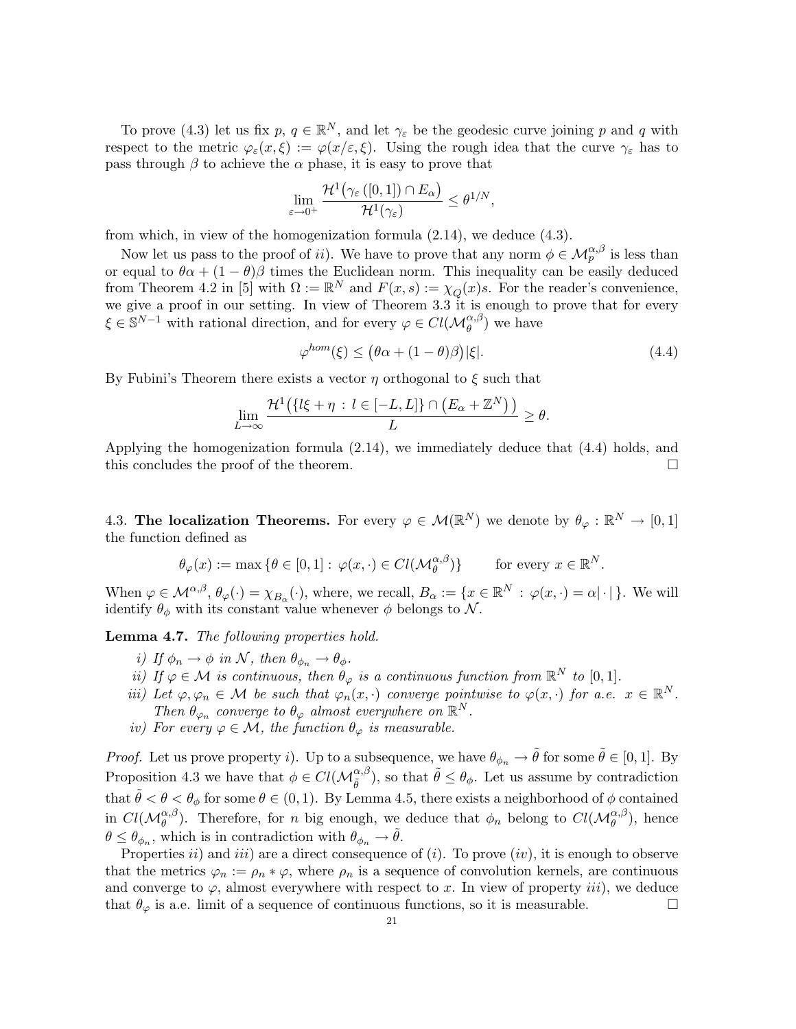To prove (4.3) let us fix $p,\, q \in \mathbb{R}^N$, and let $\gamma_\varepsilon$ be the geodesic curve joining $p$ and $q$ with respect to the metric $\varphi_\varepsilon(x,\xi) := \varphi(x/\varepsilon, \xi)$. Using the rough idea that the curve $\gamma_\varepsilon$ has to pass through $\beta$ to achieve the $\alpha$ phase, it is easy to prove that

$$\lim_{\varepsilon\to 0^+} \frac{\mathcal{H}^1\big(\gamma_\varepsilon\,([0,1]) \cap E_\alpha\big)}{\mathcal{H}^1(\gamma_\varepsilon)} \le \theta^{1/N},$$

from which, in view of the homogenization formula (2.14), we deduce (4.3).

Now let us pass to the proof of *ii*). We have to prove that any norm $\phi \in \mathcal{M}_p^{\alpha,\beta}$ is less than or equal to $\theta\alpha + (1-\theta)\beta$ times the Euclidean norm. This inequality can be easily deduced from Theorem 4.2 in [5] with $\Omega := \mathbb{R}^N$ and $F(x,s) := \chi_Q(x)s$. For the reader's convenience, we give a proof in our setting. In view of Theorem 3.3 it is enough to prove that for every $\xi \in \mathbb{S}^{N-1}$ with rational direction, and for every $\varphi \in Cl(\mathcal{M}_\theta^{\alpha,\beta})$ we have

$$\varphi^{hom}(\xi) \le \big(\theta\alpha + (1-\theta)\beta\big)|\xi|. \tag{4.4}$$

By Fubini's Theorem there exists a vector $\eta$ orthogonal to $\xi$ such that

$$\lim_{L\to\infty} \frac{\mathcal{H}^1\big(\{l\xi + \eta \,:\, l \in [-L,L]\} \cap \big(E_\alpha + \mathbb{Z}^N\big)\big)}{L} \ge \theta.$$

Applying the homogenization formula (2.14), we immediately deduce that (4.4) holds, and this concludes the proof of the theorem. $\square$

## 4.3. **The localization Theorems.**

For every $\varphi \in \mathcal{M}(\mathbb{R}^N)$ we denote by $\theta_\varphi : \mathbb{R}^N \to [0,1]$ the function defined as

$$\theta_\varphi(x) := \max\{\theta \in [0,1] :\, \varphi(x,\cdot) \in Cl(\mathcal{M}_\theta^{\alpha,\beta})\} \qquad \text{for every } x \in \mathbb{R}^N.$$

When $\varphi \in \mathcal{M}^{\alpha,\beta}$, $\theta_\varphi(\cdot) = \chi_{B_\alpha}(\cdot)$, where, we recall, $B_\alpha := \{x \in \mathbb{R}^N \,:\, \varphi(x,\cdot) = \alpha|\cdot|\,\}$. We will identify $\theta_\phi$ with its constant value whenever $\phi$ belongs to $\mathcal{N}$.

**Lemma 4.7.** *The following properties hold.*

*i) If $\phi_n \to \phi$ in $\mathcal{N}$, then $\theta_{\phi_n} \to \theta_\phi$.*

*ii) If $\varphi \in \mathcal{M}$ is continuous, then $\theta_\varphi$ is a continuous function from $\mathbb{R}^N$ to $[0,1]$.*

*iii) Let $\varphi, \varphi_n \in \mathcal{M}$ be such that $\varphi_n(x,\cdot)$ converge pointwise to $\varphi(x,\cdot)$ for a.e. $x \in \mathbb{R}^N$. Then $\theta_{\varphi_n}$ converge to $\theta_\varphi$ almost everywhere on $\mathbb{R}^N$.*

*iv) For every $\varphi \in \mathcal{M}$, the function $\theta_\varphi$ is measurable.*

*Proof.* Let us prove property *i*). Up to a subsequence, we have $\theta_{\phi_n} \to \tilde\theta$ for some $\tilde\theta \in [0,1]$. By Proposition 4.3 we have that $\phi \in Cl(\mathcal{M}_{\tilde\theta}^{\alpha,\beta})$, so that $\tilde\theta \le \theta_\phi$. Let us assume by contradiction that $\tilde\theta < \theta < \theta_\phi$ for some $\theta \in (0,1)$. By Lemma 4.5, there exists a neighborhood of $\phi$ contained in $Cl(\mathcal{M}_\theta^{\alpha,\beta})$. Therefore, for $n$ big enough, we deduce that $\phi_n$ belong to $Cl(\mathcal{M}_\theta^{\alpha,\beta})$, hence $\theta \le \theta_{\phi_n}$, which is in contradiction with $\theta_{\phi_n} \to \tilde\theta$.

Properties *ii*) and *iii*) are a direct consequence of (*i*). To prove (*iv*), it is enough to observe that the metrics $\varphi_n := \rho_n * \varphi$, where $\rho_n$ is a sequence of convolution kernels, are continuous and converge to $\varphi$, almost everywhere with respect to $x$. In view of property *iii*), we deduce that $\theta_\varphi$ is a.e. limit of a sequence of continuous functions, so it is measurable. $\square$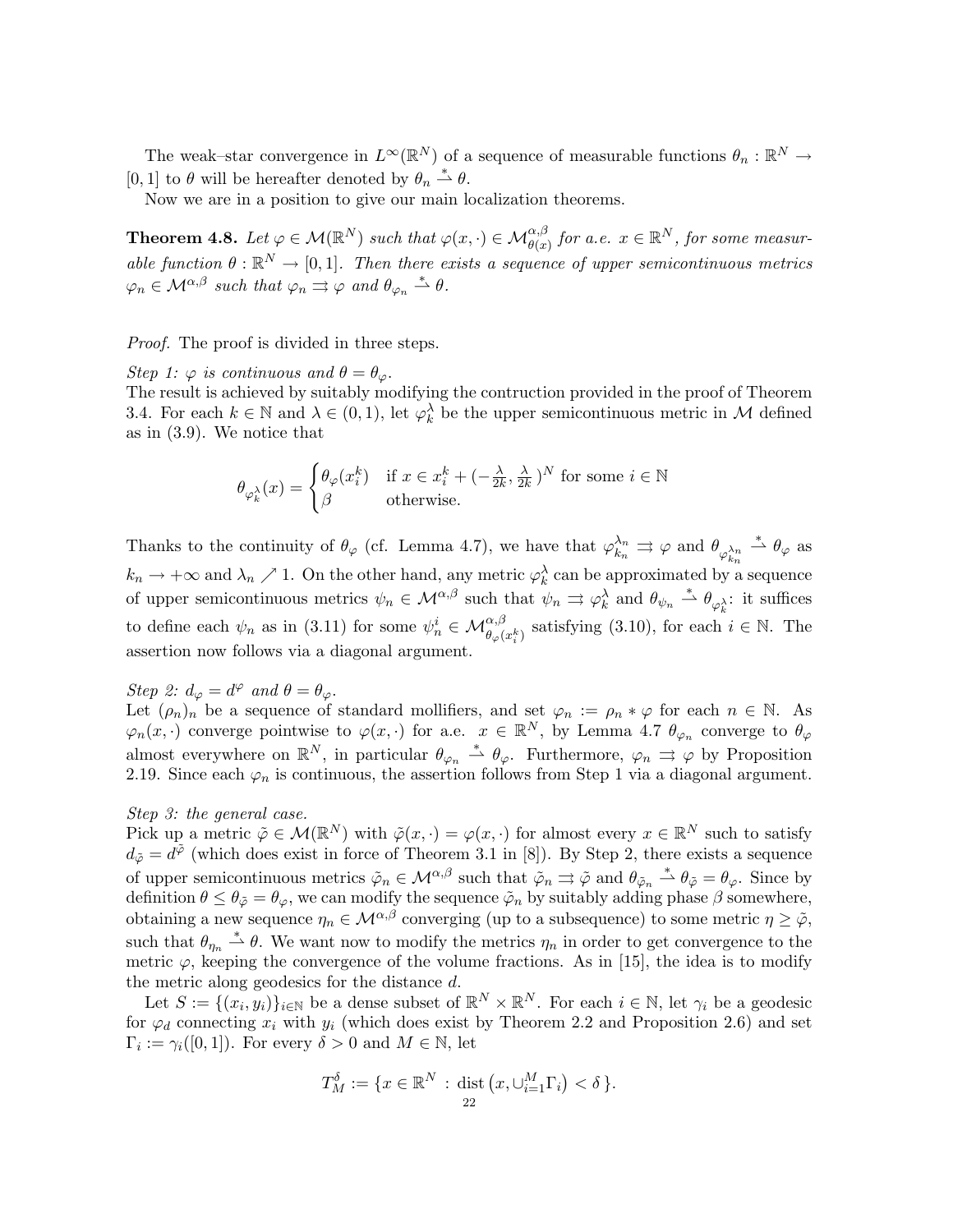The weak–star convergence in $L^\infty(\mathbb{R}^N)$ of a sequence of measurable functions $\theta_n : \mathbb{R}^N \to [0,1]$ to $\theta$ will be hereafter denoted by $\theta_n \overset{*}{\rightharpoonup} \theta$.

Now we are in a position to give our main localization theorems.

**Theorem 4.8.** *Let $\varphi \in \mathcal{M}(\mathbb{R}^N)$ such that $\varphi(x,\cdot) \in \mathcal{M}^{\alpha,\beta}_{\theta(x)}$ for a.e. $x \in \mathbb{R}^N$, for some measurable function $\theta : \mathbb{R}^N \to [0,1]$. Then there exists a sequence of upper semicontinuous metrics $\varphi_n \in \mathcal{M}^{\alpha,\beta}$ such that $\varphi_n \rightrightarrows \varphi$ and $\theta_{\varphi_n} \overset{*}{\rightharpoonup} \theta$.*

*Proof.* The proof is divided in three steps.

*Step 1: $\varphi$ is continuous and $\theta = \theta_\varphi$.*
The result is achieved by suitably modifying the contruction provided in the proof of Theorem 3.4. For each $k \in \mathbb{N}$ and $\lambda \in (0,1)$, let $\varphi_k^\lambda$ be the upper semicontinuous metric in $\mathcal{M}$ defined as in (3.9). We notice that

$$\theta_{\varphi_k^\lambda}(x) = \begin{cases} \theta_\varphi(x_i^k) & \text{if } x \in x_i^k + (-\frac{\lambda}{2k}, \frac{\lambda}{2k})^N \text{ for some } i \in \mathbb{N} \\ \beta & \text{otherwise.} \end{cases}$$

Thanks to the continuity of $\theta_\varphi$ (cf. Lemma 4.7), we have that $\varphi_{k_n}^{\lambda_n} \rightrightarrows \varphi$ and $\theta_{\varphi_{k_n}^{\lambda_n}} \overset{*}{\rightharpoonup} \theta_\varphi$ as $k_n \to +\infty$ and $\lambda_n \nearrow 1$. On the other hand, any metric $\varphi_k^\lambda$ can be approximated by a sequence of upper semicontinuous metrics $\psi_n \in \mathcal{M}^{\alpha,\beta}$ such that $\psi_n \rightrightarrows \varphi_k^\lambda$ and $\theta_{\psi_n} \overset{*}{\rightharpoonup} \theta_{\varphi_k^\lambda}$: it suffices to define each $\psi_n$ as in (3.11) for some $\psi_n^i \in \mathcal{M}^{\alpha,\beta}_{\theta_\varphi(x_i^k)}$ satisfying (3.10), for each $i \in \mathbb{N}$. The assertion now follows via a diagonal argument.

*Step 2: $d_\varphi = d^\varphi$ and $\theta = \theta_\varphi$.*
Let $(\rho_n)_n$ be a sequence of standard mollifiers, and set $\varphi_n := \rho_n * \varphi$ for each $n \in \mathbb{N}$. As $\varphi_n(x,\cdot)$ converge pointwise to $\varphi(x,\cdot)$ for a.e. $x \in \mathbb{R}^N$, by Lemma 4.7 $\theta_{\varphi_n}$ converge to $\theta_\varphi$ almost everywhere on $\mathbb{R}^N$, in particular $\theta_{\varphi_n} \overset{*}{\rightharpoonup} \theta_\varphi$. Furthermore, $\varphi_n \rightrightarrows \varphi$ by Proposition 2.19. Since each $\varphi_n$ is continuous, the assertion follows from Step 1 via a diagonal argument.

*Step 3: the general case.*
Pick up a metric $\tilde\varphi \in \mathcal{M}(\mathbb{R}^N)$ with $\tilde\varphi(x,\cdot) = \varphi(x,\cdot)$ for almost every $x \in \mathbb{R}^N$ such to satisfy $d_{\tilde\varphi} = d^{\tilde\varphi}$ (which does exist in force of Theorem 3.1 in [8]). By Step 2, there exists a sequence of upper semicontinuous metrics $\tilde\varphi_n \in \mathcal{M}^{\alpha,\beta}$ such that $\tilde\varphi_n \rightrightarrows \tilde\varphi$ and $\theta_{\tilde\varphi_n} \overset{*}{\rightharpoonup} \theta_{\tilde\varphi} = \theta_\varphi$. Since by definition $\theta \le \theta_{\tilde\varphi} = \theta_\varphi$, we can modify the sequence $\tilde\varphi_n$ by suitably adding phase $\beta$ somewhere, obtaining a new sequence $\eta_n \in \mathcal{M}^{\alpha,\beta}$ converging (up to a subsequence) to some metric $\eta \ge \tilde\varphi$, such that $\theta_{\eta_n} \overset{*}{\rightharpoonup} \theta$. We want now to modify the metrics $\eta_n$ in order to get convergence to the metric $\varphi$, keeping the convergence of the volume fractions. As in [15], the idea is to modify the metric along geodesics for the distance $d$.

Let $S := \{(x_i, y_i)\}_{i\in\mathbb{N}}$ be a dense subset of $\mathbb{R}^N \times \mathbb{R}^N$. For each $i \in \mathbb{N}$, let $\gamma_i$ be a geodesic for $\varphi_d$ connecting $x_i$ with $y_i$ (which does exist by Theorem 2.2 and Proposition 2.6) and set $\Gamma_i := \gamma_i([0,1])$. For every $\delta > 0$ and $M \in \mathbb{N}$, let

$$T_M^\delta := \{x \in \mathbb{R}^N : \operatorname{dist}\left(x, \cup_{i=1}^M \Gamma_i\right) < \delta\}.$$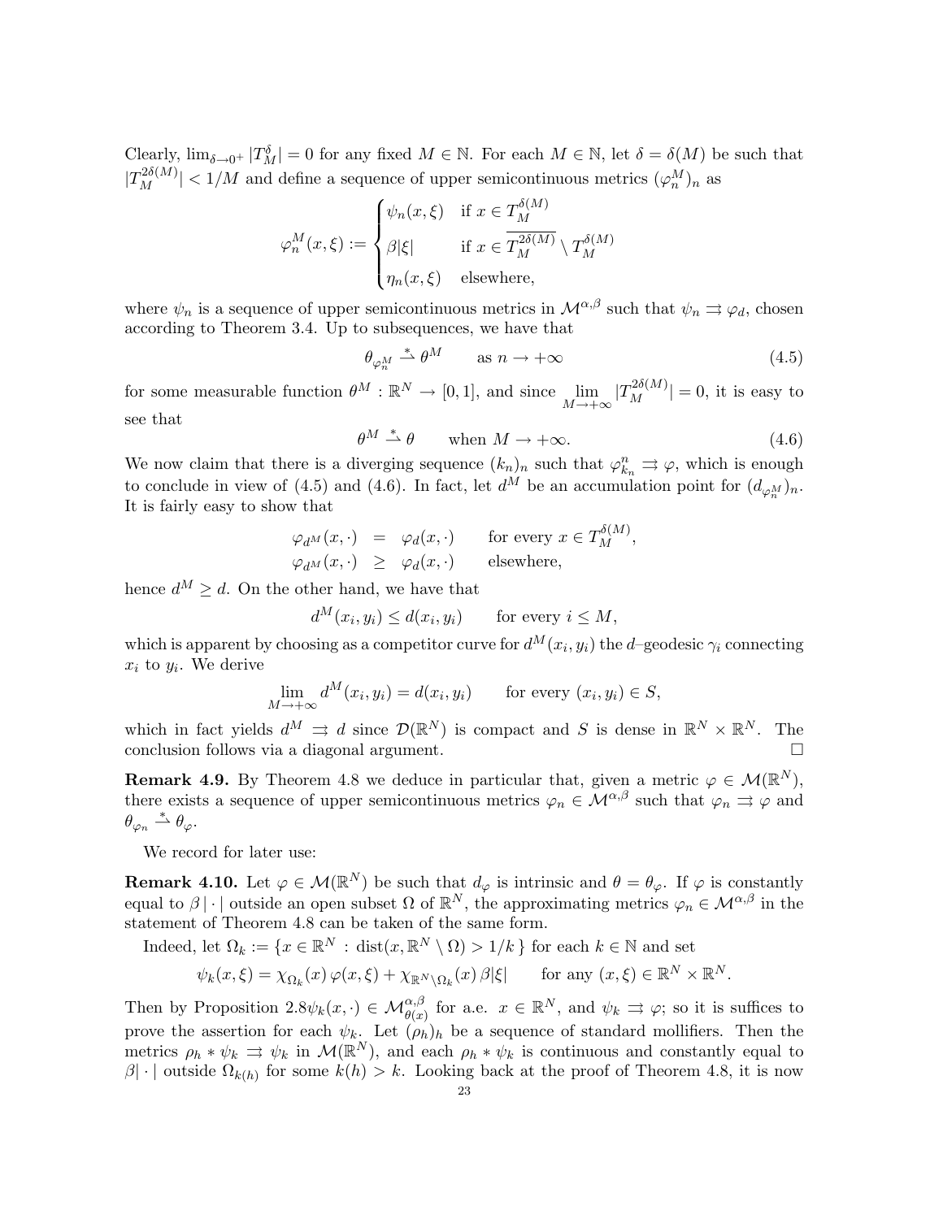Clearly, $\lim_{\delta \to 0^+} |T_M^\delta| = 0$ for any fixed $M \in \mathbb{N}$. For each $M \in \mathbb{N}$, let $\delta = \delta(M)$ be such that $|T_M^{2\delta(M)}| < 1/M$ and define a sequence of upper semicontinuous metrics $(\varphi_n^M)_n$ as

$$\varphi_n^M(x,\xi) := \begin{cases} \psi_n(x,\xi) & \text{if } x \in T_M^{\delta(M)} \\ \beta|\xi| & \text{if } x \in \overline{T_M^{2\delta(M)}} \setminus T_M^{\delta(M)} \\ \eta_n(x,\xi) & \text{elsewhere,} \end{cases}$$

where $\psi_n$ is a sequence of upper semicontinuous metrics in $\mathcal{M}^{\alpha,\beta}$ such that $\psi_n \rightrightarrows \varphi_d$, chosen according to Theorem 3.4. Up to subsequences, we have that

$$\theta_{\varphi_n^M} \overset{*}{\rightharpoonup} \theta^M \qquad \text{as } n \to +\infty \tag{4.5}$$

for some measurable function $\theta^M : \mathbb{R}^N \to [0,1]$, and since $\lim_{M \to +\infty} |T_M^{2\delta(M)}| = 0$, it is easy to see that

$$\theta^M \overset{*}{\rightharpoonup} \theta \qquad \text{when } M \to +\infty. \tag{4.6}$$

We now claim that there is a diverging sequence $(k_n)_n$ such that $\varphi_{k_n}^n \rightrightarrows \varphi$, which is enough to conclude in view of (4.5) and (4.6). In fact, let $d^M$ be an accumulation point for $(d_{\varphi_n^M})_n$. It is fairly easy to show that

$$\begin{aligned} \varphi_{d^M}(x,\cdot) &= \varphi_d(x,\cdot) \qquad \text{for every } x \in T_M^{\delta(M)}, \\ \varphi_{d^M}(x,\cdot) &\geq \varphi_d(x,\cdot) \qquad \text{elsewhere,} \end{aligned}$$

hence $d^M \geq d$. On the other hand, we have that

$$d^M(x_i,y_i) \leq d(x_i,y_i) \qquad \text{for every } i \leq M,$$

which is apparent by choosing as a competitor curve for $d^M(x_i,y_i)$ the $d$–geodesic $\gamma_i$ connecting $x_i$ to $y_i$. We derive

$$\lim_{M \to +\infty} d^M(x_i,y_i) = d(x_i,y_i) \qquad \text{for every } (x_i,y_i) \in S,$$

which in fact yields $d^M \rightrightarrows d$ since $\mathcal{D}(\mathbb{R}^N)$ is compact and $S$ is dense in $\mathbb{R}^N \times \mathbb{R}^N$. The conclusion follows via a diagonal argument. □

**Remark 4.9.** By Theorem 4.8 we deduce in particular that, given a metric $\varphi \in \mathcal{M}(\mathbb{R}^N)$, there exists a sequence of upper semicontinuous metrics $\varphi_n \in \mathcal{M}^{\alpha,\beta}$ such that $\varphi_n \rightrightarrows \varphi$ and $\theta_{\varphi_n} \overset{*}{\rightharpoonup} \theta_\varphi$.

We record for later use:

**Remark 4.10.** Let $\varphi \in \mathcal{M}(\mathbb{R}^N)$ be such that $d_\varphi$ is intrinsic and $\theta = \theta_\varphi$. If $\varphi$ is constantly equal to $\beta\,|\cdot|$ outside an open subset $\Omega$ of $\mathbb{R}^N$, the approximating metrics $\varphi_n \in \mathcal{M}^{\alpha,\beta}$ in the statement of Theorem 4.8 can be taken of the same form.

Indeed, let $\Omega_k := \{x \in \mathbb{R}^N \,:\, \mathrm{dist}(x, \mathbb{R}^N \setminus \Omega) > 1/k\}$ for each $k \in \mathbb{N}$ and set

$$\psi_k(x,\xi) = \chi_{\Omega_k}(x)\,\varphi(x,\xi) + \chi_{\mathbb{R}^N \setminus \Omega_k}(x)\,\beta|\xi| \qquad \text{for any } (x,\xi) \in \mathbb{R}^N \times \mathbb{R}^N.$$

Then by Proposition 2.8$\psi_k(x,\cdot) \in \mathcal{M}^{\alpha,\beta}_{\theta(x)}$ for a.e. $x \in \mathbb{R}^N$, and $\psi_k \rightrightarrows \varphi$; so it is suffices to prove the assertion for each $\psi_k$. Let $(\rho_h)_h$ be a sequence of standard mollifiers. Then the metrics $\rho_h * \psi_k \rightrightarrows \psi_k$ in $\mathcal{M}(\mathbb{R}^N)$, and each $\rho_h * \psi_k$ is continuous and constantly equal to $\beta|\cdot|$ outside $\Omega_{k(h)}$ for some $k(h) > k$. Looking back at the proof of Theorem 4.8, it is now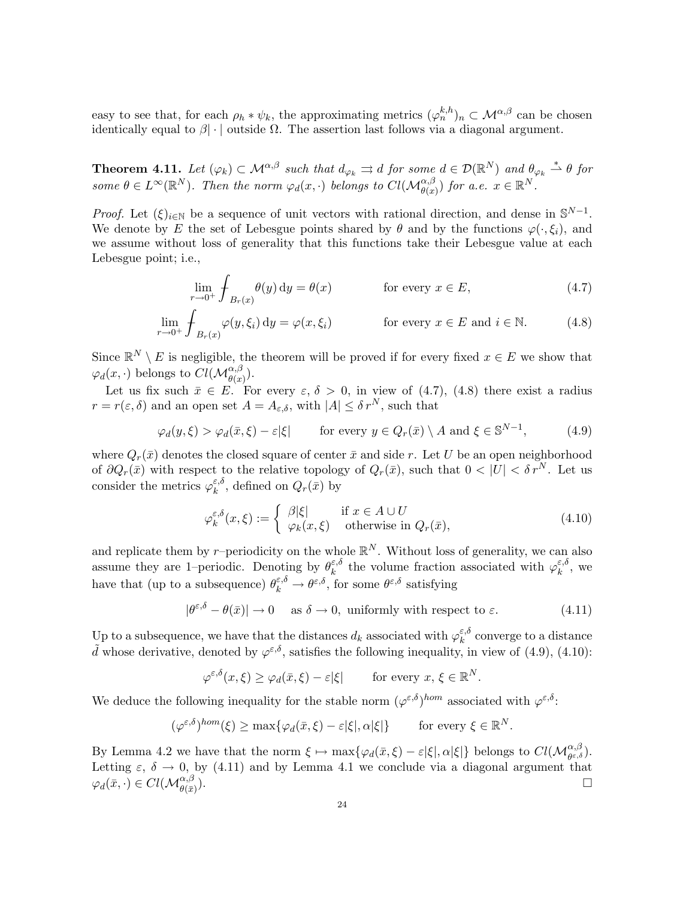easy to see that, for each $\rho_h * \psi_k$, the approximating metrics $(\varphi_n^{k,h})_n \subset \mathcal{M}^{\alpha,\beta}$ can be chosen identically equal to $\beta|\cdot|$ outside $\Omega$. The assertion last follows via a diagonal argument.

**Theorem 4.11.** *Let $(\varphi_k) \subset \mathcal{M}^{\alpha,\beta}$ such that $d_{\varphi_k} \rightrightarrows d$ for some $d \in \mathcal{D}(\mathbb{R}^N)$ and $\theta_{\varphi_k} \stackrel{*}{\rightharpoonup} \theta$ for some $\theta \in L^\infty(\mathbb{R}^N)$. Then the norm $\varphi_d(x,\cdot)$ belongs to $Cl(\mathcal{M}^{\alpha,\beta}_{\theta(x)})$ for a.e. $x \in \mathbb{R}^N$.*

*Proof.* Let $(\xi)_{i\in\mathbb{N}}$ be a sequence of unit vectors with rational direction, and dense in $\mathbb{S}^{N-1}$. We denote by $E$ the set of Lebesgue points shared by $\theta$ and by the functions $\varphi(\cdot,\xi_i)$, and we assume without loss of generality that this functions take their Lebesgue value at each Lebesgue point; i.e.,

$$\lim_{r\to 0^+} \fint_{B_r(x)} \theta(y)\,\mathrm{d}y = \theta(x) \qquad\qquad \text{for every } x \in E, \tag{4.7}$$

$$\lim_{r\to 0^+} \fint_{B_r(x)} \varphi(y,\xi_i)\,\mathrm{d}y = \varphi(x,\xi_i) \qquad\qquad \text{for every } x \in E \text{ and } i \in \mathbb{N}. \tag{4.8}$$

Since $\mathbb{R}^N \setminus E$ is negligible, the theorem will be proved if for every fixed $x \in E$ we show that $\varphi_d(x,\cdot)$ belongs to $Cl(\mathcal{M}^{\alpha,\beta}_{\theta(x)})$.

Let us fix such $\bar{x} \in E$. For every $\varepsilon, \delta > 0$, in view of (4.7), (4.8) there exist a radius $r = r(\varepsilon,\delta)$ and an open set $A = A_{\varepsilon,\delta}$, with $|A| \le \delta\, r^N$, such that

$$\varphi_d(y,\xi) > \varphi_d(\bar{x},\xi) - \varepsilon|\xi| \qquad \text{for every } y \in Q_r(\bar{x}) \setminus A \text{ and } \xi \in \mathbb{S}^{N-1}, \tag{4.9}$$

where $Q_r(\bar{x})$ denotes the closed square of center $\bar{x}$ and side $r$. Let $U$ be an open neighborhood of $\partial Q_r(\bar{x})$ with respect to the relative topology of $Q_r(\bar{x})$, such that $0 < |U| < \delta\, r^N$. Let us consider the metrics $\varphi_k^{\varepsilon,\delta}$, defined on $Q_r(\bar{x})$ by

$$\varphi_k^{\varepsilon,\delta}(x,\xi) := \begin{cases} \beta|\xi| & \text{if } x \in A \cup U \\ \varphi_k(x,\xi) & \text{otherwise in } Q_r(\bar{x}), \end{cases} \tag{4.10}$$

and replicate them by $r$–periodicity on the whole $\mathbb{R}^N$. Without loss of generality, we can also assume they are 1–periodic. Denoting by $\theta_k^{\varepsilon,\delta}$ the volume fraction associated with $\varphi_k^{\varepsilon,\delta}$, we have that (up to a subsequence) $\theta_k^{\varepsilon,\delta} \to \theta^{\varepsilon,\delta}$, for some $\theta^{\varepsilon,\delta}$ satisfying

$$|\theta^{\varepsilon,\delta} - \theta(\bar{x})| \to 0 \quad \text{ as } \delta \to 0, \text{ uniformly with respect to } \varepsilon. \tag{4.11}$$

Up to a subsequence, we have that the distances $d_k$ associated with $\varphi_k^{\varepsilon,\delta}$ converge to a distance $\tilde{d}$ whose derivative, denoted by $\varphi^{\varepsilon,\delta}$, satisfies the following inequality, in view of (4.9), (4.10):

$$\varphi^{\varepsilon,\delta}(x,\xi) \ge \varphi_d(\bar{x},\xi) - \varepsilon|\xi| \qquad \text{for every } x,\, \xi \in \mathbb{R}^N.$$

We deduce the following inequality for the stable norm $(\varphi^{\varepsilon,\delta})^{hom}$ associated with $\varphi^{\varepsilon,\delta}$:

$$(\varphi^{\varepsilon,\delta})^{hom}(\xi) \ge \max\{\varphi_d(\bar{x},\xi) - \varepsilon|\xi|, \alpha|\xi|\} \qquad \text{for every } \xi \in \mathbb{R}^N.$$

By Lemma 4.2 we have that the norm $\xi \mapsto \max\{\varphi_d(\bar{x},\xi) - \varepsilon|\xi|, \alpha|\xi|\}$ belongs to $Cl(\mathcal{M}^{\alpha,\beta}_{\theta^{\varepsilon,\delta}})$. Letting $\varepsilon,\ \delta \to 0$, by (4.11) and by Lemma 4.1 we conclude via a diagonal argument that $\varphi_d(\bar{x},\cdot) \in Cl(\mathcal{M}^{\alpha,\beta}_{\theta(\bar{x})})$. $\square$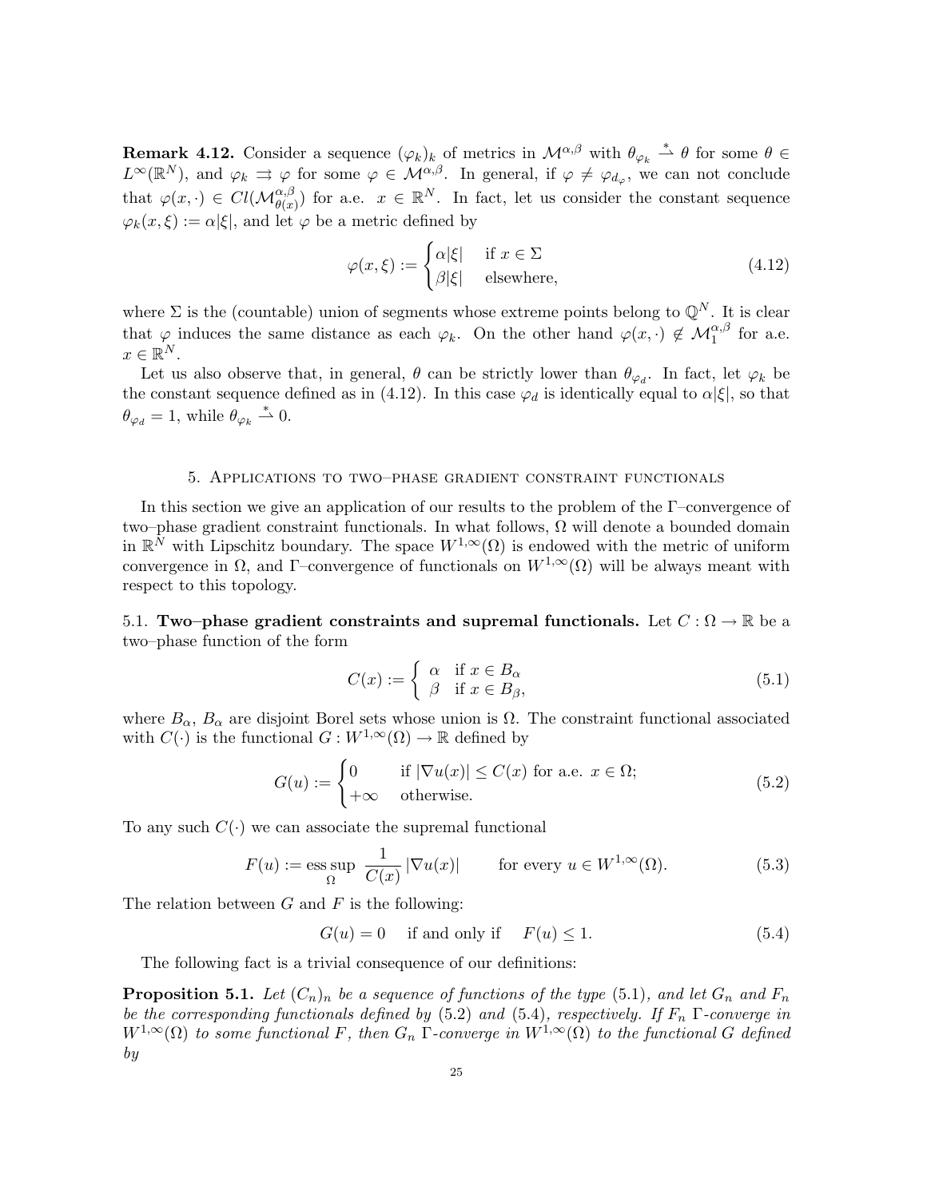**Remark 4.12.** Consider a sequence $(\varphi_k)_k$ of metrics in $\mathcal{M}^{\alpha,\beta}$ with $\theta_{\varphi_k} \overset{*}{\rightharpoonup} \theta$ for some $\theta \in L^\infty(\mathbb{R}^N)$, and $\varphi_k \rightrightarrows \varphi$ for some $\varphi \in \mathcal{M}^{\alpha,\beta}$. In general, if $\varphi \neq \varphi_{d_\varphi}$, we can not conclude that $\varphi(x,\cdot) \in Cl(\mathcal{M}^{\alpha,\beta}_{\theta(x)})$ for a.e. $x \in \mathbb{R}^N$. In fact, let us consider the constant sequence $\varphi_k(x,\xi) := \alpha|\xi|$, and let $\varphi$ be a metric defined by

$$\varphi(x,\xi) := \begin{cases} \alpha|\xi| & \text{if } x \in \Sigma \\ \beta|\xi| & \text{elsewhere,} \end{cases} \tag{4.12}$$

where $\Sigma$ is the (countable) union of segments whose extreme points belong to $\mathbb{Q}^N$. It is clear that $\varphi$ induces the same distance as each $\varphi_k$. On the other hand $\varphi(x,\cdot) \notin \mathcal{M}^{\alpha,\beta}_1$ for a.e. $x \in \mathbb{R}^N$.

Let us also observe that, in general, $\theta$ can be strictly lower than $\theta_{\varphi_d}$. In fact, let $\varphi_k$ be the constant sequence defined as in (4.12). In this case $\varphi_d$ is identically equal to $\alpha|\xi|$, so that $\theta_{\varphi_d} = 1$, while $\theta_{\varphi_k} \overset{*}{\rightharpoonup} 0$.

## 5. Applications to two–phase gradient constraint functionals

In this section we give an application of our results to the problem of the $\Gamma$–convergence of two–phase gradient constraint functionals. In what follows, $\Omega$ will denote a bounded domain in $\mathbb{R}^N$ with Lipschitz boundary. The space $W^{1,\infty}(\Omega)$ is endowed with the metric of uniform convergence in $\Omega$, and $\Gamma$–convergence of functionals on $W^{1,\infty}(\Omega)$ will be always meant with respect to this topology.

**5.1. Two–phase gradient constraints and supremal functionals.** Let $C : \Omega \to \mathbb{R}$ be a two–phase function of the form

$$C(x) := \begin{cases} \alpha & \text{if } x \in B_\alpha \\ \beta & \text{if } x \in B_\beta, \end{cases} \tag{5.1}$$

where $B_\alpha$, $B_\alpha$ are disjoint Borel sets whose union is $\Omega$. The constraint functional associated with $C(\cdot)$ is the functional $G : W^{1,\infty}(\Omega) \to \mathbb{R}$ defined by

$$G(u) := \begin{cases} 0 & \text{if } |\nabla u(x)| \le C(x) \text{ for a.e. } x \in \Omega; \\ +\infty & \text{otherwise.} \end{cases} \tag{5.2}$$

To any such $C(\cdot)$ we can associate the supremal functional

$$F(u) := \operatorname*{ess\,sup}_{\Omega} \ \frac{1}{C(x)} |\nabla u(x)| \qquad \text{for every } u \in W^{1,\infty}(\Omega). \tag{5.3}$$

The relation between $G$ and $F$ is the following:

$$G(u) = 0 \quad \text{ if and only if } \quad F(u) \le 1. \tag{5.4}$$

The following fact is a trivial consequence of our definitions:

**Proposition 5.1.** *Let $(C_n)_n$ be a sequence of functions of the type (5.1), and let $G_n$ and $F_n$ be the corresponding functionals defined by (5.2) and (5.4), respectively. If $F_n$ $\Gamma$-converge in $W^{1,\infty}(\Omega)$ to some functional $F$, then $G_n$ $\Gamma$-converge in $W^{1,\infty}(\Omega)$ to the functional $G$ defined by*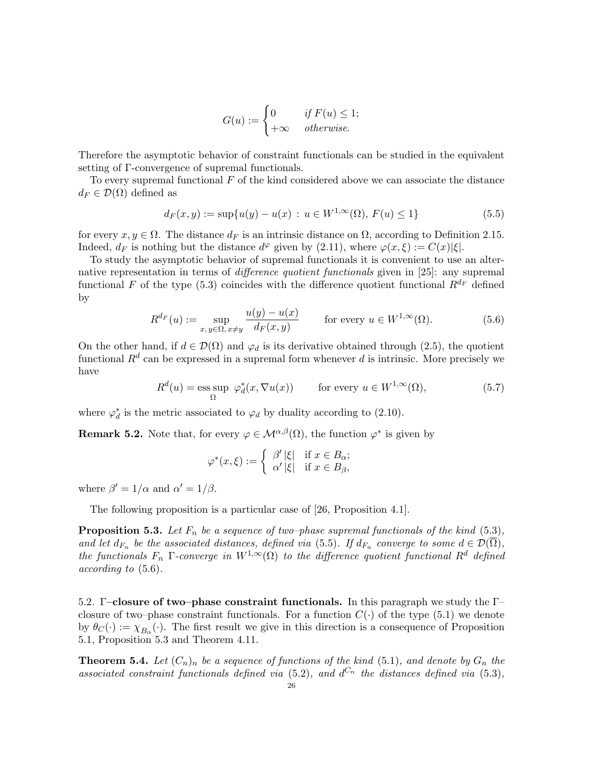$$G(u) := \begin{cases} 0 & \textit{if } F(u) \leq 1; \\ +\infty & \textit{otherwise.} \end{cases}$$

Therefore the asymptotic behavior of constraint functionals can be studied in the equivalent setting of Γ-convergence of supremal functionals.

To every supremal functional $F$ of the kind considered above we can associate the distance $d_F \in \mathcal{D}(\Omega)$ defined as

$$d_F(x,y) := \sup\{u(y) - u(x) \,:\, u \in W^{1,\infty}(\Omega),\, F(u) \leq 1\} \tag{5.5}$$

for every $x, y \in \Omega$. The distance $d_F$ is an intrinsic distance on $\Omega$, according to Definition 2.15. Indeed, $d_F$ is nothing but the distance $d^\varphi$ given by (2.11), where $\varphi(x,\xi) := C(x)|\xi|$.

To study the asymptotic behavior of supremal functionals it is convenient to use an alternative representation in terms of *difference quotient functionals* given in [25]: any supremal functional $F$ of the type (5.3) coincides with the difference quotient functional $R^{d_F}$ defined by

$$R^{d_F}(u) := \sup_{x,\, y \in \Omega,\, x \neq y} \frac{u(y) - u(x)}{d_F(x,y)} \qquad \text{for every } u \in W^{1,\infty}(\Omega). \tag{5.6}$$

On the other hand, if $d \in \mathcal{D}(\Omega)$ and $\varphi_d$ is its derivative obtained through (2.5), the quotient functional $R^d$ can be expressed in a supremal form whenever $d$ is intrinsic. More precisely we have

$$R^d(u) = \operatorname*{ess\,sup}_{\Omega} \; \varphi_d^*(x, \nabla u(x)) \qquad \text{for every } u \in W^{1,\infty}(\Omega), \tag{5.7}$$

where $\varphi_d^*$ is the metric associated to $\varphi_d$ by duality according to (2.10).

**Remark 5.2.** Note that, for every $\varphi \in \mathcal{M}^{\alpha,\beta}(\Omega)$, the function $\varphi^*$ is given by

$$\varphi^*(x,\xi) := \begin{cases} \beta' \,|\xi| & \text{if } x \in B_\alpha; \\ \alpha' \,|\xi| & \text{if } x \in B_\beta, \end{cases}$$

where $\beta' = 1/\alpha$ and $\alpha' = 1/\beta$.

The following proposition is a particular case of [26, Proposition 4.1].

**Proposition 5.3.** *Let $F_n$ be a sequence of two–phase supremal functionals of the kind* (5.3)*, and let $d_{F_n}$ be the associated distances, defined via* (5.5)*. If $d_{F_n}$ converge to some $d \in \mathcal{D}(\overline{\Omega})$, the functionals $F_n$ Γ-converge in $W^{1,\infty}(\Omega)$ to the difference quotient functional $R^d$ defined according to* (5.6)*.*

5.2. **Γ–closure of two–phase constraint functionals.** In this paragraph we study the Γ–closure of two–phase constraint functionals. For a function $C(\cdot)$ of the type (5.1) we denote by $\theta_C(\cdot) := \chi_{B_\alpha}(\cdot)$. The first result we give in this direction is a consequence of Proposition 5.1, Proposition 5.3 and Theorem 4.11.

**Theorem 5.4.** *Let $(C_n)_n$ be a sequence of functions of the kind* (5.1)*, and denote by $G_n$ the associated constraint functionals defined via* (5.2)*, and $d^{C_n}$ the distances defined via* (5.3)*,*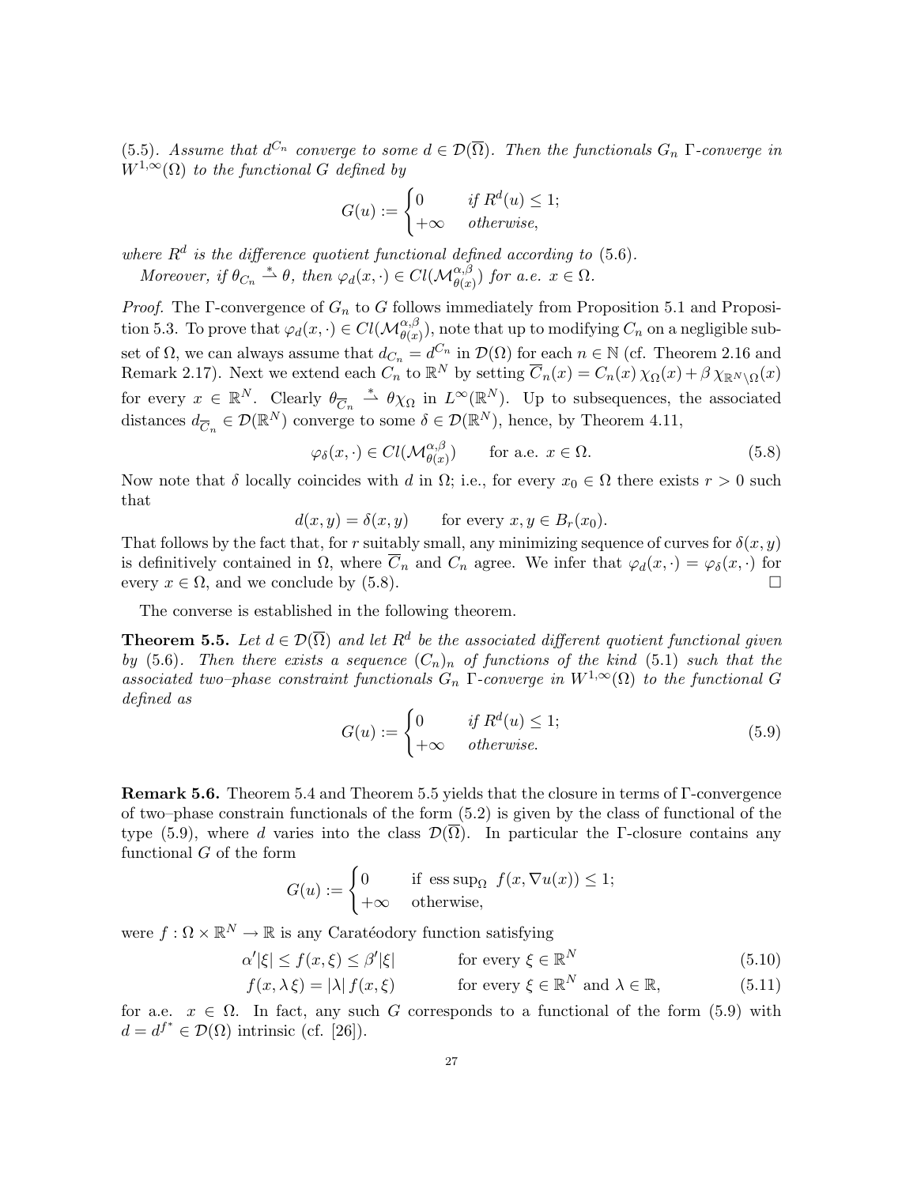(5.5). *Assume that $d^{C_n}$ converge to some $d \in \mathcal{D}(\overline{\Omega})$. Then the functionals $G_n$ $\Gamma$-converge in $W^{1,\infty}(\Omega)$ to the functional $G$ defined by*

$$G(u) := \begin{cases} 0 & \text{if } R^d(u) \leq 1; \\ +\infty & \text{otherwise,} \end{cases}$$

*where $R^d$ is the difference quotient functional defined according to* (5.6).

*Moreover, if $\theta_{C_n} \overset{*}{\rightharpoonup} \theta$, then $\varphi_d(x, \cdot) \in Cl(\mathcal{M}^{\alpha,\beta}_{\theta(x)})$ for a.e. $x \in \Omega$.*

*Proof.* The $\Gamma$-convergence of $G_n$ to $G$ follows immediately from Proposition 5.1 and Proposition 5.3. To prove that $\varphi_d(x, \cdot) \in Cl(\mathcal{M}^{\alpha,\beta}_{\theta(x)})$, note that up to modifying $C_n$ on a negligible subset of $\Omega$, we can always assume that $d_{C_n} = d^{C_n}$ in $\mathcal{D}(\Omega)$ for each $n \in \mathbb{N}$ (cf. Theorem 2.16 and Remark 2.17). Next we extend each $C_n$ to $\mathbb{R}^N$ by setting $\overline{C}_n(x) = C_n(x)\,\chi_\Omega(x) + \beta\,\chi_{\mathbb{R}^N\setminus\Omega}(x)$ for every $x \in \mathbb{R}^N$. Clearly $\theta_{\overline{C}_n} \overset{*}{\rightharpoonup} \theta\chi_\Omega$ in $L^\infty(\mathbb{R}^N)$. Up to subsequences, the associated distances $d_{\overline{C}_n} \in \mathcal{D}(\mathbb{R}^N)$ converge to some $\delta \in \mathcal{D}(\mathbb{R}^N)$, hence, by Theorem 4.11,

$$\varphi_\delta(x, \cdot) \in Cl(\mathcal{M}^{\alpha,\beta}_{\theta(x)}) \qquad \text{for a.e. } x \in \Omega. \tag{5.8}$$

Now note that $\delta$ locally coincides with $d$ in $\Omega$; i.e., for every $x_0 \in \Omega$ there exists $r > 0$ such that

$$d(x, y) = \delta(x, y) \qquad \text{for every } x, y \in B_r(x_0).$$

That follows by the fact that, for $r$ suitably small, any minimizing sequence of curves for $\delta(x, y)$ is definitively contained in $\Omega$, where $\overline{C}_n$ and $C_n$ agree. We infer that $\varphi_d(x, \cdot) = \varphi_\delta(x, \cdot)$ for every $x \in \Omega$, and we conclude by (5.8). $\square$

The converse is established in the following theorem.

**Theorem 5.5.** *Let $d \in \mathcal{D}(\overline{\Omega})$ and let $R^d$ be the associated different quotient functional given by* (5.6). *Then there exists a sequence $(C_n)_n$ of functions of the kind* (5.1) *such that the associated two–phase constraint functionals $G_n$ $\Gamma$-converge in $W^{1,\infty}(\Omega)$ to the functional $G$ defined as*

$$G(u) := \begin{cases} 0 & \text{if } R^d(u) \leq 1; \\ +\infty & \text{otherwise.} \end{cases} \tag{5.9}$$

**Remark 5.6.** Theorem 5.4 and Theorem 5.5 yields that the closure in terms of $\Gamma$-convergence of two–phase constrain functionals of the form (5.2) is given by the class of functional of the type (5.9), where $d$ varies into the class $\mathcal{D}(\overline{\Omega})$. In particular the $\Gamma$-closure contains any functional $G$ of the form

$$G(u) := \begin{cases} 0 & \text{if } \operatorname{ess\,sup}_\Omega \; f(x, \nabla u(x)) \leq 1; \\ +\infty & \text{otherwise,} \end{cases}$$

were $f : \Omega \times \mathbb{R}^N \to \mathbb{R}$ is any Caratéodory function satisfying

$$\alpha'|\xi| \leq f(x, \xi) \leq \beta'|\xi| \qquad \text{for every } \xi \in \mathbb{R}^N \tag{5.10}$$

$$f(x, \lambda\,\xi) = |\lambda|\, f(x, \xi) \qquad \text{for every } \xi \in \mathbb{R}^N \text{ and } \lambda \in \mathbb{R}, \tag{5.11}$$

for a.e. $x \in \Omega$. In fact, any such $G$ corresponds to a functional of the form (5.9) with $d = d^{f^*} \in \mathcal{D}(\Omega)$ intrinsic (cf. [26]).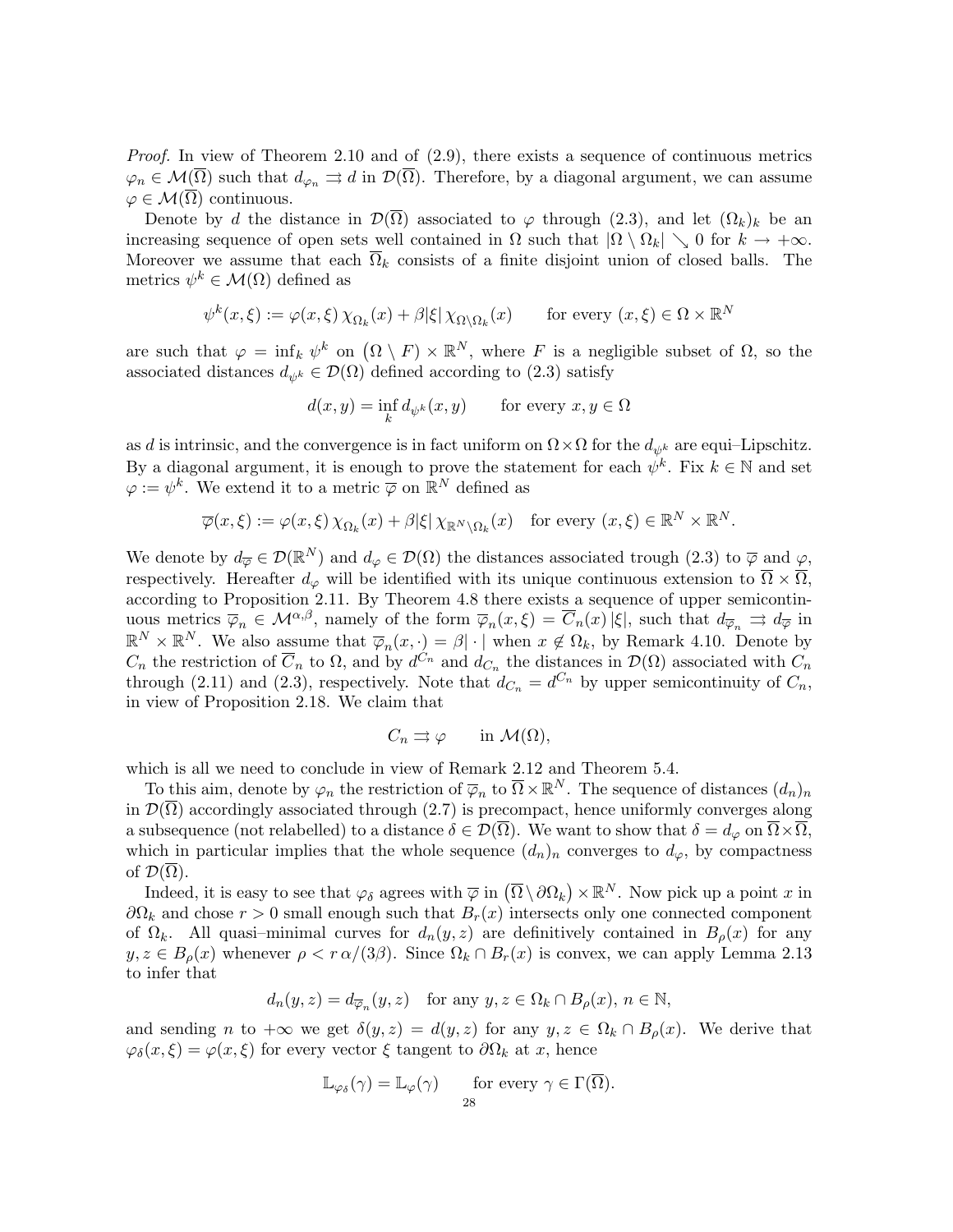*Proof.* In view of Theorem 2.10 and of (2.9), there exists a sequence of continuous metrics $\varphi_n \in \mathcal{M}(\overline{\Omega})$ such that $d_{\varphi_n} \rightrightarrows d$ in $\mathcal{D}(\overline{\Omega})$. Therefore, by a diagonal argument, we can assume $\varphi \in \mathcal{M}(\overline{\Omega})$ continuous.

Denote by $d$ the distance in $\mathcal{D}(\overline{\Omega})$ associated to $\varphi$ through (2.3), and let $(\Omega_k)_k$ be an increasing sequence of open sets well contained in $\Omega$ such that $|\Omega \setminus \Omega_k| \searrow 0$ for $k \to +\infty$. Moreover we assume that each $\overline{\Omega}_k$ consists of a finite disjoint union of closed balls. The metrics $\psi^k \in \mathcal{M}(\Omega)$ defined as

$$\psi^k(x,\xi) := \varphi(x,\xi)\,\chi_{\Omega_k}(x) + \beta|\xi|\,\chi_{\Omega\setminus\Omega_k}(x) \qquad \text{for every } (x,\xi) \in \Omega \times \mathbb{R}^N$$

are such that $\varphi = \inf_k \psi^k$ on $\big(\Omega \setminus F\big) \times \mathbb{R}^N$, where $F$ is a negligible subset of $\Omega$, so the associated distances $d_{\psi^k} \in \mathcal{D}(\Omega)$ defined according to (2.3) satisfy

$$d(x,y) = \inf_k d_{\psi^k}(x,y) \qquad \text{for every } x,y \in \Omega$$

as $d$ is intrinsic, and the convergence is in fact uniform on $\Omega\times\Omega$ for the $d_{\psi^k}$ are equi–Lipschitz. By a diagonal argument, it is enough to prove the statement for each $\psi^k$. Fix $k \in \mathbb{N}$ and set $\varphi := \psi^k$. We extend it to a metric $\overline{\varphi}$ on $\mathbb{R}^N$ defined as

$$\overline{\varphi}(x,\xi) := \varphi(x,\xi)\,\chi_{\Omega_k}(x) + \beta|\xi|\,\chi_{\mathbb{R}^N\setminus\Omega_k}(x) \quad \text{for every } (x,\xi) \in \mathbb{R}^N \times \mathbb{R}^N.$$

We denote by $d_{\overline{\varphi}} \in \mathcal{D}(\mathbb{R}^N)$ and $d_\varphi \in \mathcal{D}(\Omega)$ the distances associated trough (2.3) to $\overline{\varphi}$ and $\varphi$, respectively. Hereafter $d_\varphi$ will be identified with its unique continuous extension to $\overline{\Omega}\times\overline{\Omega}$, according to Proposition 2.11. By Theorem 4.8 there exists a sequence of upper semicontinuous metrics $\overline{\varphi}_n \in \mathcal{M}^{\alpha,\beta}$, namely of the form $\overline{\varphi}_n(x,\xi) = \overline{C}_n(x)\,|\xi|$, such that $d_{\overline{\varphi}_n} \rightrightarrows d_{\overline{\varphi}}$ in $\mathbb{R}^N\times\mathbb{R}^N$. We also assume that $\overline{\varphi}_n(x,\cdot) = \beta|\cdot|$ when $x \notin \Omega_k$, by Remark 4.10. Denote by $C_n$ the restriction of $\overline{C}_n$ to $\Omega$, and by $d^{C_n}$ and $d_{C_n}$ the distances in $\mathcal{D}(\Omega)$ associated with $C_n$ through (2.11) and (2.3), respectively. Note that $d_{C_n} = d^{C_n}$ by upper semicontinuity of $C_n$, in view of Proposition 2.18. We claim that

$$C_n \rightrightarrows \varphi \qquad \text{in } \mathcal{M}(\Omega),$$

which is all we need to conclude in view of Remark 2.12 and Theorem 5.4.

To this aim, denote by $\varphi_n$ the restriction of $\overline{\varphi}_n$ to $\overline{\Omega}\times\mathbb{R}^N$. The sequence of distances $(d_n)_n$ in $\mathcal{D}(\overline{\Omega})$ accordingly associated through (2.7) is precompact, hence uniformly converges along a subsequence (not relabelled) to a distance $\delta \in \mathcal{D}(\overline{\Omega})$. We want to show that $\delta = d_\varphi$ on $\overline{\Omega}\times\overline{\Omega}$, which in particular implies that the whole sequence $(d_n)_n$ converges to $d_\varphi$, by compactness of $\mathcal{D}(\overline{\Omega})$.

Indeed, it is easy to see that $\varphi_\delta$ agrees with $\overline{\varphi}$ in $\big(\overline{\Omega}\setminus\partial\Omega_k\big)\times\mathbb{R}^N$. Now pick up a point $x$ in $\partial\Omega_k$ and chose $r>0$ small enough such that $B_r(x)$ intersects only one connected component of $\Omega_k$. All quasi–minimal curves for $d_n(y,z)$ are definitively contained in $B_\rho(x)$ for any $y,z \in B_\rho(x)$ whenever $\rho < r\,\alpha/(3\beta)$. Since $\Omega_k \cap B_r(x)$ is convex, we can apply Lemma 2.13 to infer that

$$d_n(y,z) = d_{\overline{\varphi}_n}(y,z) \quad \text{for any } y,z \in \Omega_k \cap B_\rho(x),\ n \in \mathbb{N},$$

and sending $n$ to $+\infty$ we get $\delta(y,z) = d(y,z)$ for any $y,z \in \Omega_k \cap B_\rho(x)$. We derive that $\varphi_\delta(x,\xi) = \varphi(x,\xi)$ for every vector $\xi$ tangent to $\partial\Omega_k$ at $x$, hence

$$\mathbb{L}_{\varphi_\delta}(\gamma) = \mathbb{L}_\varphi(\gamma) \qquad \text{for every } \gamma \in \Gamma(\overline{\Omega}).$$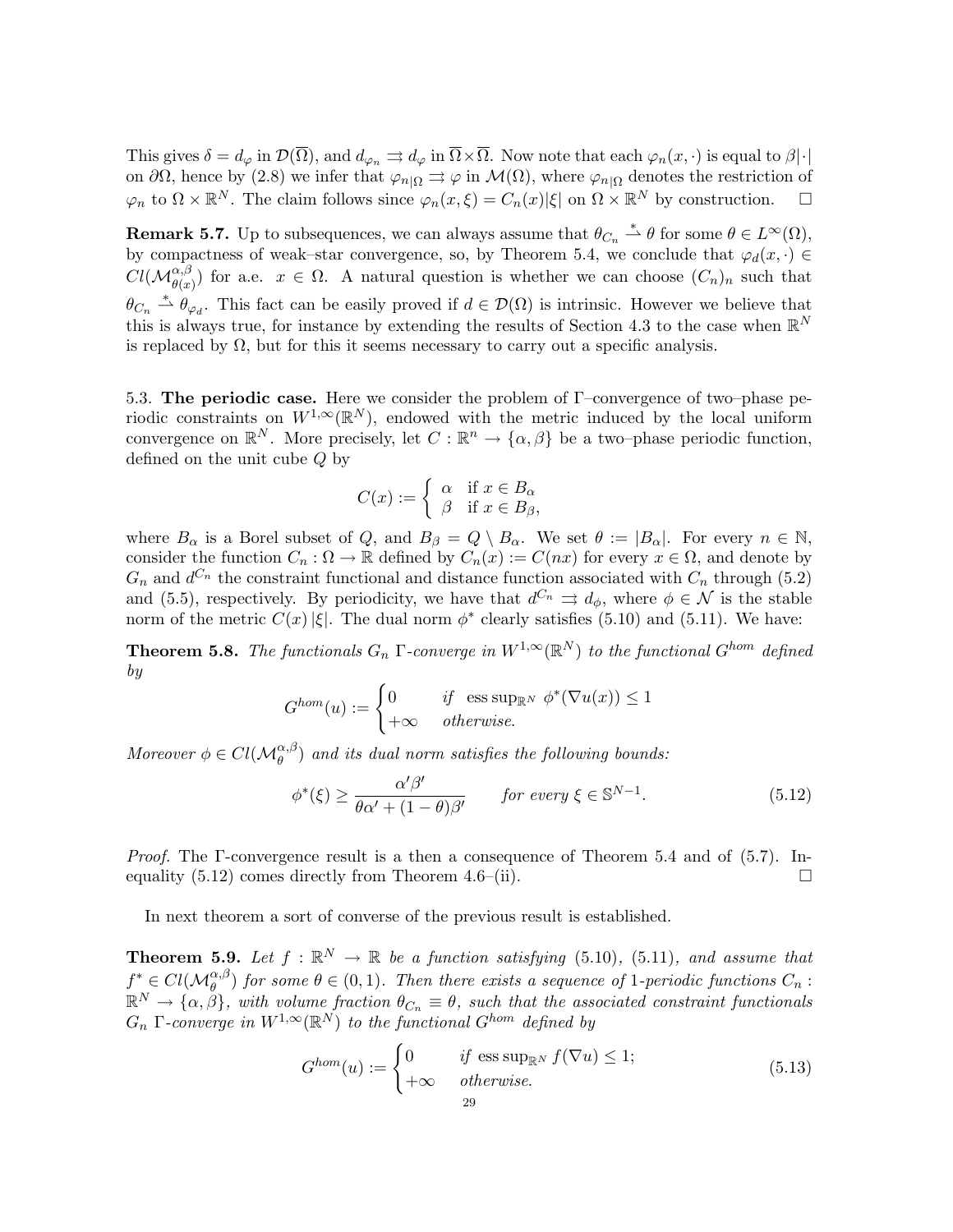This gives $\delta = d_\varphi$ in $\mathcal{D}(\overline{\Omega})$, and $d_{\varphi_n} \rightrightarrows d_\varphi$ in $\overline{\Omega}\times\overline{\Omega}$. Now note that each $\varphi_n(x,\cdot)$ is equal to $\beta|\cdot|$ on $\partial\Omega$, hence by (2.8) we infer that $\varphi_{n|\Omega} \rightrightarrows \varphi$ in $\mathcal{M}(\Omega)$, where $\varphi_{n|\Omega}$ denotes the restriction of $\varphi_n$ to $\Omega\times\mathbb{R}^N$. The claim follows since $\varphi_n(x,\xi) = C_n(x)|\xi|$ on $\Omega\times\mathbb{R}^N$ by construction. $\square$

**Remark 5.7.** Up to subsequences, we can always assume that $\theta_{C_n} \overset{*}{\rightharpoonup} \theta$ for some $\theta \in L^\infty(\Omega)$, by compactness of weak–star convergence, so, by Theorem 5.4, we conclude that $\varphi_d(x,\cdot) \in Cl(\mathcal{M}^{\alpha,\beta}_{\theta(x)})$ for a.e. $x\in\Omega$. A natural question is whether we can choose $(C_n)_n$ such that $\theta_{C_n} \overset{*}{\rightharpoonup} \theta_{\varphi_d}$. This fact can be easily proved if $d\in\mathcal{D}(\Omega)$ is intrinsic. However we believe that this is always true, for instance by extending the results of Section 4.3 to the case when $\mathbb{R}^N$ is replaced by $\Omega$, but for this it seems necessary to carry out a specific analysis.

5.3. **The periodic case.** Here we consider the problem of $\Gamma$–convergence of two–phase periodic constraints on $W^{1,\infty}(\mathbb{R}^N)$, endowed with the metric induced by the local uniform convergence on $\mathbb{R}^N$. More precisely, let $C:\mathbb{R}^n\to\{\alpha,\beta\}$ be a two–phase periodic function, defined on the unit cube $Q$ by

$$C(x) := \begin{cases} \alpha & \text{if } x\in B_\alpha \\ \beta & \text{if } x\in B_\beta, \end{cases}$$

where $B_\alpha$ is a Borel subset of $Q$, and $B_\beta = Q\setminus B_\alpha$. We set $\theta := |B_\alpha|$. For every $n\in\mathbb{N}$, consider the function $C_n:\Omega\to\mathbb{R}$ defined by $C_n(x) := C(nx)$ for every $x\in\Omega$, and denote by $G_n$ and $d^{C_n}$ the constraint functional and distance function associated with $C_n$ through (5.2) and (5.5), respectively. By periodicity, we have that $d^{C_n}\rightrightarrows d_\phi$, where $\phi\in\mathcal{N}$ is the stable norm of the metric $C(x)\,|\xi|$. The dual norm $\phi^*$ clearly satisfies (5.10) and (5.11). We have:

**Theorem 5.8.** *The functionals $G_n$ $\Gamma$-converge in $W^{1,\infty}(\mathbb{R}^N)$ to the functional $G^{hom}$ defined by*

$$G^{hom}(u) := \begin{cases} 0 & \text{if } \ \operatorname{ess\,sup}_{\mathbb{R}^N}\ \phi^*(\nabla u(x)) \le 1 \\ +\infty & \text{otherwise.} \end{cases}$$

*Moreover $\phi\in Cl(\mathcal{M}^{\alpha,\beta}_\theta)$ and its dual norm satisfies the following bounds:*

$$\phi^*(\xi) \ge \frac{\alpha'\beta'}{\theta\alpha' + (1-\theta)\beta'} \qquad \text{for every } \xi\in\mathbb{S}^{N-1}. \tag{5.12}$$

*Proof.* The $\Gamma$-convergence result is a then a consequence of Theorem 5.4 and of (5.7). Inequality (5.12) comes directly from Theorem 4.6–(ii). $\square$

In next theorem a sort of converse of the previous result is established.

**Theorem 5.9.** *Let $f:\mathbb{R}^N\to\mathbb{R}$ be a function satisfying (5.10), (5.11), and assume that $f^*\in Cl(\mathcal{M}^{\alpha,\beta}_\theta)$ for some $\theta\in(0,1)$. Then there exists a sequence of 1-periodic functions $C_n:\mathbb{R}^N\to\{\alpha,\beta\}$, with volume fraction $\theta_{C_n}\equiv\theta$, such that the associated constraint functionals $G_n$ $\Gamma$-converge in $W^{1,\infty}(\mathbb{R}^N)$ to the functional $G^{hom}$ defined by*

$$G^{hom}(u) := \begin{cases} 0 & \text{if } \operatorname{ess\,sup}_{\mathbb{R}^N} f(\nabla u) \le 1; \\ +\infty & \text{otherwise.} \end{cases} \tag{5.13}$$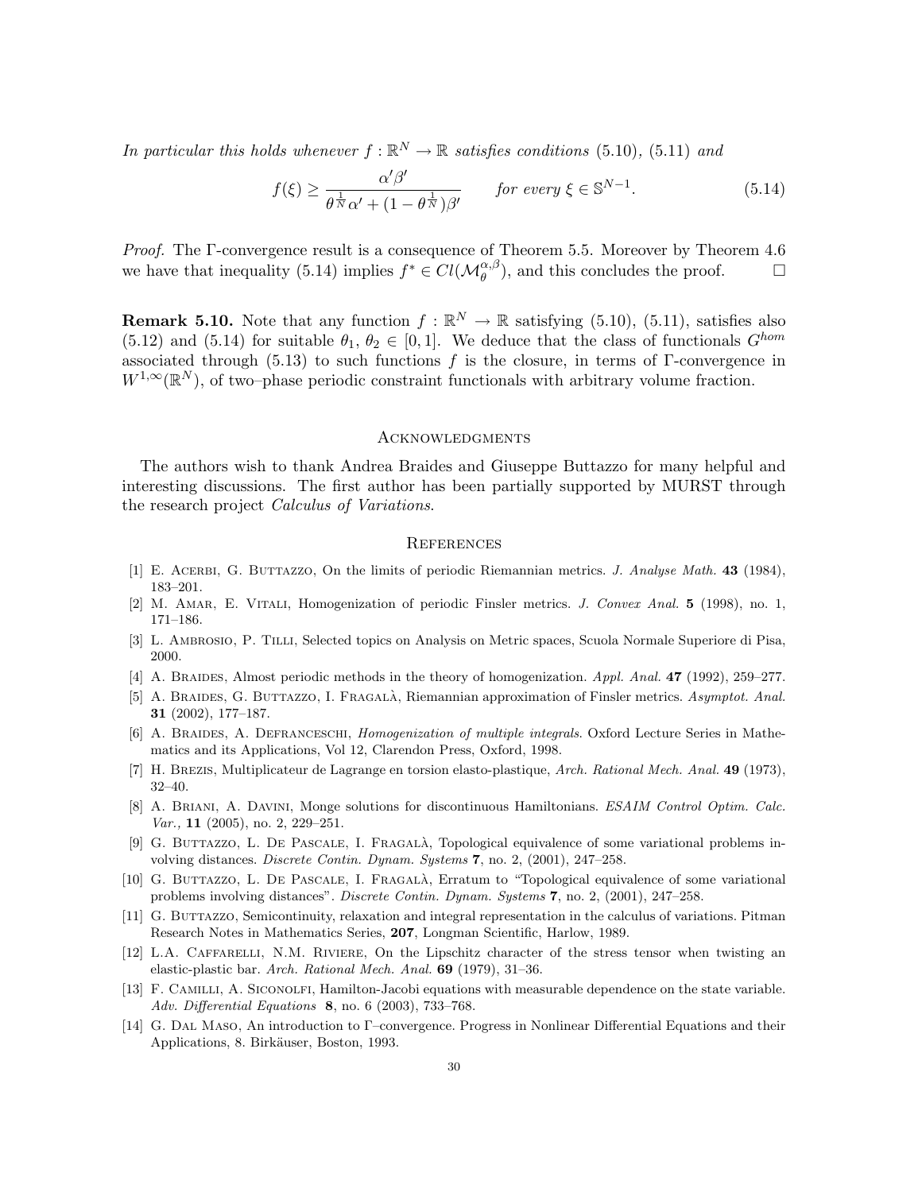*In particular this holds whenever $f : \mathbb{R}^N \to \mathbb{R}$ satisfies conditions* (5.10)*,* (5.11) *and*

$$f(\xi) \geq \frac{\alpha'\beta'}{\theta^{\frac{1}{N}}\alpha' + (1-\theta^{\frac{1}{N}})\beta'} \qquad \textit{for every } \xi \in \mathbb{S}^{N-1}. \tag{5.14}$$

*Proof.* The Γ-convergence result is a consequence of Theorem 5.5. Moreover by Theorem 4.6 we have that inequality (5.14) implies $f^* \in Cl(\mathcal{M}_\theta^{\alpha,\beta})$, and this concludes the proof. □

**Remark 5.10.** Note that any function $f : \mathbb{R}^N \to \mathbb{R}$ satisfying (5.10), (5.11), satisfies also (5.12) and (5.14) for suitable $\theta_1$, $\theta_2 \in [0,1]$. We deduce that the class of functionals $G^{hom}$ associated through (5.13) to such functions $f$ is the closure, in terms of Γ-convergence in $W^{1,\infty}(\mathbb{R}^N)$, of two–phase periodic constraint functionals with arbitrary volume fraction.

## Acknowledgments

The authors wish to thank Andrea Braides and Giuseppe Buttazzo for many helpful and interesting discussions. The first author has been partially supported by MURST through the research project *Calculus of Variations*.

## References

[1] E. Acerbi, G. Buttazzo, On the limits of periodic Riemannian metrics. *J. Analyse Math.* **43** (1984), 183–201.

[2] M. Amar, E. Vitali, Homogenization of periodic Finsler metrics. *J. Convex Anal.* **5** (1998), no. 1, 171–186.

[3] L. Ambrosio, P. Tilli, Selected topics on Analysis on Metric spaces, Scuola Normale Superiore di Pisa, 2000.

[4] A. Braides, Almost periodic methods in the theory of homogenization. *Appl. Anal.* **47** (1992), 259–277.

[5] A. Braides, G. Buttazzo, I. Fragalà, Riemannian approximation of Finsler metrics. *Asymptot. Anal.* **31** (2002), 177–187.

[6] A. Braides, A. Defranceschi, *Homogenization of multiple integrals*. Oxford Lecture Series in Mathematics and its Applications, Vol 12, Clarendon Press, Oxford, 1998.

[7] H. Brezis, Multiplicateur de Lagrange en torsion elasto-plastique, *Arch. Rational Mech. Anal.* **49** (1973), 32–40.

[8] A. Briani, A. Davini, Monge solutions for discontinuous Hamiltonians. *ESAIM Control Optim. Calc. Var.,* **11** (2005), no. 2, 229–251.

[9] G. Buttazzo, L. De Pascale, I. Fragalà, Topological equivalence of some variational problems involving distances. *Discrete Contin. Dynam. Systems* **7**, no. 2, (2001), 247–258.

[10] G. Buttazzo, L. De Pascale, I. Fragalà, Erratum to "Topological equivalence of some variational problems involving distances". *Discrete Contin. Dynam. Systems* **7**, no. 2, (2001), 247–258.

[11] G. Buttazzo, Semicontinuity, relaxation and integral representation in the calculus of variations. Pitman Research Notes in Mathematics Series, **207**, Longman Scientific, Harlow, 1989.

[12] L.A. Caffarelli, N.M. Riviere, On the Lipschitz character of the stress tensor when twisting an elastic-plastic bar. *Arch. Rational Mech. Anal.* **69** (1979), 31–36.

[13] F. Camilli, A. Siconolfi, Hamilton-Jacobi equations with measurable dependence on the state variable. *Adv. Differential Equations* **8**, no. 6 (2003), 733–768.

[14] G. Dal Maso, An introduction to Γ–convergence. Progress in Nonlinear Differential Equations and their Applications, 8. Birkäuser, Boston, 1993.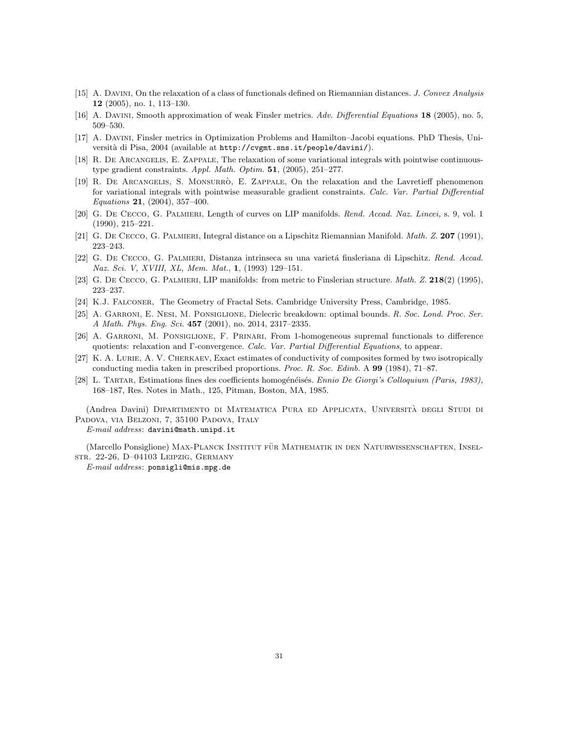[15] A. Davini, On the relaxation of a class of functionals defined on Riemannian distances. *J. Convex Analysis* **12** (2005), no. 1, 113–130.

[16] A. Davini, Smooth approximation of weak Finsler metrics. *Adv. Differential Equations* **18** (2005), no. 5, 509–530.

[17] A. Davini, Finsler metrics in Optimization Problems and Hamilton–Jacobi equations. PhD Thesis, Università di Pisa, 2004 (available at `http://cvgmt.sns.it/people/davini/`).

[18] R. De Arcangelis, E. Zappale, The relaxation of some variational integrals with pointwise continuous-type gradient constraints. *Appl. Math. Optim.* **51**, (2005), 251–277.

[19] R. De Arcangelis, S. Monsurrò, E. Zappale, On the relaxation and the Lavretieff phenomenon for variational integrals with pointwise measurable gradient constraints. *Calc. Var. Partial Differential Equations* **21**, (2004), 357–400.

[20] G. De Cecco, G. Palmieri, Length of curves on LIP manifolds. *Rend. Accad. Naz. Lincei,* s. 9, vol. 1 (1990), 215–221.

[21] G. De Cecco, G. Palmieri, Integral distance on a Lipschitz Riemannian Manifold. *Math. Z.* **207** (1991), 223–243.

[22] G. De Cecco, G. Palmieri, Distanza intrinseca su una varietá finsleriana di Lipschitz. *Rend. Accad. Naz. Sci. V, XVIII, XL, Mem. Mat.*, **1**, (1993) 129–151.

[23] G. De Cecco, G. Palmieri, LIP manifolds: from metric to Finslerian structure. *Math. Z.* **218**(2) (1995), 223–237.

[24] K.J. Falconer, The Geometry of Fractal Sets. Cambridge University Press, Cambridge, 1985.

[25] A. Garroni, E. Nesi, M. Ponsiglione, Dielecric breakdown: optimal bounds. *R. Soc. Lond. Proc. Ser. A Math. Phys. Eng. Sci.* **457** (2001), no. 2014, 2317–2335.

[26] A. Garroni, M. Ponsiglione, F. Prinari, From 1-homogeneous supremal functionals to difference quotients: relaxation and Γ-convergence. *Calc. Var. Partial Differential Equations*, to appear.

[27] K. A. Lurie, A. V. Cherkaev, Exact estimates of conductivity of composites formed by two isotropically conducting media taken in prescribed proportions. *Proc. R. Soc. Edinb.* A **99** (1984), 71–87.

[28] L. Tartar, Estimations fines des coefficients homogénéisés. *Ennio De Giorgi's Colloquium (Paris, 1983),* 168–187, Res. Notes in Math., 125, Pitman, Boston, MA, 1985.

(Andrea Davini) Dipartimento di Matematica Pura ed Applicata, Università degli Studi di Padova, via Belzoni, 7, 35100 Padova, Italy
*E-mail address*: `davini@math.unipd.it`

(Marcello Ponsiglione) Max-Planck Institut für Mathematik in den Naturwissenschaften, Inselstr. 22-26, D–04103 Leipzig, Germany
*E-mail address*: `ponsigli@mis.mpg.de`